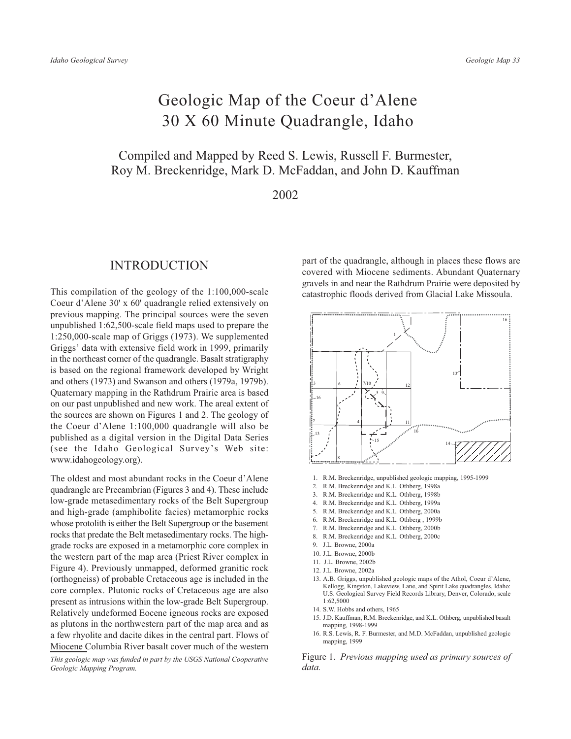# Geologic Map of the Coeur d'Alene 30 X 60 Minute Quadrangle, Idaho

Compiled and Mapped by Reed S. Lewis, Russell F. Burmester, Roy M. Breckenridge, Mark D. McFadden, and John D. Kauffman

2002

## INTRODUCTION

This compilation of the geology of the 1:100,000-scale Coeur d'Alene 30' x 60' quadrangle relied extensively on previous mapping. The principal sources were the seven unpublished 1:62,500-scale field maps used to prepare the 1:250,000-scale map of Griggs (1973). We supplemented Griggs' data with extensive field work in 1999, primarily in the northeast corner of the quadrangle. Basalt stratigraphy is based on the regional framework developed by Wright and others (1973) and Swanson and others (1979a, 1979b). Quaternary mapping in the Rathdrum Prairie area is based on our past unpublished and new work. The areal extent of the sources are shown on Figures 1 and 2. The geology of the Coeur d'Alene 1:100,000 quadrangle will also be published as a digital version in the Digital Data Series (see the Idaho Geological Survey's Web site: www.idahogeology.org).

The oldest and most abundant rocks in the Coeur d'Alene quadrangle are Precambrian (Figures 3 and 4). These include low-grade metasedimentary rocks of the Belt Supergroup and high-grade (amphibolite facies) metamorphic rocks whose protolith is either the Belt Supergroup or the basement rocks that predate the Belt metasedimentary rocks. The high-grade rocks are exposed in a metamorphic core complex in the western part of the map area (Priest River complex in Figure 4). Previously unmapped, deformed granitic rock (orthogneiss) of probable Cretaceous age is included in the core complex. Plutonic rocks of Cretaceous age are also present as intrusions within the low-grade Belt Supergroup. Relatively undeformed Eocene igneous rocks are exposed as plutons in the northwestern part of the map area and as a few rhyolite and dacite dikes in the central part. Flows of Miocene Columbia River basalt cover much of the western part of the quadrangle, although in places these flows are covered with Miocene sediments. Abundant Quaternary gravels in and near the Rathdrum Prairie were deposited by catastrophic floods derived from Glacial Lake Missoula.

*This geologic map was funded in part by the USGS National Cooperative Geologic Mapping Program.*

1. R.M. Breckenridge, unpublished geologic mapping, 1995-1999
2. R.M. Breckenridge and K.L. Othberg, 1998a
3. R.M. Breckenridge and K.L. Othberg, 1998b
4. R.M. Breckenridge and K.L. Othberg, 1999a
5. R.M. Breckenridge and K.L. Othberg, 2000a
6. R.M. Breckenridge and K.L. Othberg , 1999b
7. R.M. Breckenridge and K.L. Othberg, 2000b
8. R.M. Breckenridge and K.L. Othberg, 2000c
9. J.L. Browne, 2000a
10. J.L. Browne, 2000b
11. J.L. Browne, 2002b
12. J.L. Browne, 2002a
13. A.B. Griggs, unpublished geologic maps of the Athol, Coeur d'Alene, Kellogg, Kingston, Lakeview, Lane, and Spirit Lake quadrangles, Idaho: U.S. Geological Survey Field Records Library, Denver, Colorado, scale 1:62,5000
14. S.W. Hobbs and others, 1965
15. J.D. Kauffman, R.M. Breckenridge, and K.L. Othberg, unpublished basalt mapping, 1998-1999
16. R.S. Lewis, R. F. Burmester, and M.D. McFadden, unpublished geologic mapping, 1999

Figure 1. *Previous mapping used as primary sources of data.*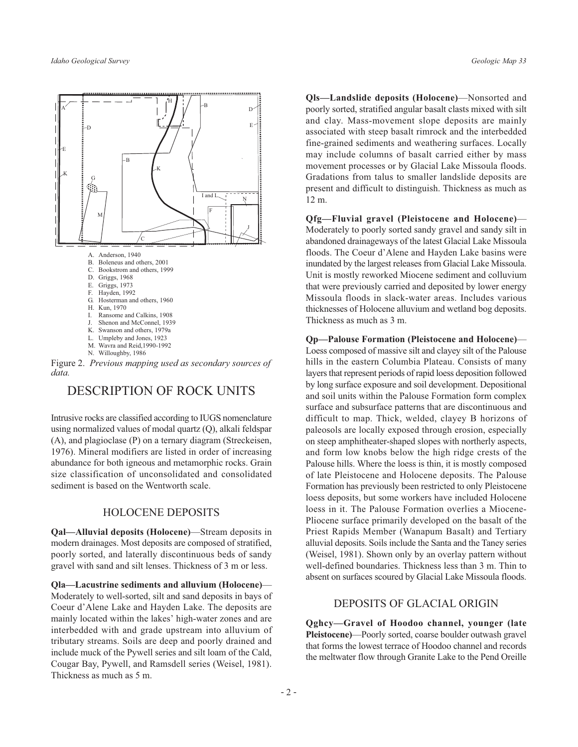A. Anderson, 1940
B. Boleneus and others, 2001
C. Bookstrom and others, 1999
D. Griggs, 1968
E. Griggs, 1973
F. Hayden, 1992
G. Hosterman and others, 1960
H. Kun, 1970
I. Ransome and Calkins, 1908
J. Shenon and McConnel, 1939
K. Swanson and others, 1979a
L. Umpleby and Jones, 1923
M. Wavra and Reid,1990-1992
N. Willoughby, 1986

Figure 2. *Previous mapping used as secondary sources of data.*

# DESCRIPTION OF ROCK UNITS

Intrusive rocks are classified according to IUGS nomenclature using normalized values of modal quartz (Q), alkali feldspar (A), and plagioclase (P) on a ternary diagram (Streckeisen, 1976). Mineral modifiers are listed in order of increasing abundance for both igneous and metamorphic rocks. Grain size classification of unconsolidated and consolidated sediment is based on the Wentworth scale.

## HOLOCENE DEPOSITS

**Qal—Alluvial deposits (Holocene)**—Stream deposits in modern drainages. Most deposits are composed of stratified, poorly sorted, and laterally discontinuous beds of sandy gravel with sand and silt lenses. Thickness of 3 m or less.

**Qla—Lacustrine sediments and alluvium (Holocene)**—Moderately to well-sorted, silt and sand deposits in bays of Coeur d'Alene Lake and Hayden Lake. The deposits are mainly located within the lakes' high-water zones and are interbedded with and grade upstream into alluvium of tributary streams. Soils are deep and poorly drained and include muck of the Pywell series and silt loam of the Cald, Cougar Bay, Pywell, and Ramsdell series (Weisel, 1981). Thickness as much as 5 m.

**Qls—Landslide deposits (Holocene)**—Nonsorted and poorly sorted, stratified angular basalt clasts mixed with silt and clay. Mass-movement slope deposits are mainly associated with steep basalt rimrock and the interbedded fine-grained sediments and weathering surfaces. Locally may include columns of basalt carried either by mass movement processes or by Glacial Lake Missoula floods. Gradations from talus to smaller landslide deposits are present and difficult to distinguish. Thickness as much as 12 m.

**Qfg—Fluvial gravel (Pleistocene and Holocene)**—Moderately to poorly sorted sandy gravel and sandy silt in abandoned drainageways of the latest Glacial Lake Missoula floods. The Coeur d'Alene and Hayden Lake basins were inundated by the largest releases from Glacial Lake Missoula. Unit is mostly reworked Miocene sediment and colluvium that were previously carried and deposited by lower energy Missoula floods in slack-water areas. Includes various thicknesses of Holocene alluvium and wetland bog deposits. Thickness as much as 3 m.

**Qp—Palouse Formation (Pleistocene and Holocene)**—Loess composed of massive silt and clayey silt of the Palouse hills in the eastern Columbia Plateau. Consists of many layers that represent periods of rapid loess deposition followed by long surface exposure and soil development. Depositional and soil units within the Palouse Formation form complex surface and subsurface patterns that are discontinuous and difficult to map. Thick, welded, clayey B horizons of paleosols are locally exposed through erosion, especially on steep amphitheater-shaped slopes with northerly aspects, and form low knobs below the high ridge crests of the Palouse hills. Where the loess is thin, it is mostly composed of late Pleistocene and Holocene deposits. The Palouse Formation has previously been restricted to only Pleistocene loess deposits, but some workers have included Holocene loess in it. The Palouse Formation overlies a Miocene-Pliocene surface primarily developed on the basalt of the Priest Rapids Member (Wanapum Basalt) and Tertiary alluvial deposits. Soils include the Santa and the Taney series (Weisel, 1981). Shown only by an overlay pattern without well-defined boundaries. Thickness less than 3 m. Thin to absent on surfaces scoured by Glacial Lake Missoula floods.

## DEPOSITS OF GLACIAL ORIGIN

**Qghcy—Gravel of Hoodoo channel, younger (late Pleistocene)**—Poorly sorted, coarse boulder outwash gravel that forms the lowest terrace of Hoodoo channel and records the meltwater flow through Granite Lake to the Pend Oreille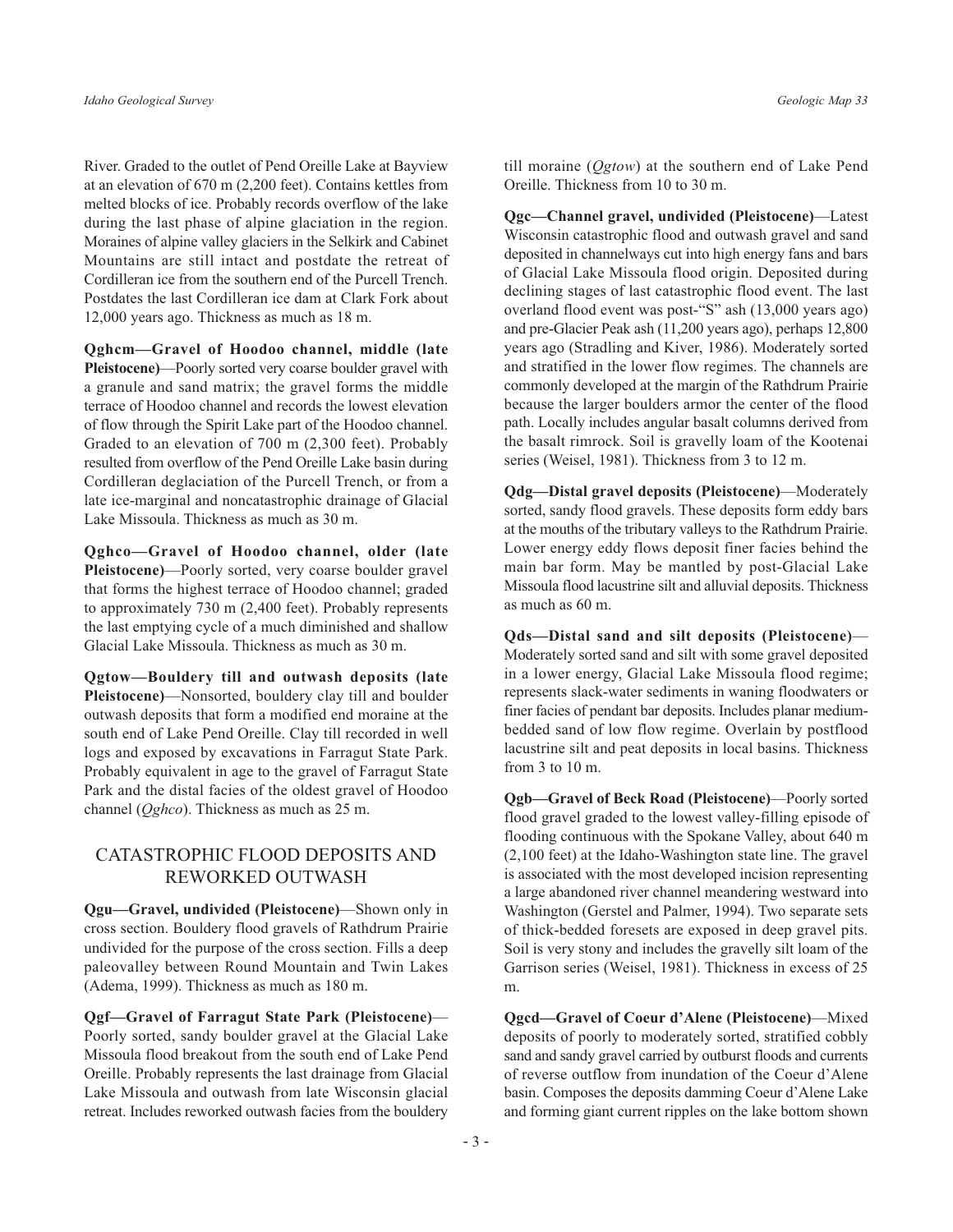River. Graded to the outlet of Pend Oreille Lake at Bayview at an elevation of 670 m (2,200 feet). Contains kettles from melted blocks of ice. Probably records overflow of the lake during the last phase of alpine glaciation in the region. Moraines of alpine valley glaciers in the Selkirk and Cabinet Mountains are still intact and postdate the retreat of Cordilleran ice from the southern end of the Purcell Trench. Postdates the last Cordilleran ice dam at Clark Fork about 12,000 years ago. Thickness as much as 18 m.

**Qghcm—Gravel of Hoodoo channel, middle (late Pleistocene)**—Poorly sorted very coarse boulder gravel with a granule and sand matrix; the gravel forms the middle terrace of Hoodoo channel and records the lowest elevation of flow through the Spirit Lake part of the Hoodoo channel. Graded to an elevation of 700 m (2,300 feet). Probably resulted from overflow of the Pend Oreille Lake basin during Cordilleran deglaciation of the Purcell Trench, or from a late ice-marginal and noncatastrophic drainage of Glacial Lake Missoula. Thickness as much as 30 m.

**Qghco—Gravel of Hoodoo channel, older (late Pleistocene)**—Poorly sorted, very coarse boulder gravel that forms the highest terrace of Hoodoo channel; graded to approximately 730 m (2,400 feet). Probably represents the last emptying cycle of a much diminished and shallow Glacial Lake Missoula. Thickness as much as 30 m.

**Qgtow—Bouldery till and outwash deposits (late Pleistocene)**—Nonsorted, bouldery clay till and boulder outwash deposits that form a modified end moraine at the south end of Lake Pend Oreille. Clay till recorded in well logs and exposed by excavations in Farragut State Park. Probably equivalent in age to the gravel of Farragut State Park and the distal facies of the oldest gravel of Hoodoo channel (*Qghco*). Thickness as much as 25 m.

## CATASTROPHIC FLOOD DEPOSITS AND REWORKED OUTWASH

**Qgu—Gravel, undivided (Pleistocene)**—Shown only in cross section. Bouldery flood gravels of Rathdrum Prairie undivided for the purpose of the cross section. Fills a deep paleovalley between Round Mountain and Twin Lakes (Adema, 1999). Thickness as much as 180 m.

**Qgf—Gravel of Farragut State Park (Pleistocene)**—Poorly sorted, sandy boulder gravel at the Glacial Lake Missoula flood breakout from the south end of Lake Pend Oreille. Probably represents the last drainage from Glacial Lake Missoula and outwash from late Wisconsin glacial retreat. Includes reworked outwash facies from the bouldery till moraine (*Qgtow*) at the southern end of Lake Pend Oreille. Thickness from 10 to 30 m.

**Qgc—Channel gravel, undivided (Pleistocene)**—Latest Wisconsin catastrophic flood and outwash gravel and sand deposited in channelways cut into high energy fans and bars of Glacial Lake Missoula flood origin. Deposited during declining stages of last catastrophic flood event. The last overland flood event was post-"S" ash (13,000 years ago) and pre-Glacier Peak ash (11,200 years ago), perhaps 12,800 years ago (Stradling and Kiver, 1986). Moderately sorted and stratified in the lower flow regimes. The channels are commonly developed at the margin of the Rathdrum Prairie because the larger boulders armor the center of the flood path. Locally includes angular basalt columns derived from the basalt rimrock. Soil is gravelly loam of the Kootenai series (Weisel, 1981). Thickness from 3 to 12 m.

**Qdg—Distal gravel deposits (Pleistocene)**—Moderately sorted, sandy flood gravels. These deposits form eddy bars at the mouths of the tributary valleys to the Rathdrum Prairie. Lower energy eddy flows deposit finer facies behind the main bar form. May be mantled by post-Glacial Lake Missoula flood lacustrine silt and alluvial deposits. Thickness as much as 60 m.

**Qds—Distal sand and silt deposits (Pleistocene)**—Moderately sorted sand and silt with some gravel deposited in a lower energy, Glacial Lake Missoula flood regime; represents slack-water sediments in waning floodwaters or finer facies of pendant bar deposits. Includes planar medium-bedded sand of low flow regime. Overlain by postflood lacustrine silt and peat deposits in local basins. Thickness from 3 to 10 m.

**Qgb—Gravel of Beck Road (Pleistocene)**—Poorly sorted flood gravel graded to the lowest valley-filling episode of flooding continuous with the Spokane Valley, about 640 m (2,100 feet) at the Idaho-Washington state line. The gravel is associated with the most developed incision representing a large abandoned river channel meandering westward into Washington (Gerstel and Palmer, 1994). Two separate sets of thick-bedded foresets are exposed in deep gravel pits. Soil is very stony and includes the gravelly silt loam of the Garrison series (Weisel, 1981). Thickness in excess of 25 m.

**Qgcd—Gravel of Coeur d'Alene (Pleistocene)**—Mixed deposits of poorly to moderately sorted, stratified cobbly sand and sandy gravel carried by outburst floods and currents of reverse outflow from inundation of the Coeur d'Alene basin. Composes the deposits damming Coeur d'Alene Lake and forming giant current ripples on the lake bottom shown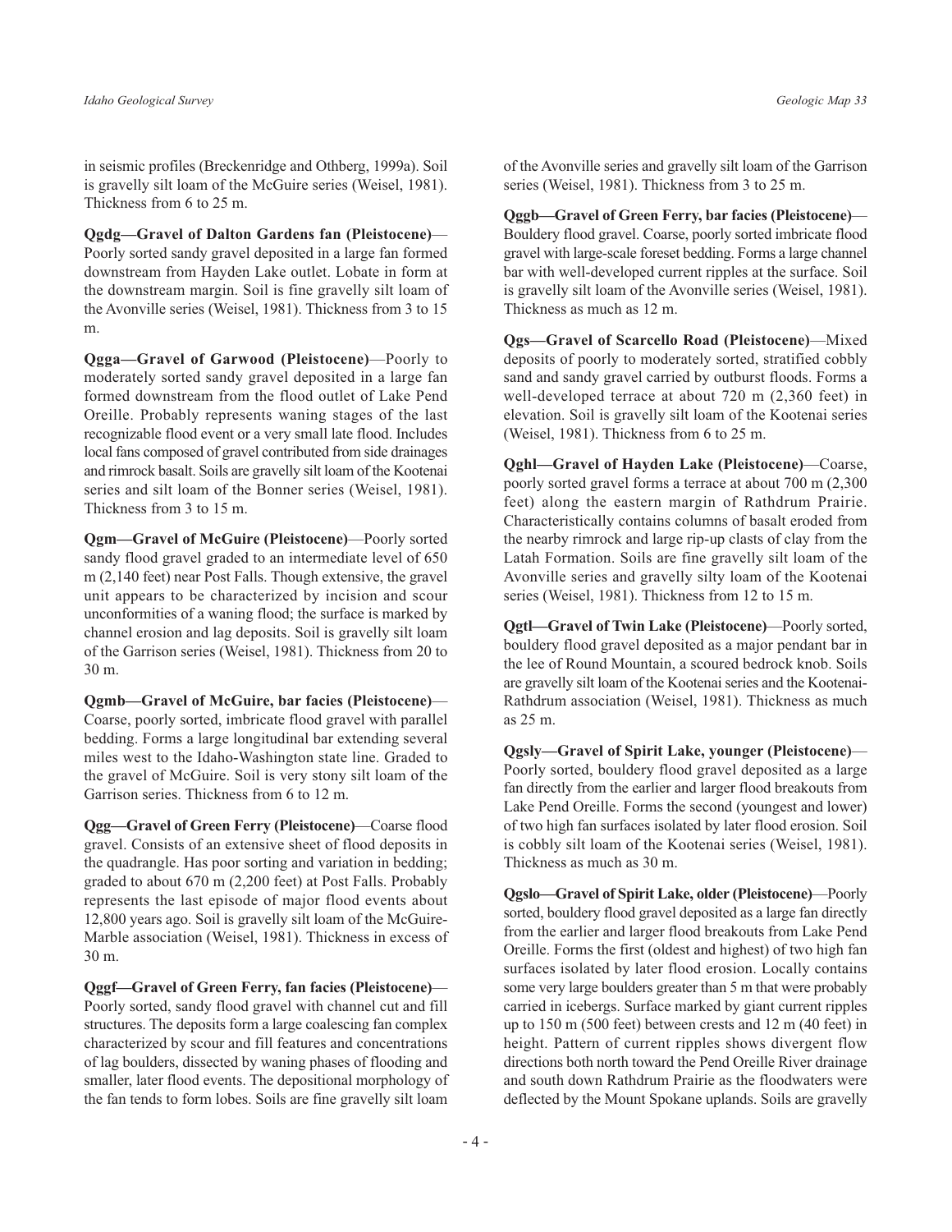in seismic profiles (Breckenridge and Othberg, 1999a). Soil is gravelly silt loam of the McGuire series (Weisel, 1981). Thickness from 6 to 25 m.

**Qgdg—Gravel of Dalton Gardens fan (Pleistocene)**—Poorly sorted sandy gravel deposited in a large fan formed downstream from Hayden Lake outlet. Lobate in form at the downstream margin. Soil is fine gravelly silt loam of the Avonville series (Weisel, 1981). Thickness from 3 to 15 m.

**Qgga—Gravel of Garwood (Pleistocene)**—Poorly to moderately sorted sandy gravel deposited in a large fan formed downstream from the flood outlet of Lake Pend Oreille. Probably represents waning stages of the last recognizable flood event or a very small late flood. Includes local fans composed of gravel contributed from side drainages and rimrock basalt. Soils are gravelly silt loam of the Kootenai series and silt loam of the Bonner series (Weisel, 1981). Thickness from 3 to 15 m.

**Qgm—Gravel of McGuire (Pleistocene)**—Poorly sorted sandy flood gravel graded to an intermediate level of 650 m (2,140 feet) near Post Falls. Though extensive, the gravel unit appears to be characterized by incision and scour unconformities of a waning flood; the surface is marked by channel erosion and lag deposits. Soil is gravelly silt loam of the Garrison series (Weisel, 1981). Thickness from 20 to 30 m.

**Qgmb—Gravel of McGuire, bar facies (Pleistocene)**—Coarse, poorly sorted, imbricate flood gravel with parallel bedding. Forms a large longitudinal bar extending several miles west to the Idaho-Washington state line. Graded to the gravel of McGuire. Soil is very stony silt loam of the Garrison series. Thickness from 6 to 12 m.

**Qgg—Gravel of Green Ferry (Pleistocene)**—Coarse flood gravel. Consists of an extensive sheet of flood deposits in the quadrangle. Has poor sorting and variation in bedding; graded to about 670 m (2,200 feet) at Post Falls. Probably represents the last episode of major flood events about 12,800 years ago. Soil is gravelly silt loam of the McGuire-Marble association (Weisel, 1981). Thickness in excess of 30 m.

**Qggf—Gravel of Green Ferry, fan facies (Pleistocene)**—Poorly sorted, sandy flood gravel with channel cut and fill structures. The deposits form a large coalescing fan complex characterized by scour and fill features and concentrations of lag boulders, dissected by waning phases of flooding and smaller, later flood events. The depositional morphology of the fan tends to form lobes. Soils are fine gravelly silt loam of the Avonville series and gravelly silt loam of the Garrison series (Weisel, 1981). Thickness from 3 to 25 m.

**Qggb—Gravel of Green Ferry, bar facies (Pleistocene)**—Bouldery flood gravel. Coarse, poorly sorted imbricate flood gravel with large-scale foreset bedding. Forms a large channel bar with well-developed current ripples at the surface. Soil is gravelly silt loam of the Avonville series (Weisel, 1981). Thickness as much as 12 m.

**Qgs—Gravel of Scarcello Road (Pleistocene)**—Mixed deposits of poorly to moderately sorted, stratified cobbly sand and sandy gravel carried by outburst floods. Forms a well-developed terrace at about 720 m (2,360 feet) in elevation. Soil is gravelly silt loam of the Kootenai series (Weisel, 1981). Thickness from 6 to 25 m.

**Qghl—Gravel of Hayden Lake (Pleistocene)**—Coarse, poorly sorted gravel forms a terrace at about 700 m (2,300 feet) along the eastern margin of Rathdrum Prairie. Characteristically contains columns of basalt eroded from the nearby rimrock and large rip-up clasts of clay from the Latah Formation. Soils are fine gravelly silt loam of the Avonville series and gravelly silty loam of the Kootenai series (Weisel, 1981). Thickness from 12 to 15 m.

**Qgtl—Gravel of Twin Lake (Pleistocene)**—Poorly sorted, bouldery flood gravel deposited as a major pendant bar in the lee of Round Mountain, a scoured bedrock knob. Soils are gravelly silt loam of the Kootenai series and the Kootenai-Rathdrum association (Weisel, 1981). Thickness as much as 25 m.

**Qgsly—Gravel of Spirit Lake, younger (Pleistocene)**—Poorly sorted, bouldery flood gravel deposited as a large fan directly from the earlier and larger flood breakouts from Lake Pend Oreille. Forms the second (youngest and lower) of two high fan surfaces isolated by later flood erosion. Soil is cobbly silt loam of the Kootenai series (Weisel, 1981). Thickness as much as 30 m.

**Qgslo—Gravel of Spirit Lake, older (Pleistocene)**—Poorly sorted, bouldery flood gravel deposited as a large fan directly from the earlier and larger flood breakouts from Lake Pend Oreille. Forms the first (oldest and highest) of two high fan surfaces isolated by later flood erosion. Locally contains some very large boulders greater than 5 m that were probably carried in icebergs. Surface marked by giant current ripples up to 150 m (500 feet) between crests and 12 m (40 feet) in height. Pattern of current ripples shows divergent flow directions both north toward the Pend Oreille River drainage and south down Rathdrum Prairie as the floodwaters were deflected by the Mount Spokane uplands. Soils are gravelly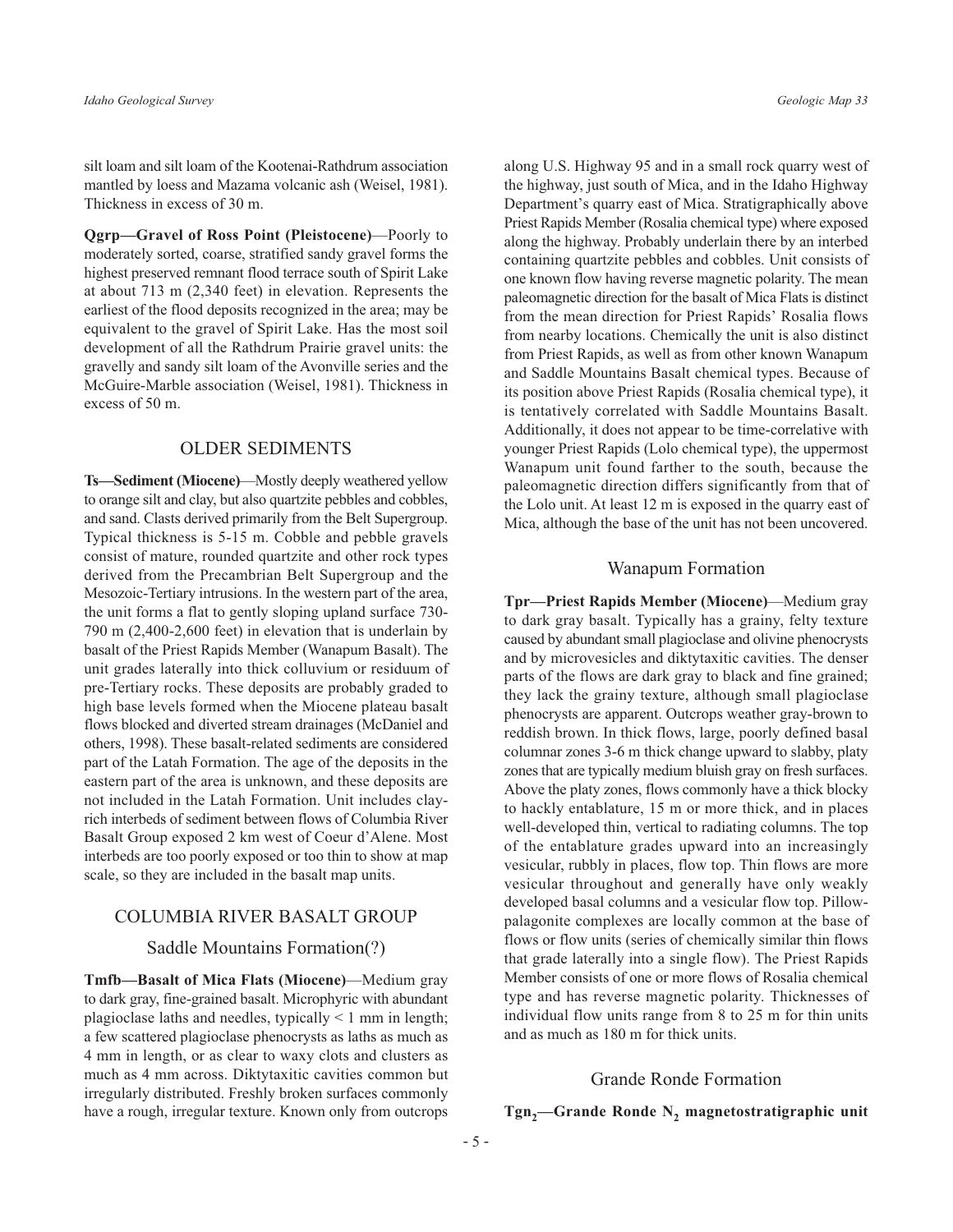silt loam and silt loam of the Kootenai-Rathdrum association mantled by loess and Mazama volcanic ash (Weisel, 1981). Thickness in excess of 30 m.

**Qgrp—Gravel of Ross Point (Pleistocene)**—Poorly to moderately sorted, coarse, stratified sandy gravel forms the highest preserved remnant flood terrace south of Spirit Lake at about 713 m (2,340 feet) in elevation. Represents the earliest of the flood deposits recognized in the area; may be equivalent to the gravel of Spirit Lake. Has the most soil development of all the Rathdrum Prairie gravel units: the gravelly and sandy silt loam of the Avonville series and the McGuire-Marble association (Weisel, 1981). Thickness in excess of 50 m.

## OLDER SEDIMENTS

**Ts—Sediment (Miocene)**—Mostly deeply weathered yellow to orange silt and clay, but also quartzite pebbles and cobbles, and sand. Clasts derived primarily from the Belt Supergroup. Typical thickness is 5-15 m. Cobble and pebble gravels consist of mature, rounded quartzite and other rock types derived from the Precambrian Belt Supergroup and the Mesozoic-Tertiary intrusions. In the western part of the area, the unit forms a flat to gently sloping upland surface 730-790 m (2,400-2,600 feet) in elevation that is underlain by basalt of the Priest Rapids Member (Wanapum Basalt). The unit grades laterally into thick colluvium or residuum of pre-Tertiary rocks. These deposits are probably graded to high base levels formed when the Miocene plateau basalt flows blocked and diverted stream drainages (McDaniel and others, 1998). These basalt-related sediments are considered part of the Latah Formation. The age of the deposits in the eastern part of the area is unknown, and these deposits are not included in the Latah Formation. Unit includes clay-rich interbeds of sediment between flows of Columbia River Basalt Group exposed 2 km west of Coeur d'Alene. Most interbeds are too poorly exposed or too thin to show at map scale, so they are included in the basalt map units.

## COLUMBIA RIVER BASALT GROUP

### Saddle Mountains Formation(?)

**Tmfb—Basalt of Mica Flats (Miocene)**—Medium gray to dark gray, fine-grained basalt. Microphyric with abundant plagioclase laths and needles, typically < 1 mm in length; a few scattered plagioclase phenocrysts as laths as much as 4 mm in length, or as clear to waxy clots and clusters as much as 4 mm across. Diktytaxitic cavities common but irregularly distributed. Freshly broken surfaces commonly have a rough, irregular texture. Known only from outcrops along U.S. Highway 95 and in a small rock quarry west of the highway, just south of Mica, and in the Idaho Highway Department's quarry east of Mica. Stratigraphically above Priest Rapids Member (Rosalia chemical type) where exposed along the highway. Probably underlain there by an interbed containing quartzite pebbles and cobbles. Unit consists of one known flow having reverse magnetic polarity. The mean paleomagnetic direction for the basalt of Mica Flats is distinct from the mean direction for Priest Rapids' Rosalia flows from nearby locations. Chemically the unit is also distinct from Priest Rapids, as well as from other known Wanapum and Saddle Mountains Basalt chemical types. Because of its position above Priest Rapids (Rosalia chemical type), it is tentatively correlated with Saddle Mountains Basalt. Additionally, it does not appear to be time-correlative with younger Priest Rapids (Lolo chemical type), the uppermost Wanapum unit found farther to the south, because the paleomagnetic direction differs significantly from that of the Lolo unit. At least 12 m is exposed in the quarry east of Mica, although the base of the unit has not been uncovered.

### Wanapum Formation

**Tpr—Priest Rapids Member (Miocene)**—Medium gray to dark gray basalt. Typically has a grainy, felty texture caused by abundant small plagioclase and olivine phenocrysts and by microvesicles and diktytaxitic cavities. The denser parts of the flows are dark gray to black and fine grained; they lack the grainy texture, although small plagioclase phenocrysts are apparent. Outcrops weather gray-brown to reddish brown. In thick flows, large, poorly defined basal columnar zones 3-6 m thick change upward to slabby, platy zones that are typically medium bluish gray on fresh surfaces. Above the platy zones, flows commonly have a thick blocky to hackly entablature, 15 m or more thick, and in places well-developed thin, vertical to radiating columns. The top of the entablature grades upward into an increasingly vesicular, rubbly in places, flow top. Thin flows are more vesicular throughout and generally have only weakly developed basal columns and a vesicular flow top. Pillow-palagonite complexes are locally common at the base of flows or flow units (series of chemically similar thin flows that grade laterally into a single flow). The Priest Rapids Member consists of one or more flows of Rosalia chemical type and has reverse magnetic polarity. Thicknesses of individual flow units range from 8 to 25 m for thin units and as much as 180 m for thick units.

### Grande Ronde Formation

**$Tgn_2$—Grande Ronde $N_2$ magnetostratigraphic unit**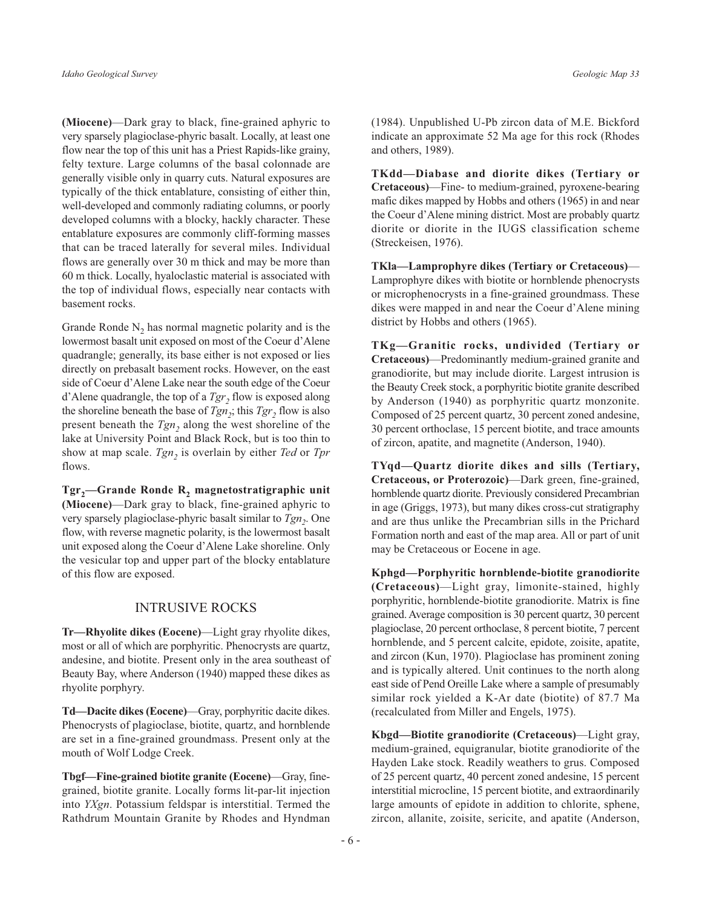**(Miocene)**—Dark gray to black, fine-grained aphyric to very sparsely plagioclase-phyric basalt. Locally, at least one flow near the top of this unit has a Priest Rapids-like grainy, felty texture. Large columns of the basal colonnade are generally visible only in quarry cuts. Natural exposures are typically of the thick entablature, consisting of either thin, well-developed and commonly radiating columns, or poorly developed columns with a blocky, hackly character. These entablature exposures are commonly cliff-forming masses that can be traced laterally for several miles. Individual flows are generally over 30 m thick and may be more than 60 m thick. Locally, hyaloclastic material is associated with the top of individual flows, especially near contacts with basement rocks.

Grande Ronde $N_2$ has normal magnetic polarity and is the lowermost basalt unit exposed on most of the Coeur d'Alene quadrangle; generally, its base either is not exposed or lies directly on prebasalt basement rocks. However, on the east side of Coeur d'Alene Lake near the south edge of the Coeur d'Alene quadrangle, the top of a $Tgr_2$ flow is exposed along the shoreline beneath the base of $Tgn_2$; this $Tgr_2$ flow is also present beneath the $Tgn_2$ along the west shoreline of the lake at University Point and Black Rock, but is too thin to show at map scale. $Tgn_2$ is overlain by either *Ted* or *Tpr* flows.

**$Tgr_2$—Grande Ronde $R_2$ magnetostratigraphic unit (Miocene)**—Dark gray to black, fine-grained aphyric to very sparsely plagioclase-phyric basalt similar to $Tgn_2$. One flow, with reverse magnetic polarity, is the lowermost basalt unit exposed along the Coeur d'Alene Lake shoreline. Only the vesicular top and upper part of the blocky entablature of this flow are exposed.

## INTRUSIVE ROCKS

**Tr—Rhyolite dikes (Eocene)**—Light gray rhyolite dikes, most or all of which are porphyritic. Phenocrysts are quartz, andesine, and biotite. Present only in the area southeast of Beauty Bay, where Anderson (1940) mapped these dikes as rhyolite porphyry.

**Td—Dacite dikes (Eocene)**—Gray, porphyritic dacite dikes. Phenocrysts of plagioclase, biotite, quartz, and hornblende are set in a fine-grained groundmass. Present only at the mouth of Wolf Lodge Creek.

**Tbgf—Fine-grained biotite granite (Eocene)**—Gray, fine-grained, biotite granite. Locally forms lit-par-lit injection into *YXgn*. Potassium feldspar is interstitial. Termed the Rathdrum Mountain Granite by Rhodes and Hyndman (1984). Unpublished U-Pb zircon data of M.E. Bickford indicate an approximate 52 Ma age for this rock (Rhodes and others, 1989).

**TKdd—Diabase and diorite dikes (Tertiary or Cretaceous)**—Fine- to medium-grained, pyroxene-bearing mafic dikes mapped by Hobbs and others (1965) in and near the Coeur d'Alene mining district. Most are probably quartz diorite or diorite in the IUGS classification scheme (Streckeisen, 1976).

**TKla—Lamprophyre dikes (Tertiary or Cretaceous)**—Lamprophyre dikes with biotite or hornblende phenocrysts or microphenocrysts in a fine-grained groundmass. These dikes were mapped in and near the Coeur d'Alene mining district by Hobbs and others (1965).

**TKg—Granitic rocks, undivided (Tertiary or Cretaceous)**—Predominantly medium-grained granite and granodiorite, but may include diorite. Largest intrusion is the Beauty Creek stock, a porphyritic biotite granite described by Anderson (1940) as porphyritic quartz monzonite. Composed of 25 percent quartz, 30 percent zoned andesine, 30 percent orthoclase, 15 percent biotite, and trace amounts of zircon, apatite, and magnetite (Anderson, 1940).

**TYqd—Quartz diorite dikes and sills (Tertiary, Cretaceous, or Proterozoic)**—Dark green, fine-grained, hornblende quartz diorite. Previously considered Precambrian in age (Griggs, 1973), but many dikes cross-cut stratigraphy and are thus unlike the Precambrian sills in the Prichard Formation north and east of the map area. All or part of unit may be Cretaceous or Eocene in age.

**Kphgd—Porphyritic hornblende-biotite granodiorite (Cretaceous)**—Light gray, limonite-stained, highly porphyritic, hornblende-biotite granodiorite. Matrix is fine grained. Average composition is 30 percent quartz, 30 percent plagioclase, 20 percent orthoclase, 8 percent biotite, 7 percent hornblende, and 5 percent calcite, epidote, zoisite, apatite, and zircon (Kun, 1970). Plagioclase has prominent zoning and is typically altered. Unit continues to the north along east side of Pend Oreille Lake where a sample of presumably similar rock yielded a K-Ar date (biotite) of 87.7 Ma (recalculated from Miller and Engels, 1975).

**Kbgd—Biotite granodiorite (Cretaceous)**—Light gray, medium-grained, equigranular, biotite granodiorite of the Hayden Lake stock. Readily weathers to grus. Composed of 25 percent quartz, 40 percent zoned andesine, 15 percent interstitial microcline, 15 percent biotite, and extraordinarily large amounts of epidote in addition to chlorite, sphene, zircon, allanite, zoisite, sericite, and apatite (Anderson,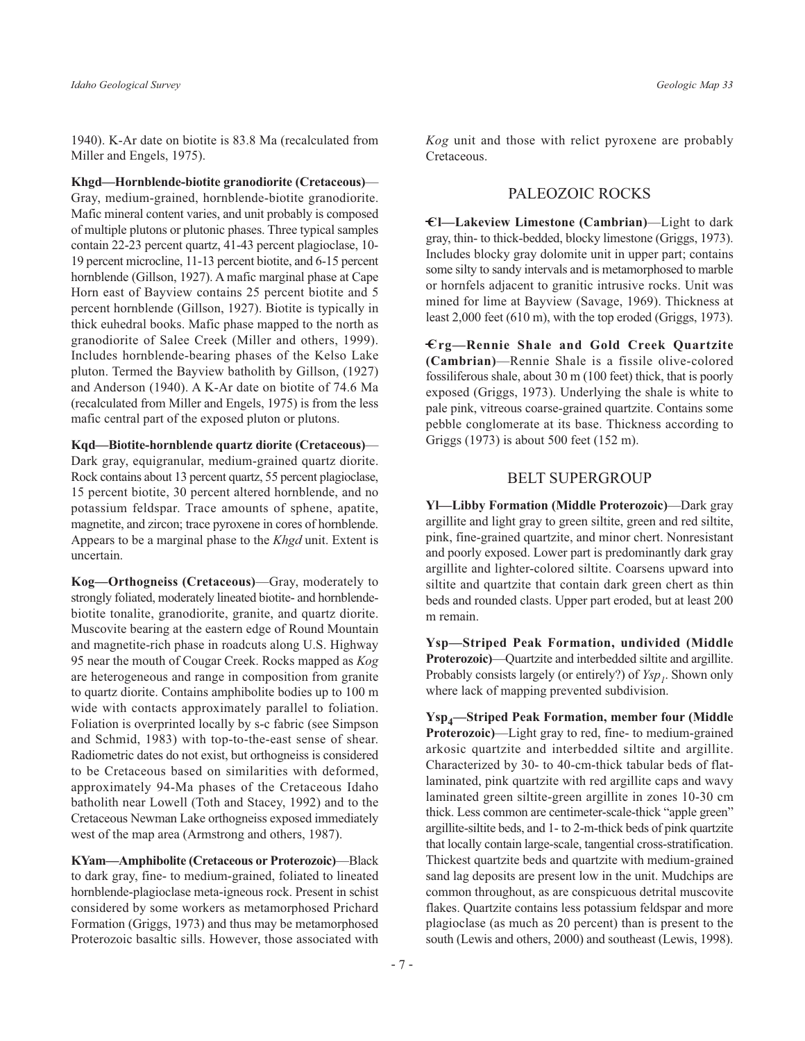1940). K-Ar date on biotite is 83.8 Ma (recalculated from Miller and Engels, 1975).

**Khgd—Hornblende-biotite granodiorite (Cretaceous)**—Gray, medium-grained, hornblende-biotite granodiorite. Mafic mineral content varies, and unit probably is composed of multiple plutons or plutonic phases. Three typical samples contain 22-23 percent quartz, 41-43 percent plagioclase, 10-19 percent microcline, 11-13 percent biotite, and 6-15 percent hornblende (Gillson, 1927). A mafic marginal phase at Cape Horn east of Bayview contains 25 percent biotite and 5 percent hornblende (Gillson, 1927). Biotite is typically in thick euhedral books. Mafic phase mapped to the north as granodiorite of Salee Creek (Miller and others, 1999). Includes hornblende-bearing phases of the Kelso Lake pluton. Termed the Bayview batholith by Gillson, (1927) and Anderson (1940). A K-Ar date on biotite of 74.6 Ma (recalculated from Miller and Engels, 1975) is from the less mafic central part of the exposed pluton or plutons.

**Kqd—Biotite-hornblende quartz diorite (Cretaceous)**—Dark gray, equigranular, medium-grained quartz diorite. Rock contains about 13 percent quartz, 55 percent plagioclase, 15 percent biotite, 30 percent altered hornblende, and no potassium feldspar. Trace amounts of sphene, apatite, magnetite, and zircon; trace pyroxene in cores of hornblende. Appears to be a marginal phase to the *Khgd* unit. Extent is uncertain.

**Kog—Orthogneiss (Cretaceous)**—Gray, moderately to strongly foliated, moderately lineated biotite- and hornblende-biotite tonalite, granodiorite, granite, and quartz diorite. Muscovite bearing at the eastern edge of Round Mountain and magnetite-rich phase in roadcuts along U.S. Highway 95 near the mouth of Cougar Creek. Rocks mapped as *Kog* are heterogeneous and range in composition from granite to quartz diorite. Contains amphibolite bodies up to 100 m wide with contacts approximately parallel to foliation. Foliation is overprinted locally by s-c fabric (see Simpson and Schmid, 1983) with top-to-the-east sense of shear. Radiometric dates do not exist, but orthogneiss is considered to be Cretaceous based on similarities with deformed, approximately 94-Ma phases of the Cretaceous Idaho batholith near Lowell (Toth and Stacey, 1992) and to the Cretaceous Newman Lake orthogneiss exposed immediately west of the map area (Armstrong and others, 1987).

**KYam—Amphibolite (Cretaceous or Proterozoic)**—Black to dark gray, fine- to medium-grained, foliated to lineated hornblende-plagioclase meta-igneous rock. Present in schist considered by some workers as metamorphosed Prichard Formation (Griggs, 1973) and thus may be metamorphosed Proterozoic basaltic sills. However, those associated with *Kog* unit and those with relict pyroxene are probably Cretaceous.

## PALEOZOIC ROCKS

**Ꞓl—Lakeview Limestone (Cambrian)**—Light to dark gray, thin- to thick-bedded, blocky limestone (Griggs, 1973). Includes blocky gray dolomite unit in upper part; contains some silty to sandy intervals and is metamorphosed to marble or hornfels adjacent to granitic intrusive rocks. Unit was mined for lime at Bayview (Savage, 1969). Thickness at least 2,000 feet (610 m), with the top eroded (Griggs, 1973).

**Ꞓrg—Rennie Shale and Gold Creek Quartzite (Cambrian)**—Rennie Shale is a fissile olive-colored fossiliferous shale, about 30 m (100 feet) thick, that is poorly exposed (Griggs, 1973). Underlying the shale is white to pale pink, vitreous coarse-grained quartzite. Contains some pebble conglomerate at its base. Thickness according to Griggs (1973) is about 500 feet (152 m).

## BELT SUPERGROUP

**Yl—Libby Formation (Middle Proterozoic)**—Dark gray argillite and light gray to green siltite, green and red siltite, pink, fine-grained quartzite, and minor chert. Nonresistant and poorly exposed. Lower part is predominantly dark gray argillite and lighter-colored siltite. Coarsens upward into siltite and quartzite that contain dark green chert as thin beds and rounded clasts. Upper part eroded, but at least 200 m remain.

**Ysp—Striped Peak Formation, undivided (Middle Proterozoic)**—Quartzite and interbedded siltite and argillite. Probably consists largely (or entirely?) of *Ysp*$_1$. Shown only where lack of mapping prevented subdivision.

**Ysp$_4$—Striped Peak Formation, member four (Middle Proterozoic)**—Light gray to red, fine- to medium-grained arkosic quartzite and interbedded siltite and argillite. Characterized by 30- to 40-cm-thick tabular beds of flat-laminated, pink quartzite with red argillite caps and wavy laminated green siltite-green argillite in zones 10-30 cm thick. Less common are centimeter-scale-thick "apple green" argillite-siltite beds, and 1- to 2-m-thick beds of pink quartzite that locally contain large-scale, tangential cross-stratification. Thickest quartzite beds and quartzite with medium-grained sand lag deposits are present low in the unit. Mudchips are common throughout, as are conspicuous detrital muscovite flakes. Quartzite contains less potassium feldspar and more plagioclase (as much as 20 percent) than is present to the south (Lewis and others, 2000) and southeast (Lewis, 1998).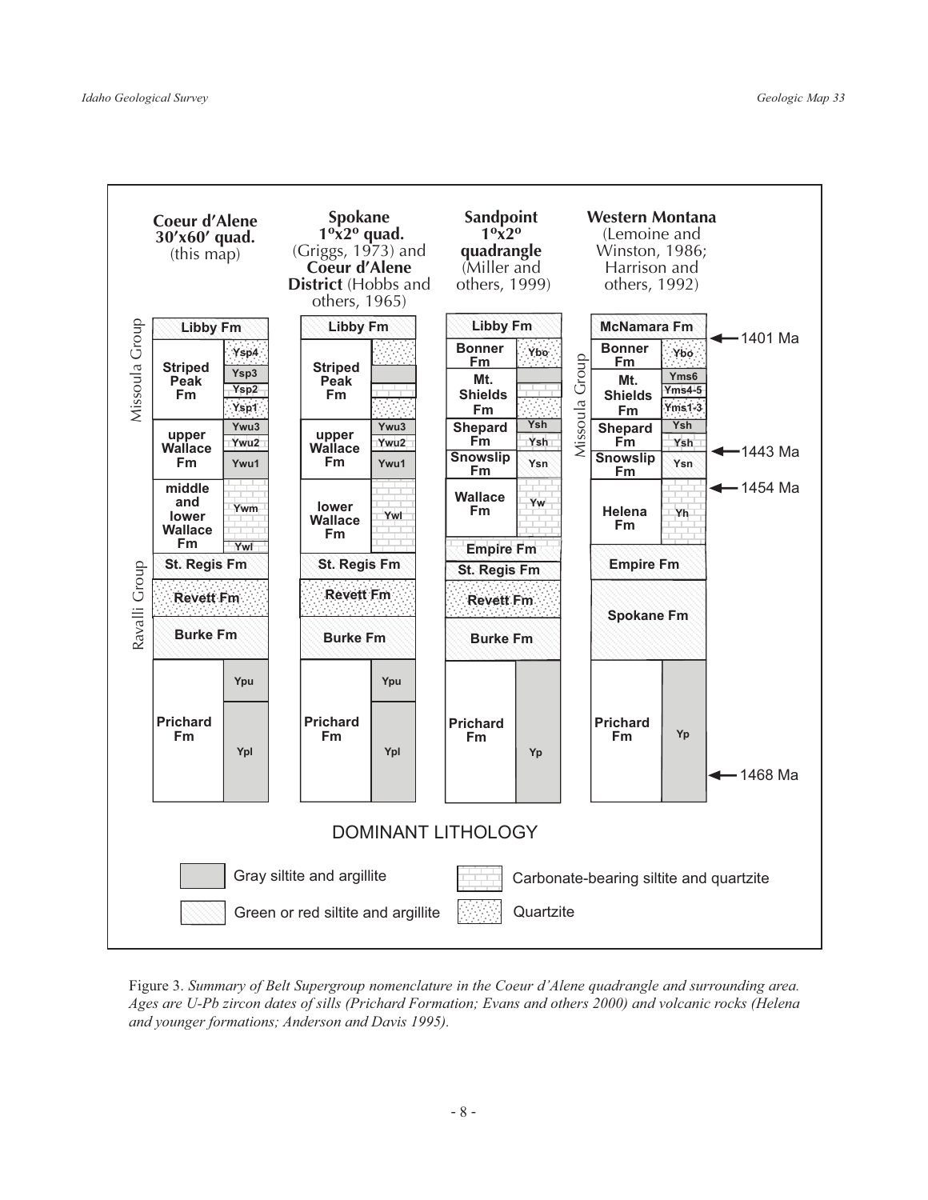**Coeur d'Alene 30′x60′ quad.** (this map)

- Missoula Group
  - Libby Fm
  - Striped Peak Fm: Ysp4, Ysp3, Ysp2, Ysp1
  - upper Wallace Fm: Ywu3, Ywu2, Ywu1
  - middle and lower Wallace Fm: Ywm, Ywl
- St. Regis Fm
- Ravalli Group
  - Revett Fm
  - Burke Fm
- Prichard Fm: Ypu, Ypl

**Spokane 1°x2° quad.** (Griggs, 1973) and **Coeur d'Alene District** (Hobbs and others, 1965)

- Libby Fm
- Striped Peak Fm
- upper Wallace Fm: Ywu3, Ywu2, Ywu1
- lower Wallace Fm: Ywl
- St. Regis Fm
- Revett Fm
- Burke Fm
- Prichard Fm: Ypu, Ypl

**Sandpoint 1°x2° quadrangle** (Miller and others, 1999)

- Libby Fm
- Bonner Fm: Ybo
- Mt. Shields Fm
- Shepard Fm: Ysh, Ysh
- Snowslip Fm: Ysn
- Wallace Fm: Yw
- Empire Fm
- St. Regis Fm
- Revett Fm
- Burke Fm
- Prichard Fm: Yp

**Western Montana** (Lemoine and Winston, 1986; Harrison and others, 1992)

- McNamara Fm — 1401 Ma
- Missoula Group
  - Bonner Fm: Ybo
  - Mt. Shields Fm: Yms6, Yms4-5, Yms1-3
  - Shepard Fm: Ysh, Ysh — 1443 Ma
  - Snowslip Fm: Ysn
- Helena Fm: Yh — 1454 Ma
- Empire Fm
- Spokane Fm
- Prichard Fm: Yp — 1468 Ma

DOMINANT LITHOLOGY

- Gray siltite and argillite
- Green or red siltite and argillite
- Carbonate-bearing siltite and quartzite
- Quartzite

Figure 3. *Summary of Belt Supergroup nomenclature in the Coeur d'Alene quadrangle and surrounding area. Ages are U-Pb zircon dates of sills (Prichard Formation; Evans and others 2000) and volcanic rocks (Helena and younger formations; Anderson and Davis 1995).*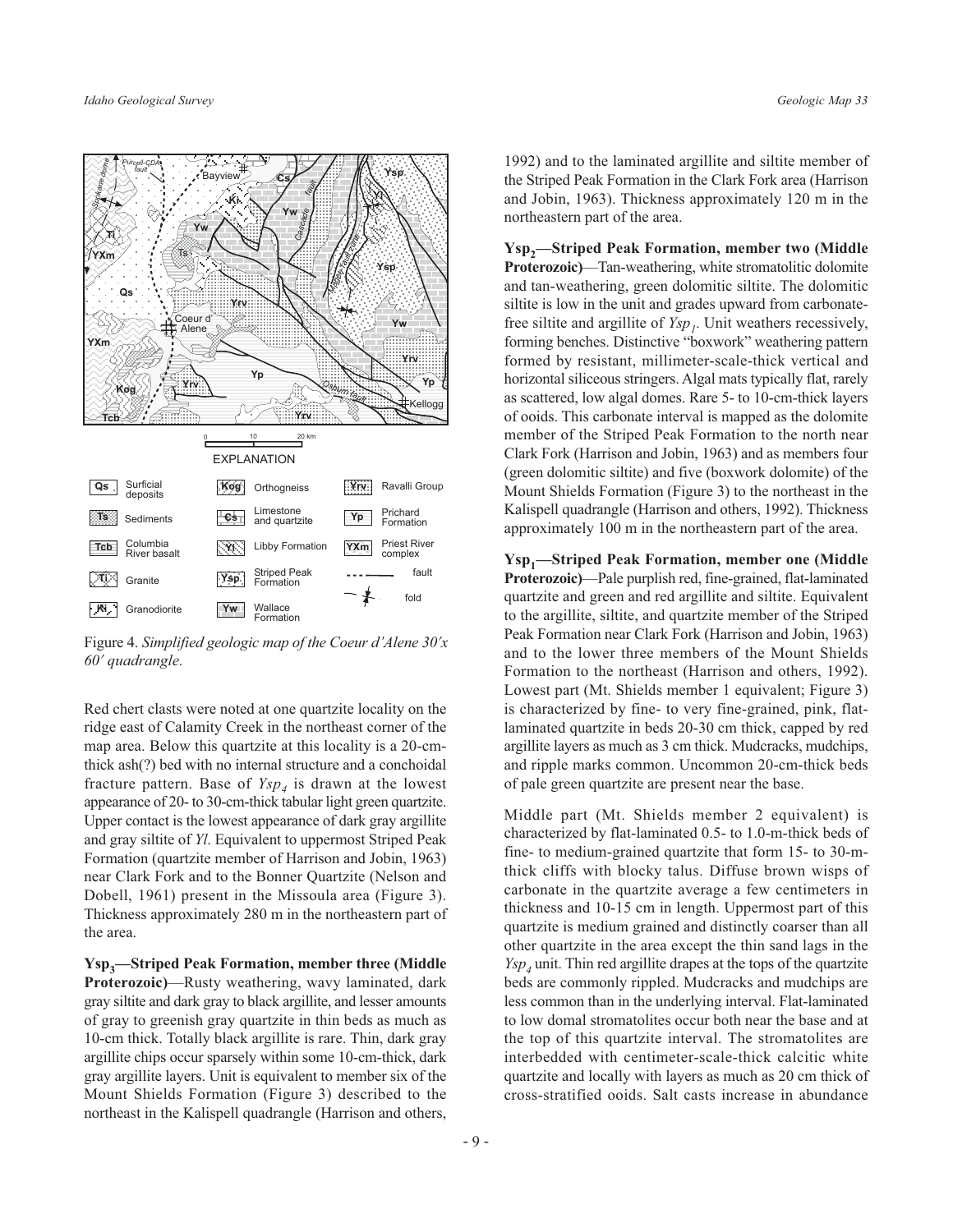Figure 4. *Simplified geologic map of the Coeur d'Alene 30′x 60′ quadrangle.*

Red chert clasts were noted at one quartzite locality on the ridge east of Calamity Creek in the northeast corner of the map area. Below this quartzite at this locality is a 20-cm-thick ash(?) bed with no internal structure and a conchoidal fracture pattern. Base of $Ysp_4$ is drawn at the lowest appearance of 20- to 30-cm-thick tabular light green quartzite. Upper contact is the lowest appearance of dark gray argillite and gray siltite of *Yl*. Equivalent to uppermost Striped Peak Formation (quartzite member of Harrison and Jobin, 1963) near Clark Fork and to the Bonner Quartzite (Nelson and Dobell, 1961) present in the Missoula area (Figure 3). Thickness approximately 280 m in the northeastern part of the area.

**$Ysp_3$—Striped Peak Formation, member three (Middle Proterozoic)**—Rusty weathering, wavy laminated, dark gray siltite and dark gray to black argillite, and lesser amounts of gray to greenish gray quartzite in thin beds as much as 10-cm thick. Totally black argillite is rare. Thin, dark gray argillite chips occur sparsely within some 10-cm-thick, dark gray argillite layers. Unit is equivalent to member six of the Mount Shields Formation (Figure 3) described to the northeast in the Kalispell quadrangle (Harrison and others, 1992) and to the laminated argillite and siltite member of the Striped Peak Formation in the Clark Fork area (Harrison and Jobin, 1963). Thickness approximately 120 m in the northeastern part of the area.

**$Ysp_2$—Striped Peak Formation, member two (Middle Proterozoic)**—Tan-weathering, white stromatolitic dolomite and tan-weathering, green dolomitic siltite. The dolomitic siltite is low in the unit and grades upward from carbonate-free siltite and argillite of $Ysp_1$. Unit weathers recessively, forming benches. Distinctive "boxwork" weathering pattern formed by resistant, millimeter-scale-thick vertical and horizontal siliceous stringers. Algal mats typically flat, rarely as scattered, low algal domes. Rare 5- to 10-cm-thick layers of ooids. This carbonate interval is mapped as the dolomite member of the Striped Peak Formation to the north near Clark Fork (Harrison and Jobin, 1963) and as members four (green dolomitic siltite) and five (boxwork dolomite) of the Mount Shields Formation (Figure 3) to the northeast in the Kalispell quadrangle (Harrison and others, 1992). Thickness approximately 100 m in the northeastern part of the area.

**$Ysp_1$—Striped Peak Formation, member one (Middle Proterozoic)**—Pale purplish red, fine-grained, flat-laminated quartzite and green and red argillite and siltite. Equivalent to the argillite, siltite, and quartzite member of the Striped Peak Formation near Clark Fork (Harrison and Jobin, 1963) and to the lower three members of the Mount Shields Formation to the northeast (Harrison and others, 1992). Lowest part (Mt. Shields member 1 equivalent; Figure 3) is characterized by fine- to very fine-grained, pink, flat-laminated quartzite in beds 20-30 cm thick, capped by red argillite layers as much as 3 cm thick. Mudcracks, mudchips, and ripple marks common. Uncommon 20-cm-thick beds of pale green quartzite are present near the base.

Middle part (Mt. Shields member 2 equivalent) is characterized by flat-laminated 0.5- to 1.0-m-thick beds of fine- to medium-grained quartzite that form 15- to 30-m-thick cliffs with blocky talus. Diffuse brown wisps of carbonate in the quartzite average a few centimeters in thickness and 10-15 cm in length. Uppermost part of this quartzite is medium grained and distinctly coarser than all other quartzite in the area except the thin sand lags in the $Ysp_4$ unit. Thin red argillite drapes at the tops of the quartzite beds are commonly rippled. Mudcracks and mudchips are less common than in the underlying interval. Flat-laminated to low domal stromatolites occur both near the base and at the top of this quartzite interval. The stromatolites are interbedded with centimeter-scale-thick calcitic white quartzite and locally with layers as much as 20 cm thick of cross-stratified ooids. Salt casts increase in abundance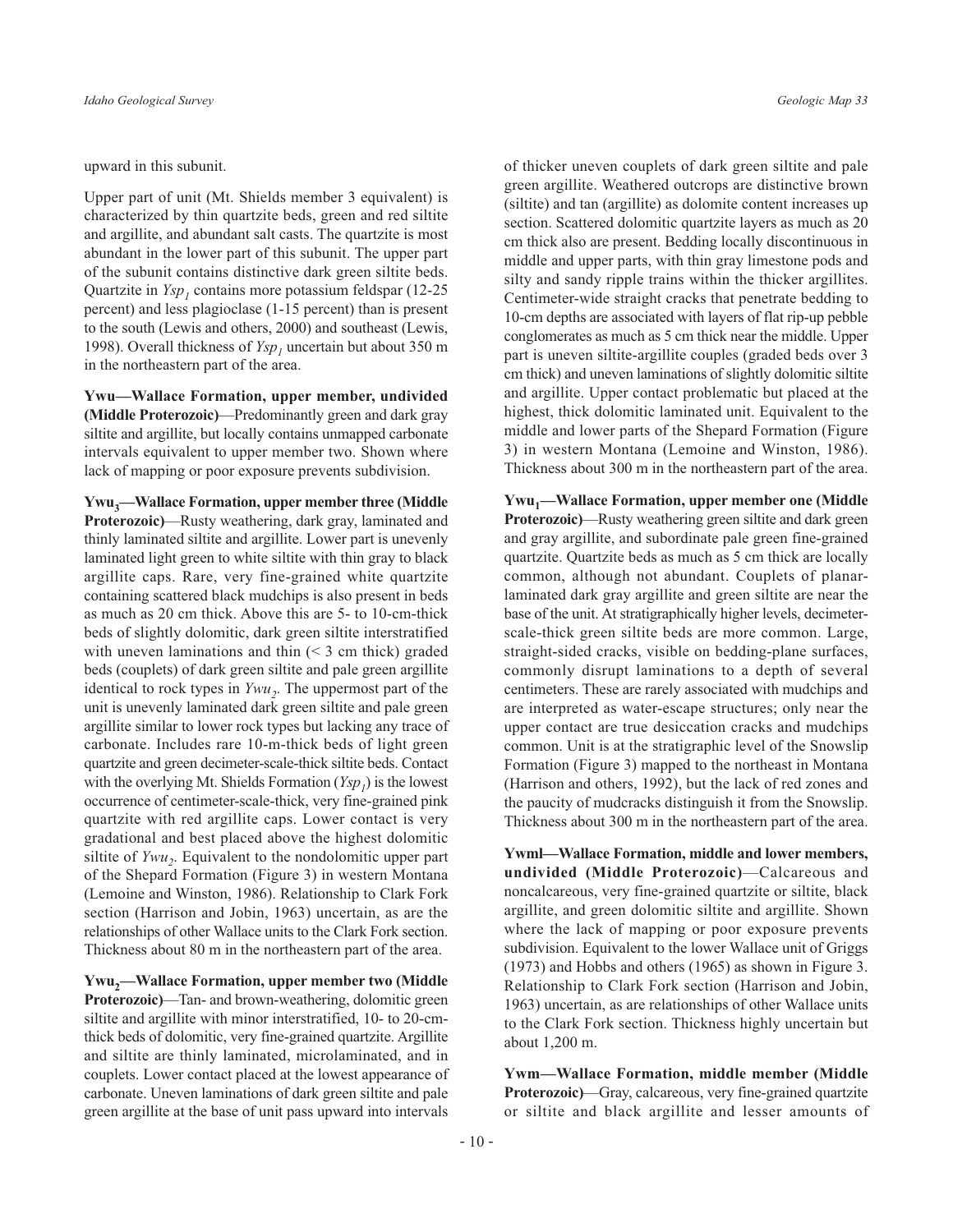upward in this subunit.

Upper part of unit (Mt. Shields member 3 equivalent) is characterized by thin quartzite beds, green and red siltite and argillite, and abundant salt casts. The quartzite is most abundant in the lower part of this subunit. The upper part of the subunit contains distinctive dark green siltite beds. Quartzite in $Ysp_1$ contains more potassium feldspar (12-25 percent) and less plagioclase (1-15 percent) than is present to the south (Lewis and others, 2000) and southeast (Lewis, 1998). Overall thickness of $Ysp_1$ uncertain but about 350 m in the northeastern part of the area.

**Ywu—Wallace Formation, upper member, undivided (Middle Proterozoic)**—Predominantly green and dark gray siltite and argillite, but locally contains unmapped carbonate intervals equivalent to upper member two. Shown where lack of mapping or poor exposure prevents subdivision.

**$Ywu_3$—Wallace Formation, upper member three (Middle Proterozoic)**—Rusty weathering, dark gray, laminated and thinly laminated siltite and argillite. Lower part is unevenly laminated light green to white siltite with thin gray to black argillite caps. Rare, very fine-grained white quartzite containing scattered black mudchips is also present in beds as much as 20 cm thick. Above this are 5- to 10-cm-thick beds of slightly dolomitic, dark green siltite interstratified with uneven laminations and thin (< 3 cm thick) graded beds (couplets) of dark green siltite and pale green argillite identical to rock types in $Ywu_2$. The uppermost part of the unit is unevenly laminated dark green siltite and pale green argillite similar to lower rock types but lacking any trace of carbonate. Includes rare 10-m-thick beds of light green quartzite and green decimeter-scale-thick siltite beds. Contact with the overlying Mt. Shields Formation ($Ysp_1$) is the lowest occurrence of centimeter-scale-thick, very fine-grained pink quartzite with red argillite caps. Lower contact is very gradational and best placed above the highest dolomitic siltite of $Ywu_2$. Equivalent to the nondolomitic upper part of the Shepard Formation (Figure 3) in western Montana (Lemoine and Winston, 1986). Relationship to Clark Fork section (Harrison and Jobin, 1963) uncertain, as are the relationships of other Wallace units to the Clark Fork section. Thickness about 80 m in the northeastern part of the area.

**$Ywu_2$—Wallace Formation, upper member two (Middle Proterozoic)**—Tan- and brown-weathering, dolomitic green siltite and argillite with minor interstratified, 10- to 20-cm-thick beds of dolomitic, very fine-grained quartzite. Argillite and siltite are thinly laminated, microlaminated, and in couplets. Lower contact placed at the lowest appearance of carbonate. Uneven laminations of dark green siltite and pale green argillite at the base of unit pass upward into intervals of thicker uneven couplets of dark green siltite and pale green argillite. Weathered outcrops are distinctive brown (siltite) and tan (argillite) as dolomite content increases up section. Scattered dolomitic quartzite layers as much as 20 cm thick also are present. Bedding locally discontinuous in middle and upper parts, with thin gray limestone pods and silty and sandy ripple trains within the thicker argillites. Centimeter-wide straight cracks that penetrate bedding to 10-cm depths are associated with layers of flat rip-up pebble conglomerates as much as 5 cm thick near the middle. Upper part is uneven siltite-argillite couples (graded beds over 3 cm thick) and uneven laminations of slightly dolomitic siltite and argillite. Upper contact problematic but placed at the highest, thick dolomitic laminated unit. Equivalent to the middle and lower parts of the Shepard Formation (Figure 3) in western Montana (Lemoine and Winston, 1986). Thickness about 300 m in the northeastern part of the area.

**$Ywu_1$—Wallace Formation, upper member one (Middle Proterozoic)**—Rusty weathering green siltite and dark green and gray argillite, and subordinate pale green fine-grained quartzite. Quartzite beds as much as 5 cm thick are locally common, although not abundant. Couplets of planar-laminated dark gray argillite and green siltite are near the base of the unit. At stratigraphically higher levels, decimeter-scale-thick green siltite beds are more common. Large, straight-sided cracks, visible on bedding-plane surfaces, commonly disrupt laminations to a depth of several centimeters. These are rarely associated with mudchips and are interpreted as water-escape structures; only near the upper contact are true desiccation cracks and mudchips common. Unit is at the stratigraphic level of the Snowslip Formation (Figure 3) mapped to the northeast in Montana (Harrison and others, 1992), but the lack of red zones and the paucity of mudcracks distinguish it from the Snowslip. Thickness about 300 m in the northeastern part of the area.

**Ywml—Wallace Formation, middle and lower members, undivided (Middle Proterozoic)**—Calcareous and noncalcareous, very fine-grained quartzite or siltite, black argillite, and green dolomitic siltite and argillite. Shown where the lack of mapping or poor exposure prevents subdivision. Equivalent to the lower Wallace unit of Griggs (1973) and Hobbs and others (1965) as shown in Figure 3. Relationship to Clark Fork section (Harrison and Jobin, 1963) uncertain, as are relationships of other Wallace units to the Clark Fork section. Thickness highly uncertain but about 1,200 m.

**Ywm—Wallace Formation, middle member (Middle Proterozoic)**—Gray, calcareous, very fine-grained quartzite or siltite and black argillite and lesser amounts of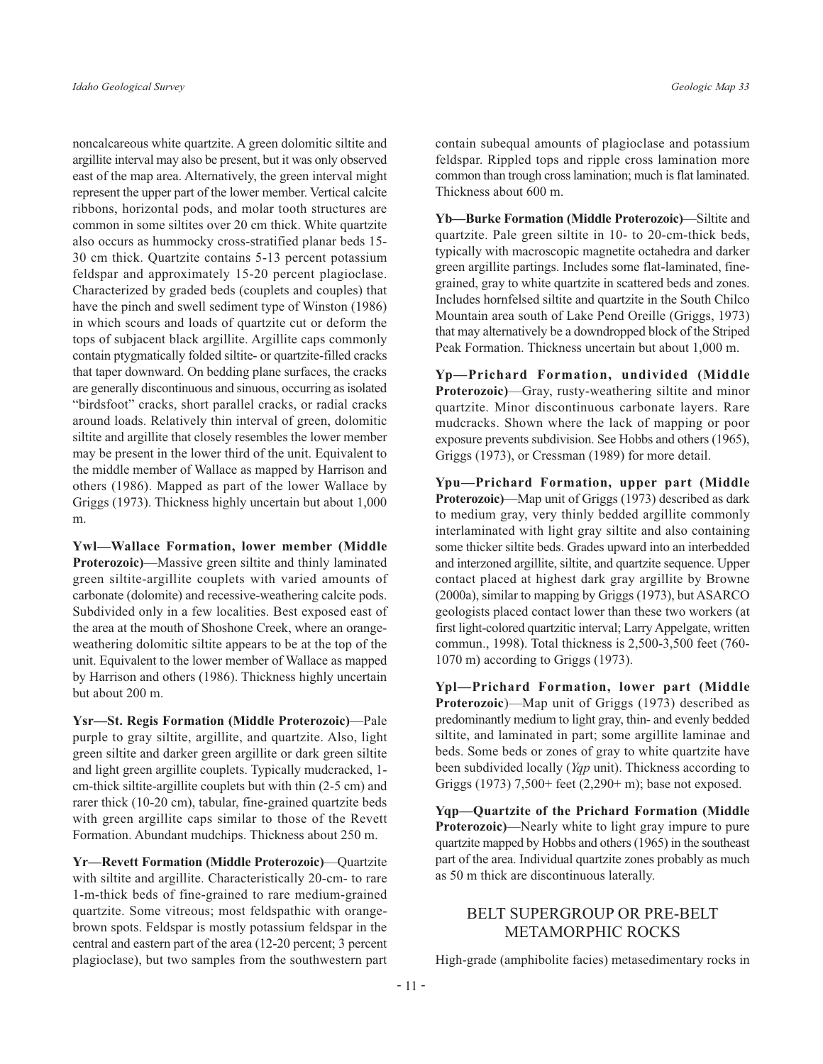noncalcareous white quartzite. A green dolomitic siltite and argillite interval may also be present, but it was only observed east of the map area. Alternatively, the green interval might represent the upper part of the lower member. Vertical calcite ribbons, horizontal pods, and molar tooth structures are common in some siltites over 20 cm thick. White quartzite also occurs as hummocky cross-stratified planar beds 15-30 cm thick. Quartzite contains 5-13 percent potassium feldspar and approximately 15-20 percent plagioclase. Characterized by graded beds (couplets and couples) that have the pinch and swell sediment type of Winston (1986) in which scours and loads of quartzite cut or deform the tops of subjacent black argillite. Argillite caps commonly contain ptygmatically folded siltite- or quartzite-filled cracks that taper downward. On bedding plane surfaces, the cracks are generally discontinuous and sinuous, occurring as isolated "birdsfoot" cracks, short parallel cracks, or radial cracks around loads. Relatively thin interval of green, dolomitic siltite and argillite that closely resembles the lower member may be present in the lower third of the unit. Equivalent to the middle member of Wallace as mapped by Harrison and others (1986). Mapped as part of the lower Wallace by Griggs (1973). Thickness highly uncertain but about 1,000 m.

**Ywl—Wallace Formation, lower member (Middle Proterozoic)**—Massive green siltite and thinly laminated green siltite-argillite couplets with varied amounts of carbonate (dolomite) and recessive-weathering calcite pods. Subdivided only in a few localities. Best exposed east of the area at the mouth of Shoshone Creek, where an orange-weathering dolomitic siltite appears to be at the top of the unit. Equivalent to the lower member of Wallace as mapped by Harrison and others (1986). Thickness highly uncertain but about 200 m.

**Ysr—St. Regis Formation (Middle Proterozoic)**—Pale purple to gray siltite, argillite, and quartzite. Also, light green siltite and darker green argillite or dark green siltite and light green argillite couplets. Typically mudcracked, 1-cm-thick siltite-argillite couplets but with thin (2-5 cm) and rarer thick (10-20 cm), tabular, fine-grained quartzite beds with green argillite caps similar to those of the Revett Formation. Abundant mudchips. Thickness about 250 m.

**Yr—Revett Formation (Middle Proterozoic)**—Quartzite with siltite and argillite. Characteristically 20-cm- to rare 1-m-thick beds of fine-grained to rare medium-grained quartzite. Some vitreous; most feldspathic with orange-brown spots. Feldspar is mostly potassium feldspar in the central and eastern part of the area (12-20 percent; 3 percent plagioclase), but two samples from the southwestern part contain subequal amounts of plagioclase and potassium feldspar. Rippled tops and ripple cross lamination more common than trough cross lamination; much is flat laminated. Thickness about 600 m.

**Yb—Burke Formation (Middle Proterozoic)**—Siltite and quartzite. Pale green siltite in 10- to 20-cm-thick beds, typically with macroscopic magnetite octahedra and darker green argillite partings. Includes some flat-laminated, fine-grained, gray to white quartzite in scattered beds and zones. Includes hornfelsed siltite and quartzite in the South Chilco Mountain area south of Lake Pend Oreille (Griggs, 1973) that may alternatively be a downdropped block of the Striped Peak Formation. Thickness uncertain but about 1,000 m.

**Yp—Prichard Formation, undivided (Middle Proterozoic)**—Gray, rusty-weathering siltite and minor quartzite. Minor discontinuous carbonate layers. Rare mudcracks. Shown where the lack of mapping or poor exposure prevents subdivision. See Hobbs and others (1965), Griggs (1973), or Cressman (1989) for more detail.

**Ypu—Prichard Formation, upper part (Middle Proterozoic)**—Map unit of Griggs (1973) described as dark to medium gray, very thinly bedded argillite commonly interlaminated with light gray siltite and also containing some thicker siltite beds. Grades upward into an interbedded and interzoned argillite, siltite, and quartzite sequence. Upper contact placed at highest dark gray argillite by Browne (2000a), similar to mapping by Griggs (1973), but ASARCO geologists placed contact lower than these two workers (at first light-colored quartzitic interval; Larry Appelgate, written commun., 1998). Total thickness is 2,500-3,500 feet (760-1070 m) according to Griggs (1973).

**Ypl—Prichard Formation, lower part (Middle Proterozoic)**—Map unit of Griggs (1973) described as predominantly medium to light gray, thin- and evenly bedded siltite, and laminated in part; some argillite laminae and beds. Some beds or zones of gray to white quartzite have been subdivided locally (*Yqp* unit). Thickness according to Griggs (1973) 7,500+ feet (2,290+ m); base not exposed.

**Yqp—Quartzite of the Prichard Formation (Middle Proterozoic)**—Nearly white to light gray impure to pure quartzite mapped by Hobbs and others (1965) in the southeast part of the area. Individual quartzite zones probably as much as 50 m thick are discontinuous laterally.

## BELT SUPERGROUP OR PRE-BELT METAMORPHIC ROCKS

High-grade (amphibolite facies) metasedimentary rocks in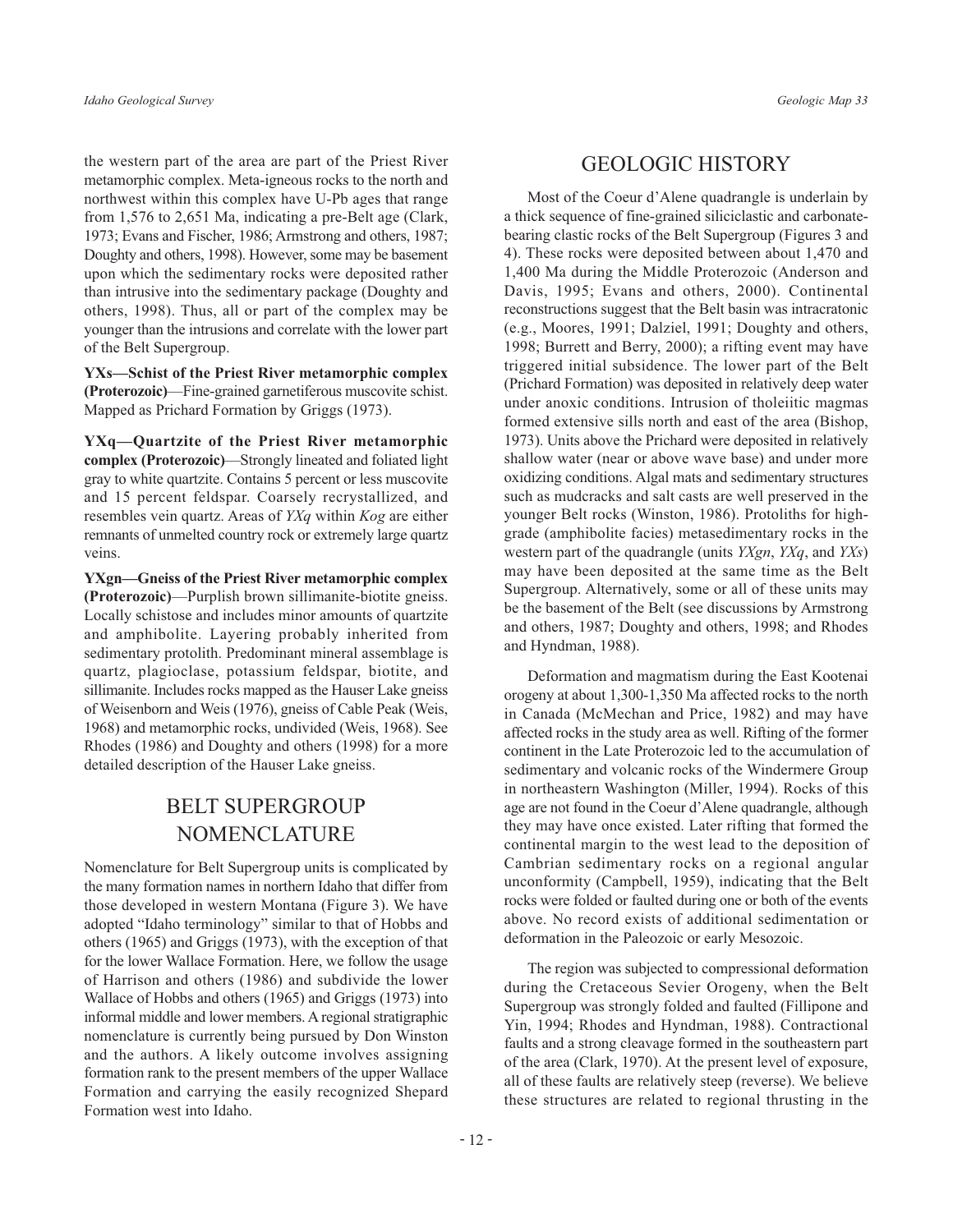the western part of the area are part of the Priest River metamorphic complex. Meta-igneous rocks to the north and northwest within this complex have U-Pb ages that range from 1,576 to 2,651 Ma, indicating a pre-Belt age (Clark, 1973; Evans and Fischer, 1986; Armstrong and others, 1987; Doughty and others, 1998). However, some may be basement upon which the sedimentary rocks were deposited rather than intrusive into the sedimentary package (Doughty and others, 1998). Thus, all or part of the complex may be younger than the intrusions and correlate with the lower part of the Belt Supergroup.

**YXs—Schist of the Priest River metamorphic complex (Proterozoic)**—Fine-grained garnetiferous muscovite schist. Mapped as Prichard Formation by Griggs (1973).

**YXq—Quartzite of the Priest River metamorphic complex (Proterozoic)**—Strongly lineated and foliated light gray to white quartzite. Contains 5 percent or less muscovite and 15 percent feldspar. Coarsely recrystallized, and resembles vein quartz. Areas of *YXq* within *Kog* are either remnants of unmelted country rock or extremely large quartz veins.

**YXgn—Gneiss of the Priest River metamorphic complex (Proterozoic)**—Purplish brown sillimanite-biotite gneiss. Locally schistose and includes minor amounts of quartzite and amphibolite. Layering probably inherited from sedimentary protolith. Predominant mineral assemblage is quartz, plagioclase, potassium feldspar, biotite, and sillimanite. Includes rocks mapped as the Hauser Lake gneiss of Weisenborn and Weis (1976), gneiss of Cable Peak (Weis, 1968) and metamorphic rocks, undivided (Weis, 1968). See Rhodes (1986) and Doughty and others (1998) for a more detailed description of the Hauser Lake gneiss.

## BELT SUPERGROUP NOMENCLATURE

Nomenclature for Belt Supergroup units is complicated by the many formation names in northern Idaho that differ from those developed in western Montana (Figure 3). We have adopted "Idaho terminology" similar to that of Hobbs and others (1965) and Griggs (1973), with the exception of that for the lower Wallace Formation. Here, we follow the usage of Harrison and others (1986) and subdivide the lower Wallace of Hobbs and others (1965) and Griggs (1973) into informal middle and lower members. A regional stratigraphic nomenclature is currently being pursued by Don Winston and the authors. A likely outcome involves assigning formation rank to the present members of the upper Wallace Formation and carrying the easily recognized Shepard Formation west into Idaho.

## GEOLOGIC HISTORY

Most of the Coeur d'Alene quadrangle is underlain by a thick sequence of fine-grained siliciclastic and carbonate-bearing clastic rocks of the Belt Supergroup (Figures 3 and 4). These rocks were deposited between about 1,470 and 1,400 Ma during the Middle Proterozoic (Anderson and Davis, 1995; Evans and others, 2000). Continental reconstructions suggest that the Belt basin was intracratonic (e.g., Moores, 1991; Dalziel, 1991; Doughty and others, 1998; Burrett and Berry, 2000); a rifting event may have triggered initial subsidence. The lower part of the Belt (Prichard Formation) was deposited in relatively deep water under anoxic conditions. Intrusion of tholeiitic magmas formed extensive sills north and east of the area (Bishop, 1973). Units above the Prichard were deposited in relatively shallow water (near or above wave base) and under more oxidizing conditions. Algal mats and sedimentary structures such as mudcracks and salt casts are well preserved in the younger Belt rocks (Winston, 1986). Protoliths for high-grade (amphibolite facies) metasedimentary rocks in the western part of the quadrangle (units *YXgn*, *YXq*, and *YXs*) may have been deposited at the same time as the Belt Supergroup. Alternatively, some or all of these units may be the basement of the Belt (see discussions by Armstrong and others, 1987; Doughty and others, 1998; and Rhodes and Hyndman, 1988).

Deformation and magmatism during the East Kootenai orogeny at about 1,300-1,350 Ma affected rocks to the north in Canada (McMechan and Price, 1982) and may have affected rocks in the study area as well. Rifting of the former continent in the Late Proterozoic led to the accumulation of sedimentary and volcanic rocks of the Windermere Group in northeastern Washington (Miller, 1994). Rocks of this age are not found in the Coeur d'Alene quadrangle, although they may have once existed. Later rifting that formed the continental margin to the west lead to the deposition of Cambrian sedimentary rocks on a regional angular unconformity (Campbell, 1959), indicating that the Belt rocks were folded or faulted during one or both of the events above. No record exists of additional sedimentation or deformation in the Paleozoic or early Mesozoic.

The region was subjected to compressional deformation during the Cretaceous Sevier Orogeny, when the Belt Supergroup was strongly folded and faulted (Fillipone and Yin, 1994; Rhodes and Hyndman, 1988). Contractional faults and a strong cleavage formed in the southeastern part of the area (Clark, 1970). At the present level of exposure, all of these faults are relatively steep (reverse). We believe these structures are related to regional thrusting in the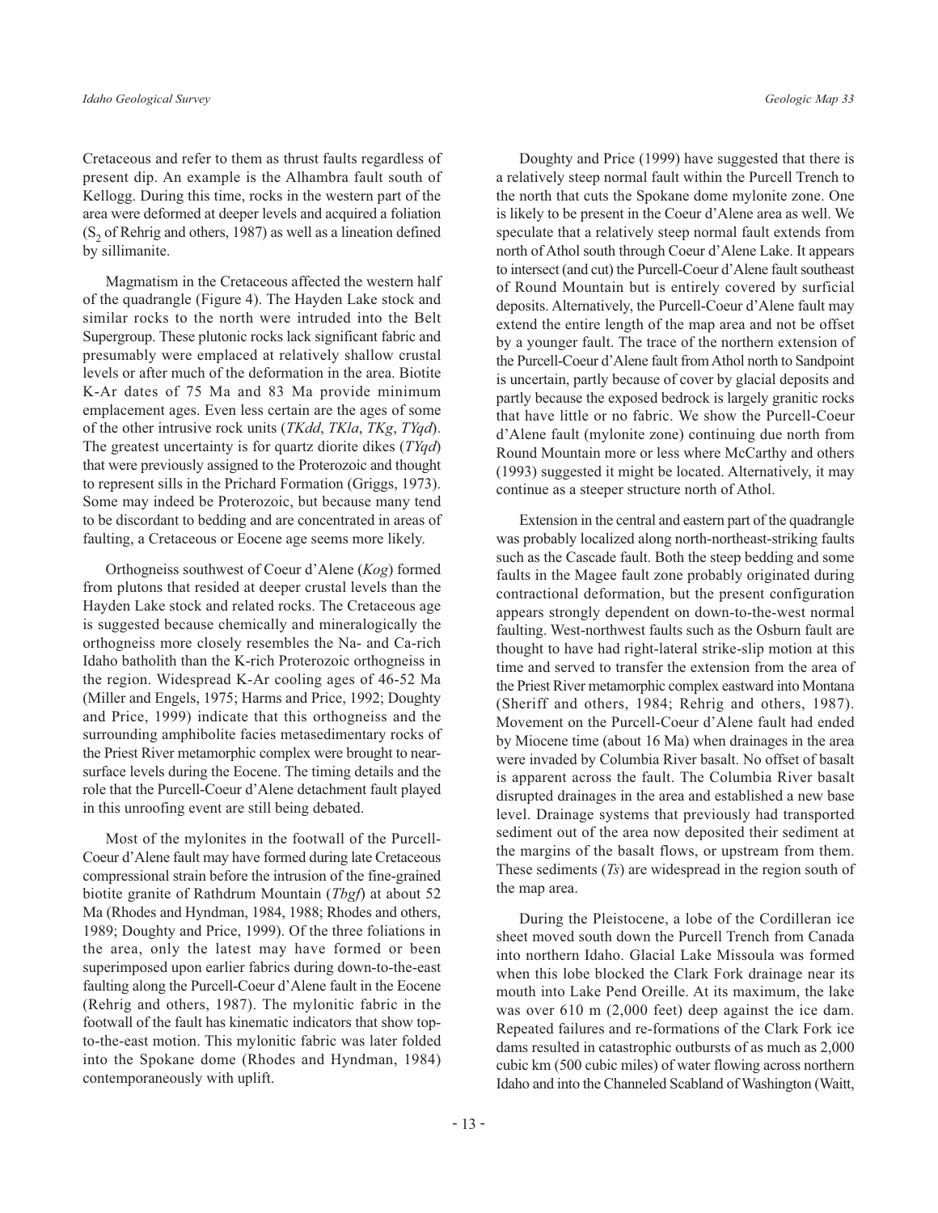Cretaceous and refer to them as thrust faults regardless of present dip. An example is the Alhambra fault south of Kellogg. During this time, rocks in the western part of the area were deformed at deeper levels and acquired a foliation ($S_2$ of Rehrig and others, 1987) as well as a lineation defined by sillimanite.

Magmatism in the Cretaceous affected the western half of the quadrangle (Figure 4). The Hayden Lake stock and similar rocks to the north were intruded into the Belt Supergroup. These plutonic rocks lack significant fabric and presumably were emplaced at relatively shallow crustal levels or after much of the deformation in the area. Biotite K-Ar dates of 75 Ma and 83 Ma provide minimum emplacement ages. Even less certain are the ages of some of the other intrusive rock units (*TKdd*, *TKla*, *TKg*, *TYqd*). The greatest uncertainty is for quartz diorite dikes (*TYqd*) that were previously assigned to the Proterozoic and thought to represent sills in the Prichard Formation (Griggs, 1973). Some may indeed be Proterozoic, but because many tend to be discordant to bedding and are concentrated in areas of faulting, a Cretaceous or Eocene age seems more likely.

Orthogneiss southwest of Coeur d'Alene (*Kog*) formed from plutons that resided at deeper crustal levels than the Hayden Lake stock and related rocks. The Cretaceous age is suggested because chemically and mineralogically the orthogneiss more closely resembles the Na- and Ca-rich Idaho batholith than the K-rich Proterozoic orthogneiss in the region. Widespread K-Ar cooling ages of 46-52 Ma (Miller and Engels, 1975; Harms and Price, 1992; Doughty and Price, 1999) indicate that this orthogneiss and the surrounding amphibolite facies metasedimentary rocks of the Priest River metamorphic complex were brought to near-surface levels during the Eocene. The timing details and the role that the Purcell-Coeur d'Alene detachment fault played in this unroofing event are still being debated.

Most of the mylonites in the footwall of the Purcell-Coeur d'Alene fault may have formed during late Cretaceous compressional strain before the intrusion of the fine-grained biotite granite of Rathdrum Mountain (*Tbgf*) at about 52 Ma (Rhodes and Hyndman, 1984, 1988; Rhodes and others, 1989; Doughty and Price, 1999). Of the three foliations in the area, only the latest may have formed or been superimposed upon earlier fabrics during down-to-the-east faulting along the Purcell-Coeur d'Alene fault in the Eocene (Rehrig and others, 1987). The mylonitic fabric in the footwall of the fault has kinematic indicators that show top-to-the-east motion. This mylonitic fabric was later folded into the Spokane dome (Rhodes and Hyndman, 1984) contemporaneously with uplift.

Doughty and Price (1999) have suggested that there is a relatively steep normal fault within the Purcell Trench to the north that cuts the Spokane dome mylonite zone. One is likely to be present in the Coeur d'Alene area as well. We speculate that a relatively steep normal fault extends from north of Athol south through Coeur d'Alene Lake. It appears to intersect (and cut) the Purcell-Coeur d'Alene fault southeast of Round Mountain but is entirely covered by surficial deposits. Alternatively, the Purcell-Coeur d'Alene fault may extend the entire length of the map area and not be offset by a younger fault. The trace of the northern extension of the Purcell-Coeur d'Alene fault from Athol north to Sandpoint is uncertain, partly because of cover by glacial deposits and partly because the exposed bedrock is largely granitic rocks that have little or no fabric. We show the Purcell-Coeur d'Alene fault (mylonite zone) continuing due north from Round Mountain more or less where McCarthy and others (1993) suggested it might be located. Alternatively, it may continue as a steeper structure north of Athol.

Extension in the central and eastern part of the quadrangle was probably localized along north-northeast-striking faults such as the Cascade fault. Both the steep bedding and some faults in the Magee fault zone probably originated during contractional deformation, but the present configuration appears strongly dependent on down-to-the-west normal faulting. West-northwest faults such as the Osburn fault are thought to have had right-lateral strike-slip motion at this time and served to transfer the extension from the area of the Priest River metamorphic complex eastward into Montana (Sheriff and others, 1984; Rehrig and others, 1987). Movement on the Purcell-Coeur d'Alene fault had ended by Miocene time (about 16 Ma) when drainages in the area were invaded by Columbia River basalt. No offset of basalt is apparent across the fault. The Columbia River basalt disrupted drainages in the area and established a new base level. Drainage systems that previously had transported sediment out of the area now deposited their sediment at the margins of the basalt flows, or upstream from them. These sediments (*Ts*) are widespread in the region south of the map area.

During the Pleistocene, a lobe of the Cordilleran ice sheet moved south down the Purcell Trench from Canada into northern Idaho. Glacial Lake Missoula was formed when this lobe blocked the Clark Fork drainage near its mouth into Lake Pend Oreille. At its maximum, the lake was over 610 m (2,000 feet) deep against the ice dam. Repeated failures and re-formations of the Clark Fork ice dams resulted in catastrophic outbursts of as much as 2,000 cubic km (500 cubic miles) of water flowing across northern Idaho and into the Channeled Scabland of Washington (Waitt,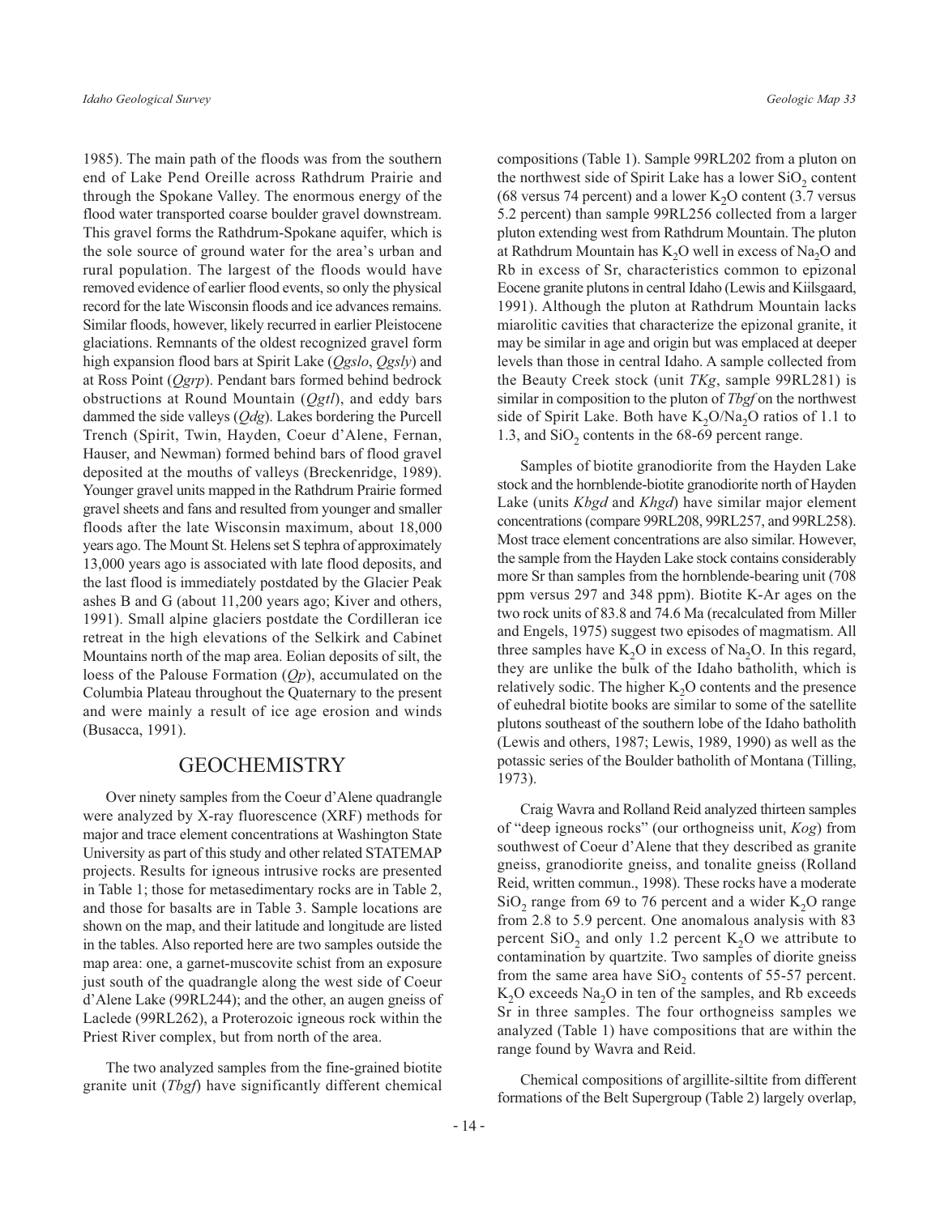1985). The main path of the floods was from the southern end of Lake Pend Oreille across Rathdrum Prairie and through the Spokane Valley. The enormous energy of the flood water transported coarse boulder gravel downstream. This gravel forms the Rathdrum-Spokane aquifer, which is the sole source of ground water for the area's urban and rural population. The largest of the floods would have removed evidence of earlier flood events, so only the physical record for the late Wisconsin floods and ice advances remains. Similar floods, however, likely recurred in earlier Pleistocene glaciations. Remnants of the oldest recognized gravel form high expansion flood bars at Spirit Lake (*Qgslo*, *Qgsly*) and at Ross Point (*Qgrp*). Pendant bars formed behind bedrock obstructions at Round Mountain (*Qgtl*), and eddy bars dammed the side valleys (*Qdg*). Lakes bordering the Purcell Trench (Spirit, Twin, Hayden, Coeur d'Alene, Fernan, Hauser, and Newman) formed behind bars of flood gravel deposited at the mouths of valleys (Breckenridge, 1989). Younger gravel units mapped in the Rathdrum Prairie formed gravel sheets and fans and resulted from younger and smaller floods after the late Wisconsin maximum, about 18,000 years ago. The Mount St. Helens set S tephra of approximately 13,000 years ago is associated with late flood deposits, and the last flood is immediately postdated by the Glacier Peak ashes B and G (about 11,200 years ago; Kiver and others, 1991). Small alpine glaciers postdate the Cordilleran ice retreat in the high elevations of the Selkirk and Cabinet Mountains north of the map area. Eolian deposits of silt, the loess of the Palouse Formation (*Qp*), accumulated on the Columbia Plateau throughout the Quaternary to the present and were mainly a result of ice age erosion and winds (Busacca, 1991).

## GEOCHEMISTRY

Over ninety samples from the Coeur d'Alene quadrangle were analyzed by X-ray fluorescence (XRF) methods for major and trace element concentrations at Washington State University as part of this study and other related STATEMAP projects. Results for igneous intrusive rocks are presented in Table 1; those for metasedimentary rocks are in Table 2, and those for basalts are in Table 3. Sample locations are shown on the map, and their latitude and longitude are listed in the tables. Also reported here are two samples outside the map area: one, a garnet-muscovite schist from an exposure just south of the quadrangle along the west side of Coeur d'Alene Lake (99RL244); and the other, an augen gneiss of Laclede (99RL262), a Proterozoic igneous rock within the Priest River complex, but from north of the area.

The two analyzed samples from the fine-grained biotite granite unit (*Tbgf*) have significantly different chemical compositions (Table 1). Sample 99RL202 from a pluton on the northwest side of Spirit Lake has a lower $SiO_2$ content (68 versus 74 percent) and a lower $K_2O$ content (3.7 versus 5.2 percent) than sample 99RL256 collected from a larger pluton extending west from Rathdrum Mountain. The pluton at Rathdrum Mountain has $K_2O$ well in excess of $Na_2O$ and Rb in excess of Sr, characteristics common to epizonal Eocene granite plutons in central Idaho (Lewis and Kiilsgaard, 1991). Although the pluton at Rathdrum Mountain lacks miarolitic cavities that characterize the epizonal granite, it may be similar in age and origin but was emplaced at deeper levels than those in central Idaho. A sample collected from the Beauty Creek stock (unit *TKg*, sample 99RL281) is similar in composition to the pluton of *Tbgf* on the northwest side of Spirit Lake. Both have $K_2O/Na_2O$ ratios of 1.1 to 1.3, and $SiO_2$ contents in the 68-69 percent range.

Samples of biotite granodiorite from the Hayden Lake stock and the hornblende-biotite granodiorite north of Hayden Lake (units *Kbgd* and *Khgd*) have similar major element concentrations (compare 99RL208, 99RL257, and 99RL258). Most trace element concentrations are also similar. However, the sample from the Hayden Lake stock contains considerably more Sr than samples from the hornblende-bearing unit (708 ppm versus 297 and 348 ppm). Biotite K-Ar ages on the two rock units of 83.8 and 74.6 Ma (recalculated from Miller and Engels, 1975) suggest two episodes of magmatism. All three samples have $K_2O$ in excess of $Na_2O$. In this regard, they are unlike the bulk of the Idaho batholith, which is relatively sodic. The higher $K_2O$ contents and the presence of euhedral biotite books are similar to some of the satellite plutons southeast of the southern lobe of the Idaho batholith (Lewis and others, 1987; Lewis, 1989, 1990) as well as the potassic series of the Boulder batholith of Montana (Tilling, 1973).

Craig Wavra and Rolland Reid analyzed thirteen samples of "deep igneous rocks" (our orthogneiss unit, *Kog*) from southwest of Coeur d'Alene that they described as granite gneiss, granodiorite gneiss, and tonalite gneiss (Rolland Reid, written commun., 1998). These rocks have a moderate $SiO_2$ range from 69 to 76 percent and a wider $K_2O$ range from 2.8 to 5.9 percent. One anomalous analysis with 83 percent $SiO_2$ and only 1.2 percent $K_2O$ we attribute to contamination by quartzite. Two samples of diorite gneiss from the same area have $SiO_2$ contents of 55-57 percent. $K_2O$ exceeds $Na_2O$ in ten of the samples, and Rb exceeds Sr in three samples. The four orthogneiss samples we analyzed (Table 1) have compositions that are within the range found by Wavra and Reid.

Chemical compositions of argillite-siltite from different formations of the Belt Supergroup (Table 2) largely overlap,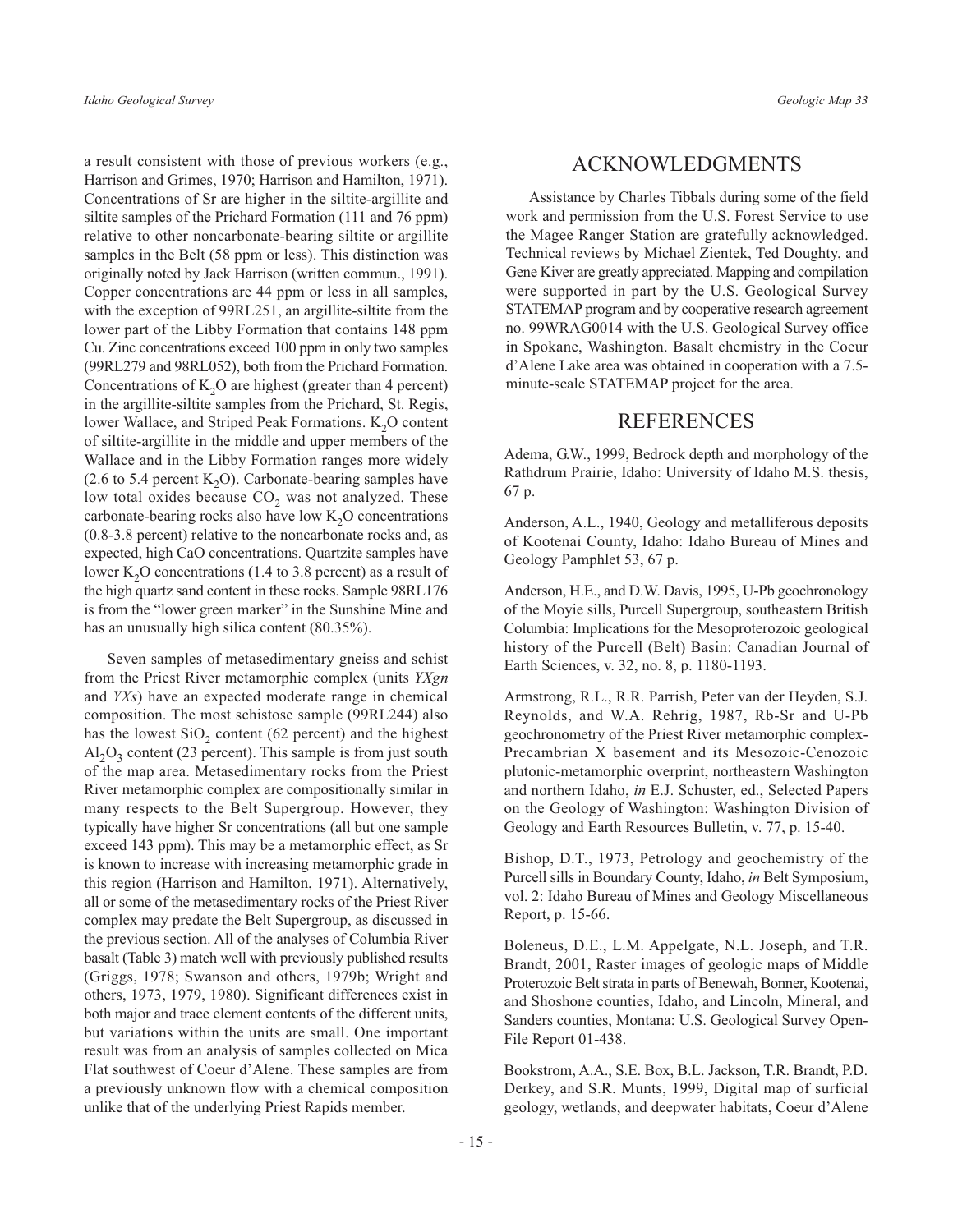a result consistent with those of previous workers (e.g., Harrison and Grimes, 1970; Harrison and Hamilton, 1971). Concentrations of Sr are higher in the siltite-argillite and siltite samples of the Prichard Formation (111 and 76 ppm) relative to other noncarbonate-bearing siltite or argillite samples in the Belt (58 ppm or less). This distinction was originally noted by Jack Harrison (written commun., 1991). Copper concentrations are 44 ppm or less in all samples, with the exception of 99RL251, an argillite-siltite from the lower part of the Libby Formation that contains 148 ppm Cu. Zinc concentrations exceed 100 ppm in only two samples (99RL279 and 98RL052), both from the Prichard Formation. Concentrations of $K_2O$ are highest (greater than 4 percent) in the argillite-siltite samples from the Prichard, St. Regis, lower Wallace, and Striped Peak Formations. $K_2O$ content of siltite-argillite in the middle and upper members of the Wallace and in the Libby Formation ranges more widely (2.6 to 5.4 percent $K_2O$). Carbonate-bearing samples have low total oxides because $CO_2$ was not analyzed. These carbonate-bearing rocks also have low $K_2O$ concentrations (0.8-3.8 percent) relative to the noncarbonate rocks and, as expected, high CaO concentrations. Quartzite samples have lower $K_2O$ concentrations (1.4 to 3.8 percent) as a result of the high quartz sand content in these rocks. Sample 98RL176 is from the "lower green marker" in the Sunshine Mine and has an unusually high silica content (80.35%).

Seven samples of metasedimentary gneiss and schist from the Priest River metamorphic complex (units *YXgn* and *YXs*) have an expected moderate range in chemical composition. The most schistose sample (99RL244) also has the lowest $SiO_2$ content (62 percent) and the highest $Al_2O_3$ content (23 percent). This sample is from just south of the map area. Metasedimentary rocks from the Priest River metamorphic complex are compositionally similar in many respects to the Belt Supergroup. However, they typically have higher Sr concentrations (all but one sample exceed 143 ppm). This may be a metamorphic effect, as Sr is known to increase with increasing metamorphic grade in this region (Harrison and Hamilton, 1971). Alternatively, all or some of the metasedimentary rocks of the Priest River complex may predate the Belt Supergroup, as discussed in the previous section. All of the analyses of Columbia River basalt (Table 3) match well with previously published results (Griggs, 1978; Swanson and others, 1979b; Wright and others, 1973, 1979, 1980). Significant differences exist in both major and trace element contents of the different units, but variations within the units are small. One important result was from an analysis of samples collected on Mica Flat southwest of Coeur d'Alene. These samples are from a previously unknown flow with a chemical composition unlike that of the underlying Priest Rapids member.

## ACKNOWLEDGMENTS

Assistance by Charles Tibbals during some of the field work and permission from the U.S. Forest Service to use the Magee Ranger Station are gratefully acknowledged. Technical reviews by Michael Zientek, Ted Doughty, and Gene Kiver are greatly appreciated. Mapping and compilation were supported in part by the U.S. Geological Survey STATEMAP program and by cooperative research agreement no. 99WRAG0014 with the U.S. Geological Survey office in Spokane, Washington. Basalt chemistry in the Coeur d'Alene Lake area was obtained in cooperation with a 7.5-minute-scale STATEMAP project for the area.

## REFERENCES

Adema, G.W., 1999, Bedrock depth and morphology of the Rathdrum Prairie, Idaho: University of Idaho M.S. thesis, 67 p.

Anderson, A.L., 1940, Geology and metalliferous deposits of Kootenai County, Idaho: Idaho Bureau of Mines and Geology Pamphlet 53, 67 p.

Anderson, H.E., and D.W. Davis, 1995, U-Pb geochronology of the Moyie sills, Purcell Supergroup, southeastern British Columbia: Implications for the Mesoproterozoic geological history of the Purcell (Belt) Basin: Canadian Journal of Earth Sciences, v. 32, no. 8, p. 1180-1193.

Armstrong, R.L., R.R. Parrish, Peter van der Heyden, S.J. Reynolds, and W.A. Rehrig, 1987, Rb-Sr and U-Pb geochronometry of the Priest River metamorphic complex-Precambrian X basement and its Mesozoic-Cenozoic plutonic-metamorphic overprint, northeastern Washington and northern Idaho, *in* E.J. Schuster, ed., Selected Papers on the Geology of Washington: Washington Division of Geology and Earth Resources Bulletin, v. 77, p. 15-40.

Bishop, D.T., 1973, Petrology and geochemistry of the Purcell sills in Boundary County, Idaho, *in* Belt Symposium, vol. 2: Idaho Bureau of Mines and Geology Miscellaneous Report, p. 15-66.

Boleneus, D.E., L.M. Appelgate, N.L. Joseph, and T.R. Brandt, 2001, Raster images of geologic maps of Middle Proterozoic Belt strata in parts of Benewah, Bonner, Kootenai, and Shoshone counties, Idaho, and Lincoln, Mineral, and Sanders counties, Montana: U.S. Geological Survey Open-File Report 01-438.

Bookstrom, A.A., S.E. Box, B.L. Jackson, T.R. Brandt, P.D. Derkey, and S.R. Munts, 1999, Digital map of surficial geology, wetlands, and deepwater habitats, Coeur d'Alene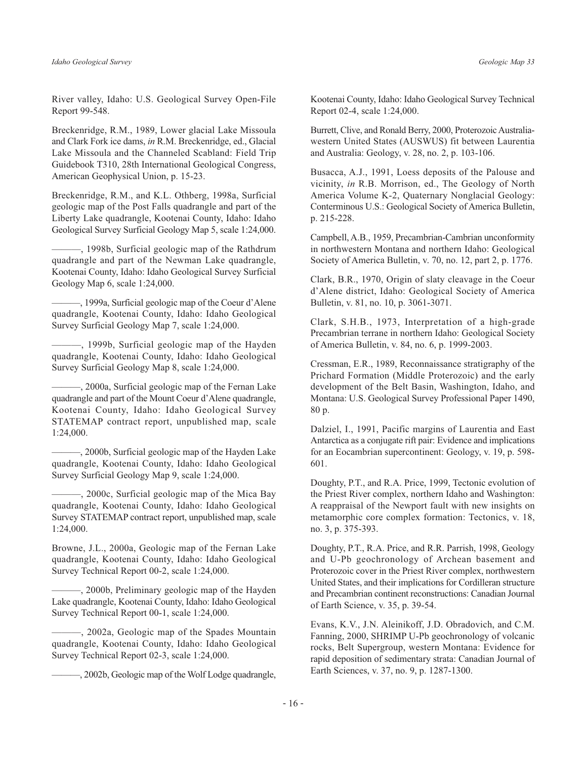River valley, Idaho: U.S. Geological Survey Open-File Report 99-548.

Breckenridge, R.M., 1989, Lower glacial Lake Missoula and Clark Fork ice dams, *in* R.M. Breckenridge, ed., Glacial Lake Missoula and the Channeled Scabland: Field Trip Guidebook T310, 28th International Geological Congress, American Geophysical Union, p. 15-23.

Breckenridge, R.M., and K.L. Othberg, 1998a, Surficial geologic map of the Post Falls quadrangle and part of the Liberty Lake quadrangle, Kootenai County, Idaho: Idaho Geological Survey Surficial Geology Map 5, scale 1:24,000.

———, 1998b, Surficial geologic map of the Rathdrum quadrangle and part of the Newman Lake quadrangle, Kootenai County, Idaho: Idaho Geological Survey Surficial Geology Map 6, scale 1:24,000.

———, 1999a, Surficial geologic map of the Coeur d'Alene quadrangle, Kootenai County, Idaho: Idaho Geological Survey Surficial Geology Map 7, scale 1:24,000.

———, 1999b, Surficial geologic map of the Hayden quadrangle, Kootenai County, Idaho: Idaho Geological Survey Surficial Geology Map 8, scale 1:24,000.

———, 2000a, Surficial geologic map of the Fernan Lake quadrangle and part of the Mount Coeur d'Alene quadrangle, Kootenai County, Idaho: Idaho Geological Survey STATEMAP contract report, unpublished map, scale 1:24,000.

———, 2000b, Surficial geologic map of the Hayden Lake quadrangle, Kootenai County, Idaho: Idaho Geological Survey Surficial Geology Map 9, scale 1:24,000.

———, 2000c, Surficial geologic map of the Mica Bay quadrangle, Kootenai County, Idaho: Idaho Geological Survey STATEMAP contract report, unpublished map, scale 1:24,000.

Browne, J.L., 2000a, Geologic map of the Fernan Lake quadrangle, Kootenai County, Idaho: Idaho Geological Survey Technical Report 00-2, scale 1:24,000.

———, 2000b, Preliminary geologic map of the Hayden Lake quadrangle, Kootenai County, Idaho: Idaho Geological Survey Technical Report 00-1, scale 1:24,000.

———, 2002a, Geologic map of the Spades Mountain quadrangle, Kootenai County, Idaho: Idaho Geological Survey Technical Report 02-3, scale 1:24,000.

———, 2002b, Geologic map of the Wolf Lodge quadrangle, Kootenai County, Idaho: Idaho Geological Survey Technical Report 02-4, scale 1:24,000.

Burrett, Clive, and Ronald Berry, 2000, Proterozoic Australia-western United States (AUSWUS) fit between Laurentia and Australia: Geology, v. 28, no. 2, p. 103-106.

Busacca, A.J., 1991, Loess deposits of the Palouse and vicinity, *in* R.B. Morrison, ed., The Geology of North America Volume K-2, Quaternary Nonglacial Geology: Conterminous U.S.: Geological Society of America Bulletin, p. 215-228.

Campbell, A.B., 1959, Precambrian-Cambrian unconformity in northwestern Montana and northern Idaho: Geological Society of America Bulletin, v. 70, no. 12, part 2, p. 1776.

Clark, B.R., 1970, Origin of slaty cleavage in the Coeur d'Alene district, Idaho: Geological Society of America Bulletin, v. 81, no. 10, p. 3061-3071.

Clark, S.H.B., 1973, Interpretation of a high-grade Precambrian terrane in northern Idaho: Geological Society of America Bulletin, v. 84, no. 6, p. 1999-2003.

Cressman, E.R., 1989, Reconnaissance stratigraphy of the Prichard Formation (Middle Proterozoic) and the early development of the Belt Basin, Washington, Idaho, and Montana: U.S. Geological Survey Professional Paper 1490, 80 p.

Dalziel, I., 1991, Pacific margins of Laurentia and East Antarctica as a conjugate rift pair: Evidence and implications for an Eocambrian supercontinent: Geology, v. 19, p. 598-601.

Doughty, P.T., and R.A. Price, 1999, Tectonic evolution of the Priest River complex, northern Idaho and Washington: A reappraisal of the Newport fault with new insights on metamorphic core complex formation: Tectonics, v. 18, no. 3, p. 375-393.

Doughty, P.T., R.A. Price, and R.R. Parrish, 1998, Geology and U-Pb geochronology of Archean basement and Proterozoic cover in the Priest River complex, northwestern United States, and their implications for Cordilleran structure and Precambrian continent reconstructions: Canadian Journal of Earth Science, v. 35, p. 39-54.

Evans, K.V., J.N. Aleinikoff, J.D. Obradovich, and C.M. Fanning, 2000, SHRIMP U-Pb geochronology of volcanic rocks, Belt Supergroup, western Montana: Evidence for rapid deposition of sedimentary strata: Canadian Journal of Earth Sciences, v. 37, no. 9, p. 1287-1300.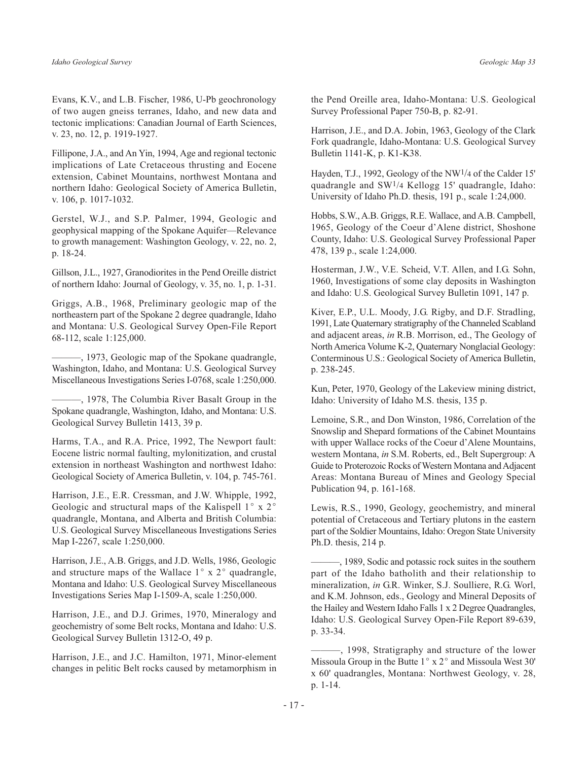Evans, K.V., and L.B. Fischer, 1986, U-Pb geochronology of two augen gneiss terranes, Idaho, and new data and tectonic implications: Canadian Journal of Earth Sciences, v. 23, no. 12, p. 1919-1927.

Fillipone, J.A., and An Yin, 1994, Age and regional tectonic implications of Late Cretaceous thrusting and Eocene extension, Cabinet Mountains, northwest Montana and northern Idaho: Geological Society of America Bulletin, v. 106, p. 1017-1032.

Gerstel, W.J., and S.P. Palmer, 1994, Geologic and geophysical mapping of the Spokane Aquifer—Relevance to growth management: Washington Geology, v. 22, no. 2, p. 18-24.

Gillson, J.L., 1927, Granodiorites in the Pend Oreille district of northern Idaho: Journal of Geology, v. 35, no. 1, p. 1-31.

Griggs, A.B., 1968, Preliminary geologic map of the northeastern part of the Spokane 2 degree quadrangle, Idaho and Montana: U.S. Geological Survey Open-File Report 68-112, scale 1:125,000.

———, 1973, Geologic map of the Spokane quadrangle, Washington, Idaho, and Montana: U.S. Geological Survey Miscellaneous Investigations Series I-0768, scale 1:250,000.

———, 1978, The Columbia River Basalt Group in the Spokane quadrangle, Washington, Idaho, and Montana: U.S. Geological Survey Bulletin 1413, 39 p.

Harms, T.A., and R.A. Price, 1992, The Newport fault: Eocene listric normal faulting, mylonitization, and crustal extension in northeast Washington and northwest Idaho: Geological Society of America Bulletin, v. 104, p. 745-761.

Harrison, J.E., E.R. Cressman, and J.W. Whipple, 1992, Geologic and structural maps of the Kalispell 1° x 2° quadrangle, Montana, and Alberta and British Columbia: U.S. Geological Survey Miscellaneous Investigations Series Map I-2267, scale 1:250,000.

Harrison, J.E., A.B. Griggs, and J.D. Wells, 1986, Geologic and structure maps of the Wallace 1° x 2° quadrangle, Montana and Idaho: U.S. Geological Survey Miscellaneous Investigations Series Map I-1509-A, scale 1:250,000.

Harrison, J.E., and D.J. Grimes, 1970, Mineralogy and geochemistry of some Belt rocks, Montana and Idaho: U.S. Geological Survey Bulletin 1312-O, 49 p.

Harrison, J.E., and J.C. Hamilton, 1971, Minor-element changes in pelitic Belt rocks caused by metamorphism in the Pend Oreille area, Idaho-Montana: U.S. Geological Survey Professional Paper 750-B, p. 82-91.

Harrison, J.E., and D.A. Jobin, 1963, Geology of the Clark Fork quadrangle, Idaho-Montana: U.S. Geological Survey Bulletin 1141-K, p. K1-K38.

Hayden, T.J., 1992, Geology of the NW1/4 of the Calder 15' quadrangle and SW1/4 Kellogg 15' quadrangle, Idaho: University of Idaho Ph.D. thesis, 191 p., scale 1:24,000.

Hobbs, S.W., A.B. Griggs, R.E. Wallace, and A.B. Campbell, 1965, Geology of the Coeur d'Alene district, Shoshone County, Idaho: U.S. Geological Survey Professional Paper 478, 139 p., scale 1:24,000.

Hosterman, J.W., V.E. Scheid, V.T. Allen, and I.G. Sohn, 1960, Investigations of some clay deposits in Washington and Idaho: U.S. Geological Survey Bulletin 1091, 147 p.

Kiver, E.P., U.L. Moody, J.G. Rigby, and D.F. Stradling, 1991, Late Quaternary stratigraphy of the Channeled Scabland and adjacent areas, *in* R.B. Morrison, ed., The Geology of North America Volume K-2, Quaternary Nonglacial Geology: Conterminous U.S.: Geological Society of America Bulletin, p. 238-245.

Kun, Peter, 1970, Geology of the Lakeview mining district, Idaho: University of Idaho M.S. thesis, 135 p.

Lemoine, S.R., and Don Winston, 1986, Correlation of the Snowslip and Shepard formations of the Cabinet Mountains with upper Wallace rocks of the Coeur d'Alene Mountains, western Montana, *in* S.M. Roberts, ed., Belt Supergroup: A Guide to Proterozoic Rocks of Western Montana and Adjacent Areas: Montana Bureau of Mines and Geology Special Publication 94, p. 161-168.

Lewis, R.S., 1990, Geology, geochemistry, and mineral potential of Cretaceous and Tertiary plutons in the eastern part of the Soldier Mountains, Idaho: Oregon State University Ph.D. thesis, 214 p.

———, 1989, Sodic and potassic rock suites in the southern part of the Idaho batholith and their relationship to mineralization, *in* G.R. Winker, S.J. Soulliere, R.G. Worl, and K.M. Johnson, eds., Geology and Mineral Deposits of the Hailey and Western Idaho Falls 1 x 2 Degree Quadrangles, Idaho: U.S. Geological Survey Open-File Report 89-639, p. 33-34.

———, 1998, Stratigraphy and structure of the lower Missoula Group in the Butte 1° x 2° and Missoula West 30' x 60' quadrangles, Montana: Northwest Geology, v. 28, p. 1-14.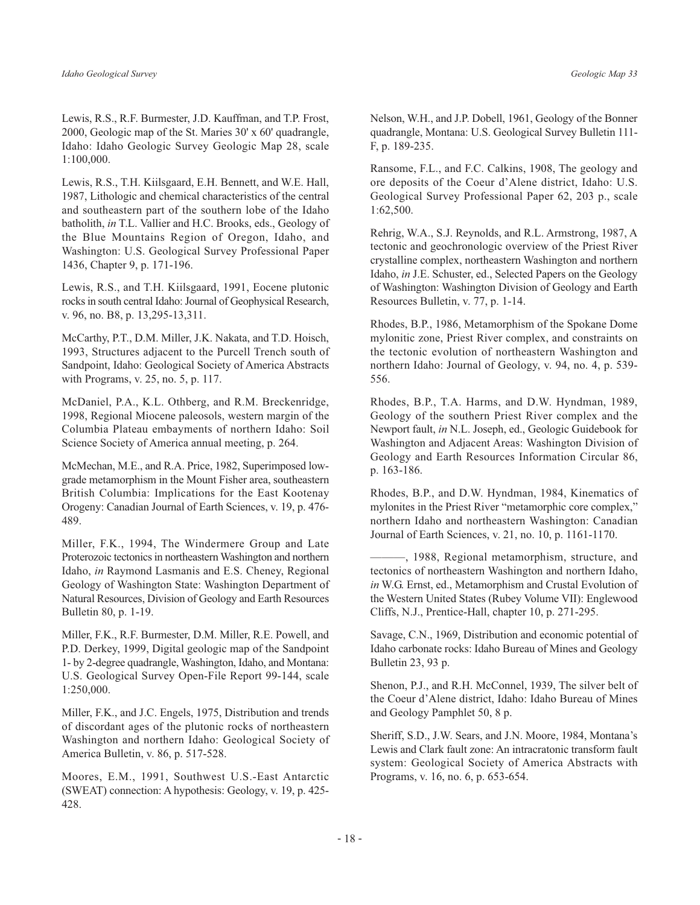Lewis, R.S., R.F. Burmester, J.D. Kauffman, and T.P. Frost, 2000, Geologic map of the St. Maries 30' x 60' quadrangle, Idaho: Idaho Geologic Survey Geologic Map 28, scale 1:100,000.

Lewis, R.S., T.H. Kiilsgaard, E.H. Bennett, and W.E. Hall, 1987, Lithologic and chemical characteristics of the central and southeastern part of the southern lobe of the Idaho batholith, *in* T.L. Vallier and H.C. Brooks, eds., Geology of the Blue Mountains Region of Oregon, Idaho, and Washington: U.S. Geological Survey Professional Paper 1436, Chapter 9, p. 171-196.

Lewis, R.S., and T.H. Kiilsgaard, 1991, Eocene plutonic rocks in south central Idaho: Journal of Geophysical Research, v. 96, no. B8, p. 13,295-13,311.

McCarthy, P.T., D.M. Miller, J.K. Nakata, and T.D. Hoisch, 1993, Structures adjacent to the Purcell Trench south of Sandpoint, Idaho: Geological Society of America Abstracts with Programs, v. 25, no. 5, p. 117.

McDaniel, P.A., K.L. Othberg, and R.M. Breckenridge, 1998, Regional Miocene paleosols, western margin of the Columbia Plateau embayments of northern Idaho: Soil Science Society of America annual meeting, p. 264.

McMechan, M.E., and R.A. Price, 1982, Superimposed low-grade metamorphism in the Mount Fisher area, southeastern British Columbia: Implications for the East Kootenay Orogeny: Canadian Journal of Earth Sciences, v. 19, p. 476-489.

Miller, F.K., 1994, The Windermere Group and Late Proterozoic tectonics in northeastern Washington and northern Idaho, *in* Raymond Lasmanis and E.S. Cheney, Regional Geology of Washington State: Washington Department of Natural Resources, Division of Geology and Earth Resources Bulletin 80, p. 1-19.

Miller, F.K., R.F. Burmester, D.M. Miller, R.E. Powell, and P.D. Derkey, 1999, Digital geologic map of the Sandpoint 1- by 2-degree quadrangle, Washington, Idaho, and Montana: U.S. Geological Survey Open-File Report 99-144, scale 1:250,000.

Miller, F.K., and J.C. Engels, 1975, Distribution and trends of discordant ages of the plutonic rocks of northeastern Washington and northern Idaho: Geological Society of America Bulletin, v. 86, p. 517-528.

Moores, E.M., 1991, Southwest U.S.-East Antarctic (SWEAT) connection: A hypothesis: Geology, v. 19, p. 425-428.

Nelson, W.H., and J.P. Dobell, 1961, Geology of the Bonner quadrangle, Montana: U.S. Geological Survey Bulletin 111-F, p. 189-235.

Ransome, F.L., and F.C. Calkins, 1908, The geology and ore deposits of the Coeur d'Alene district, Idaho: U.S. Geological Survey Professional Paper 62, 203 p., scale 1:62,500.

Rehrig, W.A., S.J. Reynolds, and R.L. Armstrong, 1987, A tectonic and geochronologic overview of the Priest River crystalline complex, northeastern Washington and northern Idaho, *in* J.E. Schuster, ed., Selected Papers on the Geology of Washington: Washington Division of Geology and Earth Resources Bulletin, v. 77, p. 1-14.

Rhodes, B.P., 1986, Metamorphism of the Spokane Dome mylonitic zone, Priest River complex, and constraints on the tectonic evolution of northeastern Washington and northern Idaho: Journal of Geology, v. 94, no. 4, p. 539-556.

Rhodes, B.P., T.A. Harms, and D.W. Hyndman, 1989, Geology of the southern Priest River complex and the Newport fault, *in* N.L. Joseph, ed., Geologic Guidebook for Washington and Adjacent Areas: Washington Division of Geology and Earth Resources Information Circular 86, p. 163-186.

Rhodes, B.P., and D.W. Hyndman, 1984, Kinematics of mylonites in the Priest River "metamorphic core complex," northern Idaho and northeastern Washington: Canadian Journal of Earth Sciences, v. 21, no. 10, p. 1161-1170.

———, 1988, Regional metamorphism, structure, and tectonics of northeastern Washington and northern Idaho, *in* W.G. Ernst, ed., Metamorphism and Crustal Evolution of the Western United States (Rubey Volume VII): Englewood Cliffs, N.J., Prentice-Hall, chapter 10, p. 271-295.

Savage, C.N., 1969, Distribution and economic potential of Idaho carbonate rocks: Idaho Bureau of Mines and Geology Bulletin 23, 93 p.

Shenon, P.J., and R.H. McConnel, 1939, The silver belt of the Coeur d'Alene district, Idaho: Idaho Bureau of Mines and Geology Pamphlet 50, 8 p.

Sheriff, S.D., J.W. Sears, and J.N. Moore, 1984, Montana's Lewis and Clark fault zone: An intracratonic transform fault system: Geological Society of America Abstracts with Programs, v. 16, no. 6, p. 653-654.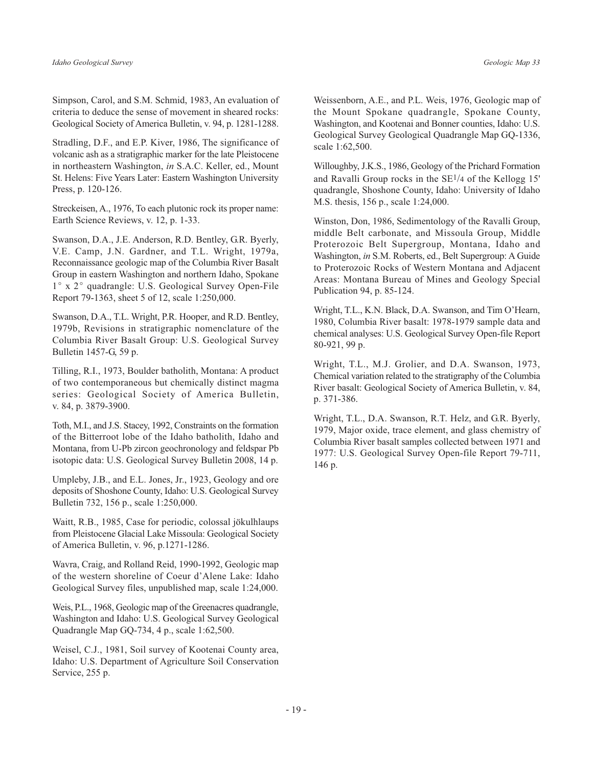Simpson, Carol, and S.M. Schmid, 1983, An evaluation of criteria to deduce the sense of movement in sheared rocks: Geological Society of America Bulletin, v. 94, p. 1281-1288.

Stradling, D.F., and E.P. Kiver, 1986, The significance of volcanic ash as a stratigraphic marker for the late Pleistocene in northeastern Washington, *in* S.A.C. Keller, ed., Mount St. Helens: Five Years Later: Eastern Washington University Press, p. 120-126.

Streckeisen, A., 1976, To each plutonic rock its proper name: Earth Science Reviews, v. 12, p. 1-33.

Swanson, D.A., J.E. Anderson, R.D. Bentley, G.R. Byerly, V.E. Camp, J.N. Gardner, and T.L. Wright, 1979a, Reconnaissance geologic map of the Columbia River Basalt Group in eastern Washington and northern Idaho, Spokane 1° x 2° quadrangle: U.S. Geological Survey Open-File Report 79-1363, sheet 5 of 12, scale 1:250,000.

Swanson, D.A., T.L. Wright, P.R. Hooper, and R.D. Bentley, 1979b, Revisions in stratigraphic nomenclature of the Columbia River Basalt Group: U.S. Geological Survey Bulletin 1457-G, 59 p.

Tilling, R.I., 1973, Boulder batholith, Montana: A product of two contemporaneous but chemically distinct magma series: Geological Society of America Bulletin, v. 84, p. 3879-3900.

Toth, M.I., and J.S. Stacey, 1992, Constraints on the formation of the Bitterroot lobe of the Idaho batholith, Idaho and Montana, from U-Pb zircon geochronology and feldspar Pb isotopic data: U.S. Geological Survey Bulletin 2008, 14 p.

Umpleby, J.B., and E.L. Jones, Jr., 1923, Geology and ore deposits of Shoshone County, Idaho: U.S. Geological Survey Bulletin 732, 156 p., scale 1:250,000.

Waitt, R.B., 1985, Case for periodic, colossal jökulhlaups from Pleistocene Glacial Lake Missoula: Geological Society of America Bulletin, v. 96, p.1271-1286.

Wavra, Craig, and Rolland Reid, 1990-1992, Geologic map of the western shoreline of Coeur d'Alene Lake: Idaho Geological Survey files, unpublished map, scale 1:24,000.

Weis, P.L., 1968, Geologic map of the Greenacres quadrangle, Washington and Idaho: U.S. Geological Survey Geological Quadrangle Map GQ-734, 4 p., scale 1:62,500.

Weisel, C.J., 1981, Soil survey of Kootenai County area, Idaho: U.S. Department of Agriculture Soil Conservation Service, 255 p.

Weissenborn, A.E., and P.L. Weis, 1976, Geologic map of the Mount Spokane quadrangle, Spokane County, Washington, and Kootenai and Bonner counties, Idaho: U.S. Geological Survey Geological Quadrangle Map GQ-1336, scale 1:62,500.

Willoughby, J.K.S., 1986, Geology of the Prichard Formation and Ravalli Group rocks in the SE1/4 of the Kellogg 15' quadrangle, Shoshone County, Idaho: University of Idaho M.S. thesis, 156 p., scale 1:24,000.

Winston, Don, 1986, Sedimentology of the Ravalli Group, middle Belt carbonate, and Missoula Group, Middle Proterozoic Belt Supergroup, Montana, Idaho and Washington, *in* S.M. Roberts, ed., Belt Supergroup: A Guide to Proterozoic Rocks of Western Montana and Adjacent Areas: Montana Bureau of Mines and Geology Special Publication 94, p. 85-124.

Wright, T.L., K.N. Black, D.A. Swanson, and Tim O'Hearn, 1980, Columbia River basalt: 1978-1979 sample data and chemical analyses: U.S. Geological Survey Open-file Report 80-921, 99 p.

Wright, T.L., M.J. Grolier, and D.A. Swanson, 1973, Chemical variation related to the stratigraphy of the Columbia River basalt: Geological Society of America Bulletin, v. 84, p. 371-386.

Wright, T.L., D.A. Swanson, R.T. Helz, and G.R. Byerly, 1979, Major oxide, trace element, and glass chemistry of Columbia River basalt samples collected between 1971 and 1977: U.S. Geological Survey Open-file Report 79-711, 146 p.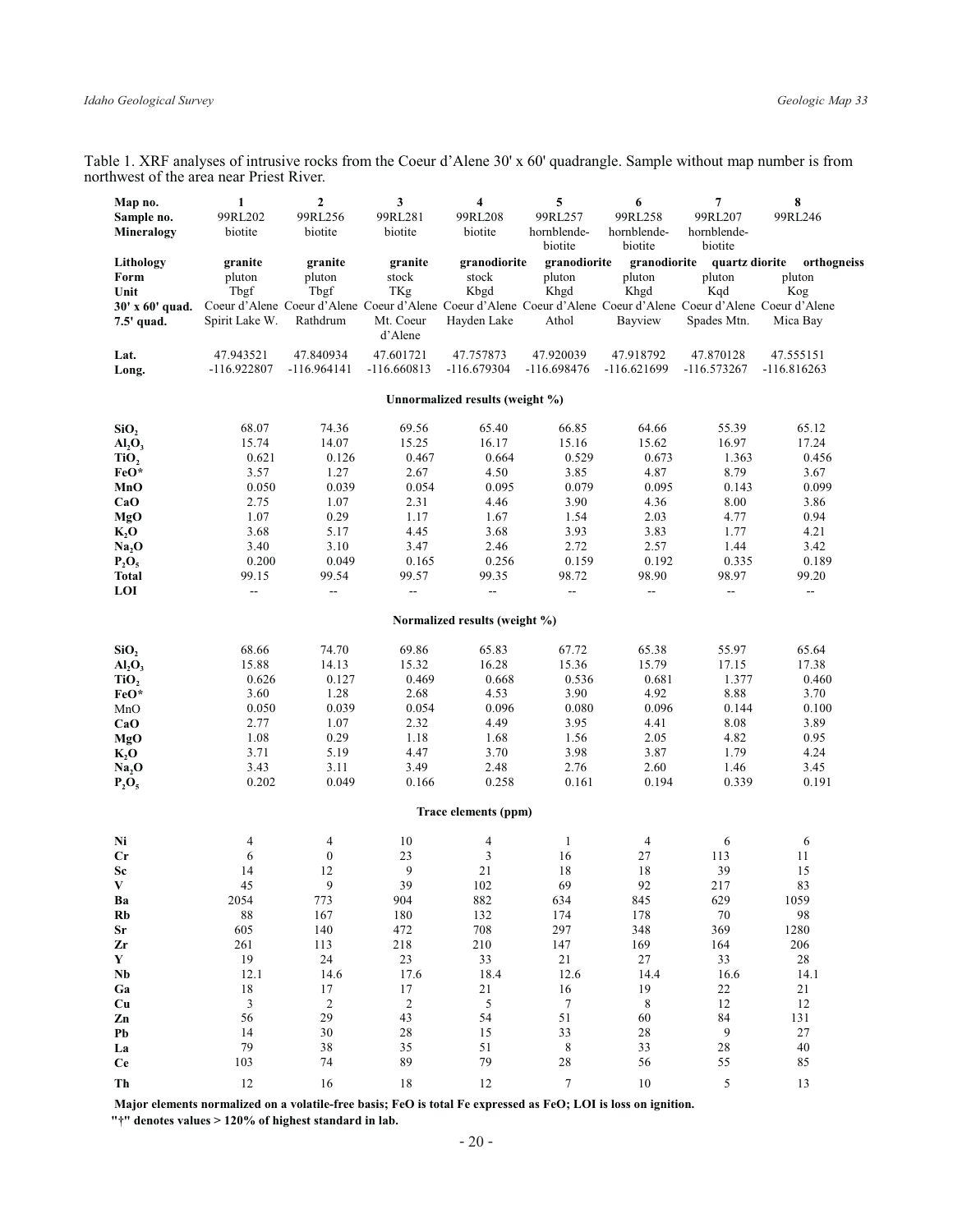Table 1. XRF analyses of intrusive rocks from the Coeur d'Alene 30' x 60' quadrangle. Sample without map number is from northwest of the area near Priest River.

| **Map no.** | **1** | **2** | **3** | **4** | **5** | **6** | **7** | **8** |
|---|---|---|---|---|---|---|---|---|
| **Sample no.** | 99RL202 | 99RL256 | 99RL281 | 99RL208 | 99RL257 | 99RL258 | 99RL207 | 99RL246 |
| **Mineralogy** | biotite | biotite | biotite | biotite | hornblende-biotite | hornblende-biotite | hornblende-biotite | |
| **Lithology** | **granite** | **granite** | **granite** | **granodiorite** | **granodiorite** | **granodiorite** | **quartz diorite** | **orthogneiss** |
| **Form** | pluton | pluton | stock | stock | pluton | pluton | pluton | pluton |
| **Unit** | Tbgf | Tbgf | TKg | Kbgd | Khgd | Khgd | Kqd | Kog |
| **30' x 60' quad.** | Coeur d'Alene | Coeur d'Alene | Coeur d'Alene | Coeur d'Alene | Coeur d'Alene | Coeur d'Alene | Coeur d'Alene | Coeur d'Alene |
| **7.5' quad.** | Spirit Lake W. | Rathdrum | Mt. Coeur d'Alene | Hayden Lake | Athol | Bayview | Spades Mtn. | Mica Bay |
| **Lat.** | 47.943521 | 47.840934 | 47.601721 | 47.757873 | 47.920039 | 47.918792 | 47.870128 | 47.555151 |
| **Long.** | -116.922807 | -116.964141 | -116.660813 | -116.679304 | -116.698476 | -116.621699 | -116.573267 | -116.816263 |
| | | | | **Unnormalized results (weight %)** | | | | |
| **$SiO_2$** | 68.07 | 74.36 | 69.56 | 65.40 | 66.85 | 64.66 | 55.39 | 65.12 |
| **$Al_2O_3$** | 15.74 | 14.07 | 15.25 | 16.17 | 15.16 | 15.62 | 16.97 | 17.24 |
| **$TiO_2$** | 0.621 | 0.126 | 0.467 | 0.664 | 0.529 | 0.673 | 1.363 | 0.456 |
| **FeO*** | 3.57 | 1.27 | 2.67 | 4.50 | 3.85 | 4.87 | 8.79 | 3.67 |
| **MnO** | 0.050 | 0.039 | 0.054 | 0.095 | 0.079 | 0.095 | 0.143 | 0.099 |
| **CaO** | 2.75 | 1.07 | 2.31 | 4.46 | 3.90 | 4.36 | 8.00 | 3.86 |
| **MgO** | 1.07 | 0.29 | 1.17 | 1.67 | 1.54 | 2.03 | 4.77 | 0.94 |
| **$K_2O$** | 3.68 | 5.17 | 4.45 | 3.68 | 3.93 | 3.83 | 1.77 | 4.21 |
| **$Na_2O$** | 3.40 | 3.10 | 3.47 | 2.46 | 2.72 | 2.57 | 1.44 | 3.42 |
| **$P_2O_5$** | 0.200 | 0.049 | 0.165 | 0.256 | 0.159 | 0.192 | 0.335 | 0.189 |
| **Total** | 99.15 | 99.54 | 99.57 | 99.35 | 98.72 | 98.90 | 98.97 | 99.20 |
| **LOI** | -- | -- | -- | -- | -- | -- | -- | -- |
| | | | | **Normalized results (weight %)** | | | | |
| **$SiO_2$** | 68.66 | 74.70 | 69.86 | 65.83 | 67.72 | 65.38 | 55.97 | 65.64 |
| **$Al_2O_3$** | 15.88 | 14.13 | 15.32 | 16.28 | 15.36 | 15.79 | 17.15 | 17.38 |
| **$TiO_2$** | 0.626 | 0.127 | 0.469 | 0.668 | 0.536 | 0.681 | 1.377 | 0.460 |
| **FeO*** | 3.60 | 1.28 | 2.68 | 4.53 | 3.90 | 4.92 | 8.88 | 3.70 |
| MnO | 0.050 | 0.039 | 0.054 | 0.096 | 0.080 | 0.096 | 0.144 | 0.100 |
| **CaO** | 2.77 | 1.07 | 2.32 | 4.49 | 3.95 | 4.41 | 8.08 | 3.89 |
| **MgO** | 1.08 | 0.29 | 1.18 | 1.68 | 1.56 | 2.05 | 4.82 | 0.95 |
| **$K_2O$** | 3.71 | 5.19 | 4.47 | 3.70 | 3.98 | 3.87 | 1.79 | 4.24 |
| **$Na_2O$** | 3.43 | 3.11 | 3.49 | 2.48 | 2.76 | 2.60 | 1.46 | 3.45 |
| **$P_2O_5$** | 0.202 | 0.049 | 0.166 | 0.258 | 0.161 | 0.194 | 0.339 | 0.191 |
| | | | | **Trace elements (ppm)** | | | | |
| **Ni** | 4 | 4 | 10 | 4 | 1 | 4 | 6 | 6 |
| **Cr** | 6 | 0 | 23 | 3 | 16 | 27 | 113 | 11 |
| **Sc** | 14 | 12 | 9 | 21 | 18 | 18 | 39 | 15 |
| **V** | 45 | 9 | 39 | 102 | 69 | 92 | 217 | 83 |
| **Ba** | 2054 | 773 | 904 | 882 | 634 | 845 | 629 | 1059 |
| **Rb** | 88 | 167 | 180 | 132 | 174 | 178 | 70 | 98 |
| **Sr** | 605 | 140 | 472 | 708 | 297 | 348 | 369 | 1280 |
| **Zr** | 261 | 113 | 218 | 210 | 147 | 169 | 164 | 206 |
| **Y** | 19 | 24 | 23 | 33 | 21 | 27 | 33 | 28 |
| **Nb** | 12.1 | 14.6 | 17.6 | 18.4 | 12.6 | 14.4 | 16.6 | 14.1 |
| **Ga** | 18 | 17 | 17 | 21 | 16 | 19 | 22 | 21 |
| **Cu** | 3 | 2 | 2 | 5 | 7 | 8 | 12 | 12 |
| **Zn** | 56 | 29 | 43 | 54 | 51 | 60 | 84 | 131 |
| **Pb** | 14 | 30 | 28 | 15 | 33 | 28 | 9 | 27 |
| **La** | 79 | 38 | 35 | 51 | 8 | 33 | 28 | 40 |
| **Ce** | 103 | 74 | 89 | 79 | 28 | 56 | 55 | 85 |
| **Th** | 12 | 16 | 18 | 12 | 7 | 10 | 5 | 13 |

**Major elements normalized on a volatile-free basis; FeO is total Fe expressed as FeO; LOI is loss on ignition.**

**"†" denotes values > 120% of highest standard in lab.**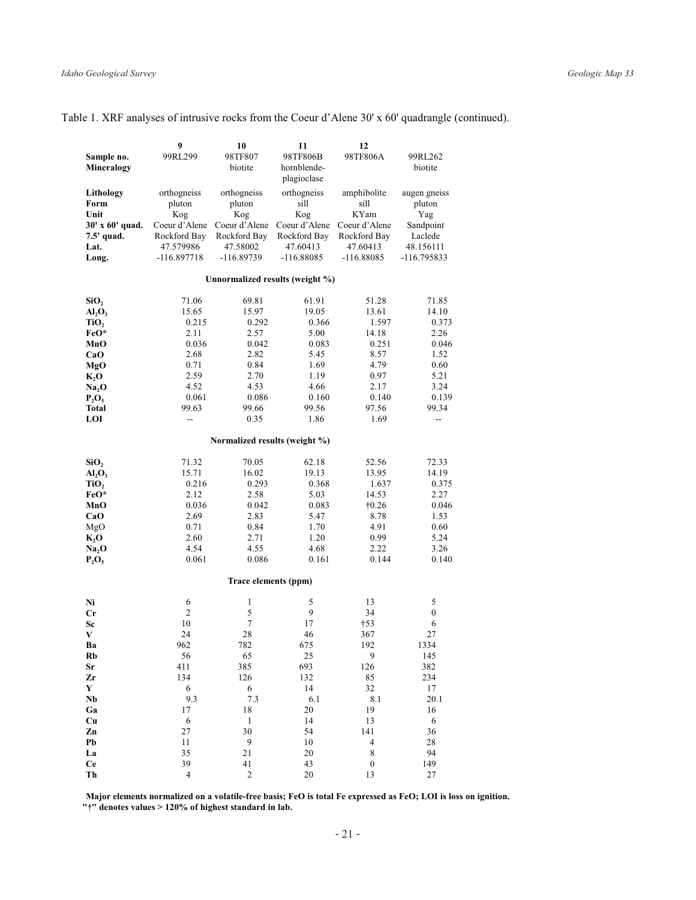Table 1. XRF analyses of intrusive rocks from the Coeur d'Alene 30' x 60' quadrangle (continued).

| | 9 | 10 | 11 | 12 | |
|---|---|---|---|---|---|
| **Sample no.** | 99RL299 | 98TF807 | 98TF806B | 98TF806A | 99RL262 |
| **Mineralogy** | | biotite | hornblende-plagioclase | | biotite |
| **Lithology** | orthogneiss | orthogneiss | orthogneiss | amphibolite | augen gneiss |
| **Form** | pluton | pluton | sill | sill | pluton |
| **Unit** | Kog | Kog | Kog | KYam | Yag |
| **30' x 60' quad.** | Coeur d'Alene | Coeur d'Alene | Coeur d'Alene | Coeur d'Alene | Sandpoint |
| **7.5' quad.** | Rockford Bay | Rockford Bay | Rockford Bay | Rockford Bay | Laclede |
| **Lat.** | 47.579986 | 47.58002 | 47.60413 | 47.60413 | 48.156111 |
| **Long.** | -116.897718 | -116.89739 | -116.88085 | -116.88085 | -116.795833 |
| | | | **Unnormalized results (weight %)** | | |
| **$SiO_2$** | 71.06 | 69.81 | 61.91 | 51.28 | 71.85 |
| **$Al_2O_3$** | 15.65 | 15.97 | 19.05 | 13.61 | 14.10 |
| **$TiO_2$** | 0.215 | 0.292 | 0.366 | 1.597 | 0.373 |
| **FeO*** | 2.11 | 2.57 | 5.00 | 14.18 | 2.26 |
| **MnO** | 0.036 | 0.042 | 0.083 | 0.251 | 0.046 |
| **CaO** | 2.68 | 2.82 | 5.45 | 8.57 | 1.52 |
| **MgO** | 0.71 | 0.84 | 1.69 | 4.79 | 0.60 |
| **$K_2O$** | 2.59 | 2.70 | 1.19 | 0.97 | 5.21 |
| **$Na_2O$** | 4.52 | 4.53 | 4.66 | 2.17 | 3.24 |
| **$P_2O_5$** | 0.061 | 0.086 | 0.160 | 0.140 | 0.139 |
| **Total** | 99.63 | 99.66 | 99.56 | 97.56 | 99.34 |
| **LOI** | -- | 0.35 | 1.86 | 1.69 | -- |
| | | | **Normalized results (weight %)** | | |
| **$SiO_2$** | 71.32 | 70.05 | 62.18 | 52.56 | 72.33 |
| **$Al_2O_3$** | 15.71 | 16.02 | 19.13 | 13.95 | 14.19 |
| **$TiO_2$** | 0.216 | 0.293 | 0.368 | 1.637 | 0.375 |
| **FeO*** | 2.12 | 2.58 | 5.03 | 14.53 | 2.27 |
| **MnO** | 0.036 | 0.042 | 0.083 | †0.26 | 0.046 |
| **CaO** | 2.69 | 2.83 | 5.47 | 8.78 | 1.53 |
| MgO | 0.71 | 0.84 | 1.70 | 4.91 | 0.60 |
| **$K_2O$** | 2.60 | 2.71 | 1.20 | 0.99 | 5.24 |
| **$Na_2O$** | 4.54 | 4.55 | 4.68 | 2.22 | 3.26 |
| **$P_2O_5$** | 0.061 | 0.086 | 0.161 | 0.144 | 0.140 |
| | | | **Trace elements (ppm)** | | |
| **Ni** | 6 | 1 | 5 | 13 | 5 |
| **Cr** | 2 | 5 | 9 | 34 | 0 |
| **Sc** | 10 | 7 | 17 | †53 | 6 |
| **V** | 24 | 28 | 46 | 367 | 27 |
| **Ba** | 962 | 782 | 675 | 192 | 1334 |
| **Rb** | 56 | 65 | 25 | 9 | 145 |
| **Sr** | 411 | 385 | 693 | 126 | 382 |
| **Zr** | 134 | 126 | 132 | 85 | 234 |
| **Y** | 6 | 6 | 14 | 32 | 17 |
| **Nb** | 9.3 | 7.3 | 6.1 | 8.1 | 20.1 |
| **Ga** | 17 | 18 | 20 | 19 | 16 |
| **Cu** | 6 | 1 | 14 | 13 | 6 |
| **Zn** | 27 | 30 | 54 | 141 | 36 |
| **Pb** | 11 | 9 | 10 | 4 | 28 |
| **La** | 35 | 21 | 20 | 8 | 94 |
| **Ce** | 39 | 41 | 43 | 0 | 149 |
| **Th** | 4 | 2 | 20 | 13 | 27 |

**Major elements normalized on a volatile-free basis; FeO is total Fe expressed as FeO; LOI is loss on ignition.**
**"†" denotes values > 120% of highest standard in lab.**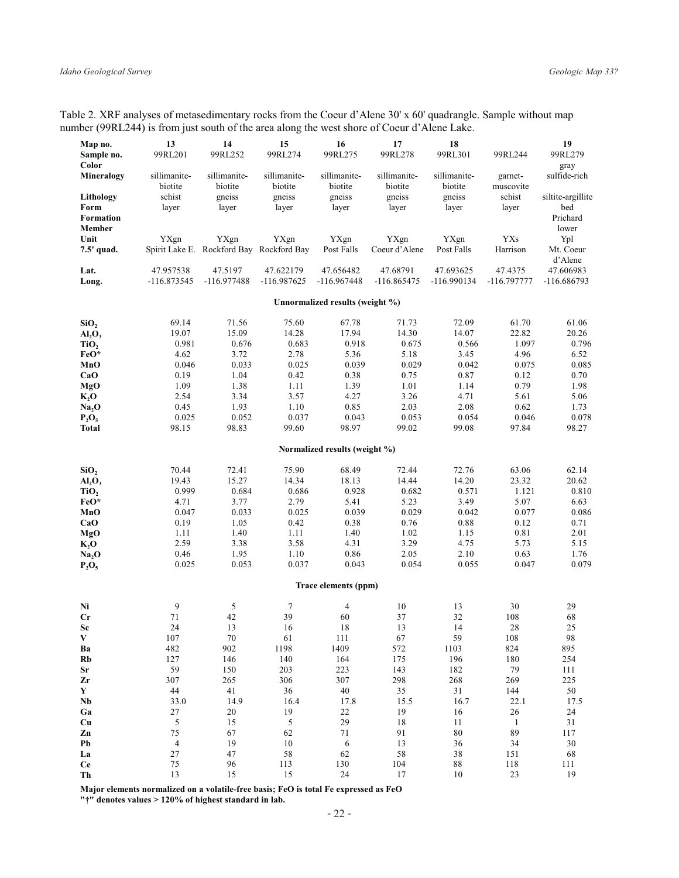Table 2. XRF analyses of metasedimentary rocks from the Coeur d'Alene 30' x 60' quadrangle. Sample without map number (99RL244) is from just south of the area along the west shore of Coeur d'Alene Lake.

| **Map no.** | **13** | **14** | **15** | **16** | **17** | **18** | | **19** |
|---|---|---|---|---|---|---|---|---|
| **Sample no.** | 99RL201 | 99RL252 | 99RL274 | 99RL275 | 99RL278 | 99RL301 | 99RL244 | 99RL279 |
| **Color** | | | | | | | | gray |
| **Mineralogy** | sillimanite-biotite | sillimanite-biotite | sillimanite-biotite | sillimanite-biotite | sillimanite-biotite | sillimanite-biotite | garnet-muscovite | sulfide-rich |
| **Lithology** | schist | gneiss | gneiss | gneiss | gneiss | gneiss | schist | siltite-argillite |
| **Form** | layer | layer | layer | layer | layer | layer | layer | bed |
| **Formation** | | | | | | | | Prichard |
| **Member** | | | | | | | | lower |
| **Unit** | YXgn | YXgn | YXgn | YXgn | YXgn | YXgn | YXs | Ypl |
| **7.5' quad.** | Spirit Lake E. | Rockford Bay | Rockford Bay | Post Falls | Coeur d'Alene | Post Falls | Harrison | Mt. Coeur d'Alene |
| **Lat.** | 47.957538 | 47.5197 | 47.622179 | 47.656482 | 47.68791 | 47.693625 | 47.4375 | 47.606983 |
| **Long.** | -116.873545 | -116.977488 | -116.987625 | -116.967448 | -116.865475 | -116.990134 | -116.797777 | -116.686793 |
| | | | | **Unnormalized results (weight %)** | | | | |
| **$SiO_2$** | 69.14 | 71.56 | 75.60 | 67.78 | 71.73 | 72.09 | 61.70 | 61.06 |
| **$Al_2O_3$** | 19.07 | 15.09 | 14.28 | 17.94 | 14.30 | 14.07 | 22.82 | 20.26 |
| **$TiO_2$** | 0.981 | 0.676 | 0.683 | 0.918 | 0.675 | 0.566 | 1.097 | 0.796 |
| **FeO*** | 4.62 | 3.72 | 2.78 | 5.36 | 5.18 | 3.45 | 4.96 | 6.52 |
| **MnO** | 0.046 | 0.033 | 0.025 | 0.039 | 0.029 | 0.042 | 0.075 | 0.085 |
| **CaO** | 0.19 | 1.04 | 0.42 | 0.38 | 0.75 | 0.87 | 0.12 | 0.70 |
| **MgO** | 1.09 | 1.38 | 1.11 | 1.39 | 1.01 | 1.14 | 0.79 | 1.98 |
| **$K_2O$** | 2.54 | 3.34 | 3.57 | 4.27 | 3.26 | 4.71 | 5.61 | 5.06 |
| **$Na_2O$** | 0.45 | 1.93 | 1.10 | 0.85 | 2.03 | 2.08 | 0.62 | 1.73 |
| **$P_2O_5$** | 0.025 | 0.052 | 0.037 | 0.043 | 0.053 | 0.054 | 0.046 | 0.078 |
| **Total** | 98.15 | 98.83 | 99.60 | 98.97 | 99.02 | 99.08 | 97.84 | 98.27 |
| | | | | **Normalized results (weight %)** | | | | |
| **$SiO_2$** | 70.44 | 72.41 | 75.90 | 68.49 | 72.44 | 72.76 | 63.06 | 62.14 |
| **$Al_2O_3$** | 19.43 | 15.27 | 14.34 | 18.13 | 14.44 | 14.20 | 23.32 | 20.62 |
| **$TiO_2$** | 0.999 | 0.684 | 0.686 | 0.928 | 0.682 | 0.571 | 1.121 | 0.810 |
| **FeO*** | 4.71 | 3.77 | 2.79 | 5.41 | 5.23 | 3.49 | 5.07 | 6.63 |
| **MnO** | 0.047 | 0.033 | 0.025 | 0.039 | 0.029 | 0.042 | 0.077 | 0.086 |
| **CaO** | 0.19 | 1.05 | 0.42 | 0.38 | 0.76 | 0.88 | 0.12 | 0.71 |
| **MgO** | 1.11 | 1.40 | 1.11 | 1.40 | 1.02 | 1.15 | 0.81 | 2.01 |
| **$K_2O$** | 2.59 | 3.38 | 3.58 | 4.31 | 3.29 | 4.75 | 5.73 | 5.15 |
| **$Na_2O$** | 0.46 | 1.95 | 1.10 | 0.86 | 2.05 | 2.10 | 0.63 | 1.76 |
| **$P_2O_5$** | 0.025 | 0.053 | 0.037 | 0.043 | 0.054 | 0.055 | 0.047 | 0.079 |
| | | | | **Trace elements (ppm)** | | | | |
| **Ni** | 9 | 5 | 7 | 4 | 10 | 13 | 30 | 29 |
| **Cr** | 71 | 42 | 39 | 60 | 37 | 32 | 108 | 68 |
| **Sc** | 24 | 13 | 16 | 18 | 13 | 14 | 28 | 25 |
| **V** | 107 | 70 | 61 | 111 | 67 | 59 | 108 | 98 |
| **Ba** | 482 | 902 | 1198 | 1409 | 572 | 1103 | 824 | 895 |
| **Rb** | 127 | 146 | 140 | 164 | 175 | 196 | 180 | 254 |
| **Sr** | 59 | 150 | 203 | 223 | 143 | 182 | 79 | 111 |
| **Zr** | 307 | 265 | 306 | 307 | 298 | 268 | 269 | 225 |
| **Y** | 44 | 41 | 36 | 40 | 35 | 31 | 144 | 50 |
| **Nb** | 33.0 | 14.9 | 16.4 | 17.8 | 15.5 | 16.7 | 22.1 | 17.5 |
| **Ga** | 27 | 20 | 19 | 22 | 19 | 16 | 26 | 24 |
| **Cu** | 5 | 15 | 5 | 29 | 18 | 11 | 1 | 31 |
| **Zn** | 75 | 67 | 62 | 71 | 91 | 80 | 89 | 117 |
| **Pb** | 4 | 19 | 10 | 6 | 13 | 36 | 34 | 30 |
| **La** | 27 | 47 | 58 | 62 | 58 | 38 | 151 | 68 |
| **Ce** | 75 | 96 | 113 | 130 | 104 | 88 | 118 | 111 |
| **Th** | 13 | 15 | 15 | 24 | 17 | 10 | 23 | 19 |

**Major elements normalized on a volatile-free basis; FeO is total Fe expressed as FeO**
**"†" denotes values > 120% of highest standard in lab.**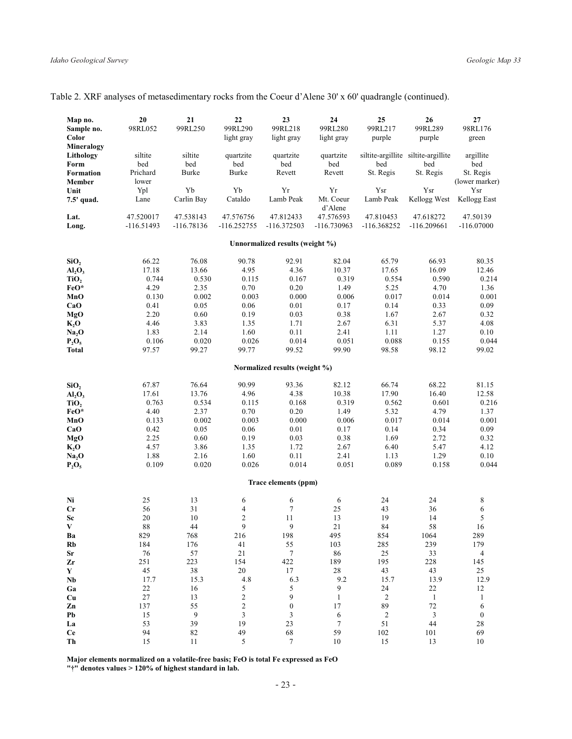Table 2. XRF analyses of metasedimentary rocks from the Coeur d'Alene 30' x 60' quadrangle (continued).

| **Map no.** | **20** | **21** | **22** | **23** | **24** | **25** | **26** | **27** |
|---|---|---|---|---|---|---|---|---|
| **Sample no.** | 98RL052 | 99RL250 | 99RL290 | 99RL218 | 99RL280 | 99RL217 | 99RL289 | 98RL176 |
| **Color** | | | light gray | light gray | light gray | purple | purple | green |
| **Mineralogy** | | | | | | | | |
| **Lithology** | siltite | siltite | quartzite | quartzite | quartzite | siltite-argillite | siltite-argillite | argillite |
| **Form** | bed | bed | bed | bed | bed | bed | bed | bed |
| **Formation** | Prichard | Burke | Burke | Revett | Revett | St. Regis | St. Regis | St. Regis |
| **Member** | lower | | | | | | | (lower marker) |
| **Unit** | Ypl | Yb | Yb | Yr | Yr | Ysr | Ysr | Ysr |
| **7.5' quad.** | Lane | Carlin Bay | Cataldo | Lamb Peak | Mt. Coeur d'Alene | Lamb Peak | Kellogg West | Kellogg East |
| **Lat.** | 47.520017 | 47.538143 | 47.576756 | 47.812433 | 47.576593 | 47.810453 | 47.618272 | 47.50139 |
| **Long.** | -116.51493 | -116.78136 | -116.252755 | -116.372503 | -116.730963 | -116.368252 | -116.209661 | -116.07000 |
| | | | | **Unnormalized results (weight %)** | | | | |
| **$SiO_2$** | 66.22 | 76.08 | 90.78 | 92.91 | 82.04 | 65.79 | 66.93 | 80.35 |
| **$Al_2O_3$** | 17.18 | 13.66 | 4.95 | 4.36 | 10.37 | 17.65 | 16.09 | 12.46 |
| **$TiO_2$** | 0.744 | 0.530 | 0.115 | 0.167 | 0.319 | 0.554 | 0.590 | 0.214 |
| **FeO*** | 4.29 | 2.35 | 0.70 | 0.20 | 1.49 | 5.25 | 4.70 | 1.36 |
| **MnO** | 0.130 | 0.002 | 0.003 | 0.000 | 0.006 | 0.017 | 0.014 | 0.001 |
| **CaO** | 0.41 | 0.05 | 0.06 | 0.01 | 0.17 | 0.14 | 0.33 | 0.09 |
| **MgO** | 2.20 | 0.60 | 0.19 | 0.03 | 0.38 | 1.67 | 2.67 | 0.32 |
| **$K_2O$** | 4.46 | 3.83 | 1.35 | 1.71 | 2.67 | 6.31 | 5.37 | 4.08 |
| **$Na_2O$** | 1.83 | 2.14 | 1.60 | 0.11 | 2.41 | 1.11 | 1.27 | 0.10 |
| **$P_2O_5$** | 0.106 | 0.020 | 0.026 | 0.014 | 0.051 | 0.088 | 0.155 | 0.044 |
| **Total** | 97.57 | 99.27 | 99.77 | 99.52 | 99.90 | 98.58 | 98.12 | 99.02 |
| | | | | **Normalized results (weight %)** | | | | |
| **$SiO_2$** | 67.87 | 76.64 | 90.99 | 93.36 | 82.12 | 66.74 | 68.22 | 81.15 |
| **$Al_2O_3$** | 17.61 | 13.76 | 4.96 | 4.38 | 10.38 | 17.90 | 16.40 | 12.58 |
| **$TiO_2$** | 0.763 | 0.534 | 0.115 | 0.168 | 0.319 | 0.562 | 0.601 | 0.216 |
| **FeO*** | 4.40 | 2.37 | 0.70 | 0.20 | 1.49 | 5.32 | 4.79 | 1.37 |
| **MnO** | 0.133 | 0.002 | 0.003 | 0.000 | 0.006 | 0.017 | 0.014 | 0.001 |
| **CaO** | 0.42 | 0.05 | 0.06 | 0.01 | 0.17 | 0.14 | 0.34 | 0.09 |
| **MgO** | 2.25 | 0.60 | 0.19 | 0.03 | 0.38 | 1.69 | 2.72 | 0.32 |
| **$K_2O$** | 4.57 | 3.86 | 1.35 | 1.72 | 2.67 | 6.40 | 5.47 | 4.12 |
| **$Na_2O$** | 1.88 | 2.16 | 1.60 | 0.11 | 2.41 | 1.13 | 1.29 | 0.10 |
| **$P_2O_5$** | 0.109 | 0.020 | 0.026 | 0.014 | 0.051 | 0.089 | 0.158 | 0.044 |
| | | | | **Trace elements (ppm)** | | | | |
| **Ni** | 25 | 13 | 6 | 6 | 6 | 24 | 24 | 8 |
| **Cr** | 56 | 31 | 4 | 7 | 25 | 43 | 36 | 6 |
| **Sc** | 20 | 10 | 2 | 11 | 13 | 19 | 14 | 5 |
| **V** | 88 | 44 | 9 | 9 | 21 | 84 | 58 | 16 |
| **Ba** | 829 | 768 | 216 | 198 | 495 | 854 | 1064 | 289 |
| **Rb** | 184 | 176 | 41 | 55 | 103 | 285 | 239 | 179 |
| **Sr** | 76 | 57 | 21 | 7 | 86 | 25 | 33 | 4 |
| **Zr** | 251 | 223 | 154 | 422 | 189 | 195 | 228 | 145 |
| **Y** | 45 | 38 | 20 | 17 | 28 | 43 | 43 | 25 |
| **Nb** | 17.7 | 15.3 | 4.8 | 6.3 | 9.2 | 15.7 | 13.9 | 12.9 |
| **Ga** | 22 | 16 | 5 | 5 | 9 | 24 | 22 | 12 |
| **Cu** | 27 | 13 | 2 | 9 | 1 | 2 | 1 | 1 |
| **Zn** | 137 | 55 | 2 | 0 | 17 | 89 | 72 | 6 |
| **Pb** | 15 | 9 | 3 | 3 | 6 | 2 | 3 | 0 |
| **La** | 53 | 39 | 19 | 23 | 7 | 51 | 44 | 28 |
| **Ce** | 94 | 82 | 49 | 68 | 59 | 102 | 101 | 69 |
| **Th** | 15 | 11 | 5 | 7 | 10 | 15 | 13 | 10 |

**Major elements normalized on a volatile-free basis; FeO is total Fe expressed as FeO**
**"†" denotes values > 120% of highest standard in lab.**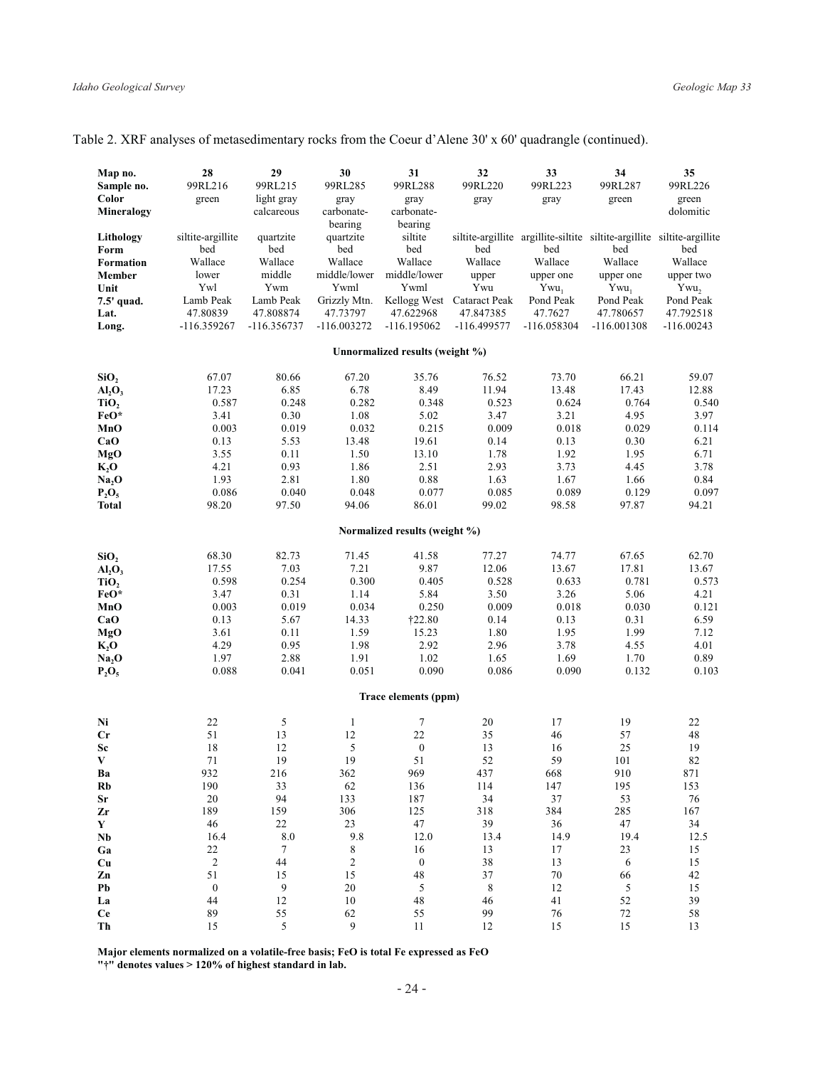Table 2. XRF analyses of metasedimentary rocks from the Coeur d'Alene 30' x 60' quadrangle (continued).

| Map no. | 28 | 29 | 30 | 31 | 32 | 33 | 34 | 35 |
|---|---|---|---|---|---|---|---|---|
| Sample no. | 99RL216 | 99RL215 | 99RL285 | 99RL288 | 99RL220 | 99RL223 | 99RL287 | 99RL226 |
| Color | green | light gray | gray | gray | gray | gray | green | green |
| Mineralogy | | calcareous | carbonate-bearing | carbonate-bearing | | | | dolomitic |
| Lithology | siltite-argillite | quartzite | quartzite | siltite | siltite-argillite | argillite-siltite | siltite-argillite | siltite-argillite |
| Form | bed | bed | bed | bed | bed | bed | bed | bed |
| Formation | Wallace | Wallace | Wallace | Wallace | Wallace | Wallace | Wallace | Wallace |
| Member | lower | middle | middle/lower | middle/lower | upper | upper one | upper one | upper two |
| Unit | Ywl | Ywm | Ywml | Ywml | Ywu | $Ywu_1$ | $Ywu_1$ | $Ywu_2$ |
| 7.5' quad. | Lamb Peak | Lamb Peak | Grizzly Mtn. | Kellogg West | Cataract Peak | Pond Peak | Pond Peak | Pond Peak |
| Lat. | 47.80839 | 47.808874 | 47.73797 | 47.622968 | 47.847385 | 47.7627 | 47.780657 | 47.792518 |
| Long. | -116.359267 | -116.356737 | -116.003272 | -116.195062 | -116.499577 | -116.058304 | -116.001308 | -116.00243 |
| **Unnormalized results (weight %)** | | | | | | | | |
| $SiO_2$ | 67.07 | 80.66 | 67.20 | 35.76 | 76.52 | 73.70 | 66.21 | 59.07 |
| $Al_2O_3$ | 17.23 | 6.85 | 6.78 | 8.49 | 11.94 | 13.48 | 17.43 | 12.88 |
| $TiO_2$ | 0.587 | 0.248 | 0.282 | 0.348 | 0.523 | 0.624 | 0.764 | 0.540 |
| FeO* | 3.41 | 0.30 | 1.08 | 5.02 | 3.47 | 3.21 | 4.95 | 3.97 |
| MnO | 0.003 | 0.019 | 0.032 | 0.215 | 0.009 | 0.018 | 0.029 | 0.114 |
| CaO | 0.13 | 5.53 | 13.48 | 19.61 | 0.14 | 0.13 | 0.30 | 6.21 |
| MgO | 3.55 | 0.11 | 1.50 | 13.10 | 1.78 | 1.92 | 1.95 | 6.71 |
| $K_2O$ | 4.21 | 0.93 | 1.86 | 2.51 | 2.93 | 3.73 | 4.45 | 3.78 |
| $Na_2O$ | 1.93 | 2.81 | 1.80 | 0.88 | 1.63 | 1.67 | 1.66 | 0.84 |
| $P_2O_5$ | 0.086 | 0.040 | 0.048 | 0.077 | 0.085 | 0.089 | 0.129 | 0.097 |
| Total | 98.20 | 97.50 | 94.06 | 86.01 | 99.02 | 98.58 | 97.87 | 94.21 |
| **Normalized results (weight %)** | | | | | | | | |
| $SiO_2$ | 68.30 | 82.73 | 71.45 | 41.58 | 77.27 | 74.77 | 67.65 | 62.70 |
| $Al_2O_3$ | 17.55 | 7.03 | 7.21 | 9.87 | 12.06 | 13.67 | 17.81 | 13.67 |
| $TiO_2$ | 0.598 | 0.254 | 0.300 | 0.405 | 0.528 | 0.633 | 0.781 | 0.573 |
| FeO* | 3.47 | 0.31 | 1.14 | 5.84 | 3.50 | 3.26 | 5.06 | 4.21 |
| MnO | 0.003 | 0.019 | 0.034 | 0.250 | 0.009 | 0.018 | 0.030 | 0.121 |
| CaO | 0.13 | 5.67 | 14.33 | †22.80 | 0.14 | 0.13 | 0.31 | 6.59 |
| MgO | 3.61 | 0.11 | 1.59 | 15.23 | 1.80 | 1.95 | 1.99 | 7.12 |
| $K_2O$ | 4.29 | 0.95 | 1.98 | 2.92 | 2.96 | 3.78 | 4.55 | 4.01 |
| $Na_2O$ | 1.97 | 2.88 | 1.91 | 1.02 | 1.65 | 1.69 | 1.70 | 0.89 |
| $P_2O_5$ | 0.088 | 0.041 | 0.051 | 0.090 | 0.086 | 0.090 | 0.132 | 0.103 |
| **Trace elements (ppm)** | | | | | | | | |
| Ni | 22 | 5 | 1 | 7 | 20 | 17 | 19 | 22 |
| Cr | 51 | 13 | 12 | 22 | 35 | 46 | 57 | 48 |
| Sc | 18 | 12 | 5 | 0 | 13 | 16 | 25 | 19 |
| V | 71 | 19 | 19 | 51 | 52 | 59 | 101 | 82 |
| Ba | 932 | 216 | 362 | 969 | 437 | 668 | 910 | 871 |
| Rb | 190 | 33 | 62 | 136 | 114 | 147 | 195 | 153 |
| Sr | 20 | 94 | 133 | 187 | 34 | 37 | 53 | 76 |
| Zr | 189 | 159 | 306 | 125 | 318 | 384 | 285 | 167 |
| Y | 46 | 22 | 23 | 47 | 39 | 36 | 47 | 34 |
| Nb | 16.4 | 8.0 | 9.8 | 12.0 | 13.4 | 14.9 | 19.4 | 12.5 |
| Ga | 22 | 7 | 8 | 16 | 13 | 17 | 23 | 15 |
| Cu | 2 | 44 | 2 | 0 | 38 | 13 | 6 | 15 |
| Zn | 51 | 15 | 15 | 48 | 37 | 70 | 66 | 42 |
| Pb | 0 | 9 | 20 | 5 | 8 | 12 | 5 | 15 |
| La | 44 | 12 | 10 | 48 | 46 | 41 | 52 | 39 |
| Ce | 89 | 55 | 62 | 55 | 99 | 76 | 72 | 58 |
| Th | 15 | 5 | 9 | 11 | 12 | 15 | 15 | 13 |

**Major elements normalized on a volatile-free basis; FeO is total Fe expressed as FeO**
**"†" denotes values > 120% of highest standard in lab.**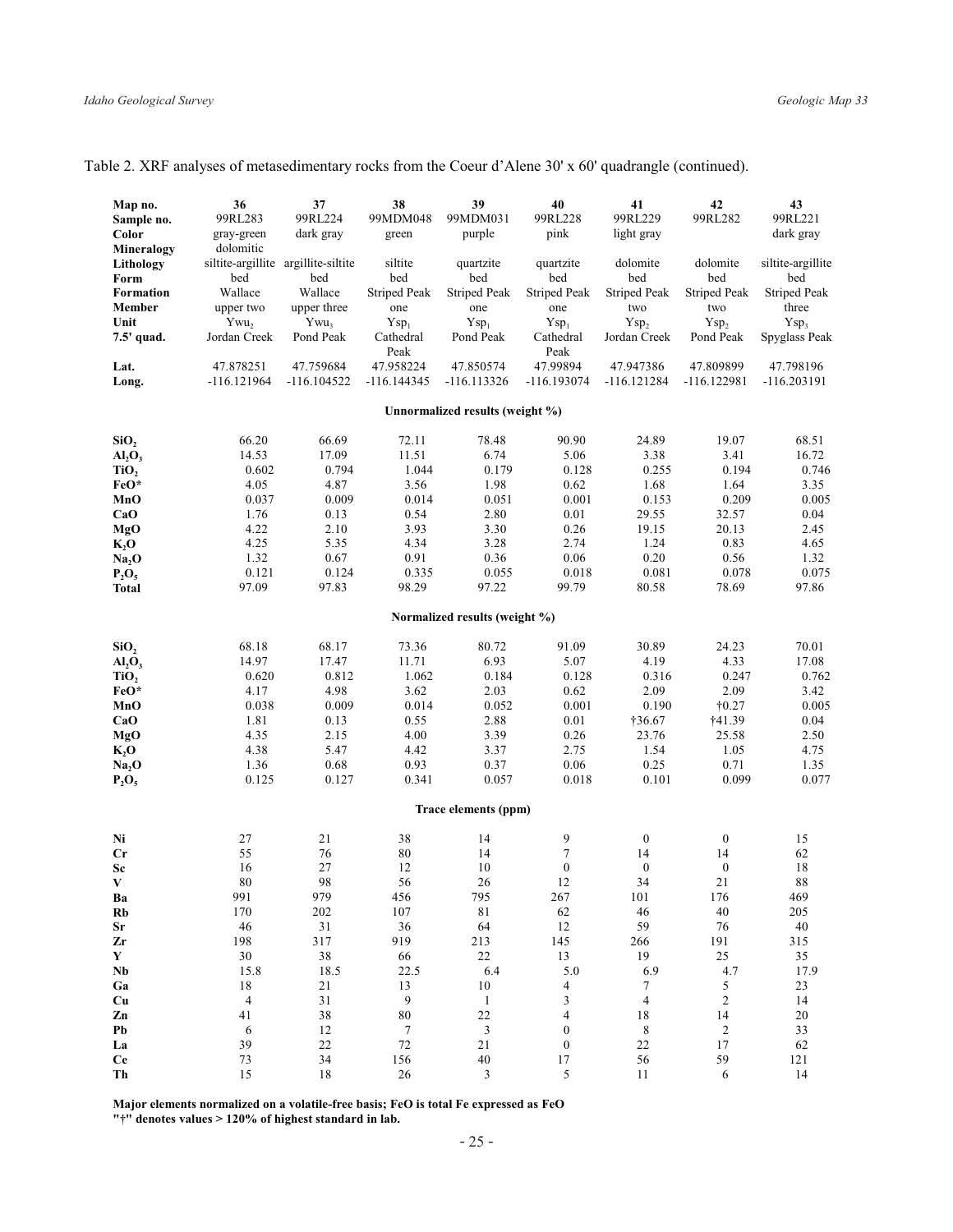Table 2. XRF analyses of metasedimentary rocks from the Coeur d'Alene 30' x 60' quadrangle (continued).

| **Map no.** | **36** | **37** | **38** | **39** | **40** | **41** | **42** | **43** |
|---|---|---|---|---|---|---|---|---|
| **Sample no.** | 99RL283 | 99RL224 | 99MDM048 | 99MDM031 | 99RL228 | 99RL229 | 99RL282 | 99RL221 |
| **Color** | gray-green | dark gray | green | purple | pink | light gray | | dark gray |
| **Mineralogy** | dolomitic | | | | | | | |
| **Lithology** | siltite-argillite | argillite-siltite | siltite | quartzite | quartzite | dolomite | dolomite | siltite-argillite |
| **Form** | bed | bed | bed | bed | bed | bed | bed | bed |
| **Formation** | Wallace | Wallace | Striped Peak | Striped Peak | Striped Peak | Striped Peak | Striped Peak | Striped Peak |
| **Member** | upper two | upper three | one | one | one | two | two | three |
| **Unit** | $Ywu_2$ | $Ywu_3$ | $Ysp_1$ | $Ysp_1$ | $Ysp_1$ | $Ysp_2$ | $Ysp_2$ | $Ysp_3$ |
| **7.5' quad.** | Jordan Creek | Pond Peak | Cathedral Peak | Pond Peak | Cathedral Peak | Jordan Creek | Pond Peak | Spyglass Peak |
| **Lat.** | 47.878251 | 47.759684 | 47.958224 | 47.850574 | 47.99894 | 47.947386 | 47.809899 | 47.798196 |
| **Long.** | -116.121964 | -116.104522 | -116.144345 | -116.113326 | -116.193074 | -116.121284 | -116.122981 | -116.203191 |
| **Unnormalized results (weight %)** | | | | | | | | |
| **$SiO_2$** | 66.20 | 66.69 | 72.11 | 78.48 | 90.90 | 24.89 | 19.07 | 68.51 |
| **$Al_2O_3$** | 14.53 | 17.09 | 11.51 | 6.74 | 5.06 | 3.38 | 3.41 | 16.72 |
| **$TiO_2$** | 0.602 | 0.794 | 1.044 | 0.179 | 0.128 | 0.255 | 0.194 | 0.746 |
| **FeO*** | 4.05 | 4.87 | 3.56 | 1.98 | 0.62 | 1.68 | 1.64 | 3.35 |
| **MnO** | 0.037 | 0.009 | 0.014 | 0.051 | 0.001 | 0.153 | 0.209 | 0.005 |
| **CaO** | 1.76 | 0.13 | 0.54 | 2.80 | 0.01 | 29.55 | 32.57 | 0.04 |
| **MgO** | 4.22 | 2.10 | 3.93 | 3.30 | 0.26 | 19.15 | 20.13 | 2.45 |
| **$K_2O$** | 4.25 | 5.35 | 4.34 | 3.28 | 2.74 | 1.24 | 0.83 | 4.65 |
| **$Na_2O$** | 1.32 | 0.67 | 0.91 | 0.36 | 0.06 | 0.20 | 0.56 | 1.32 |
| **$P_2O_5$** | 0.121 | 0.124 | 0.335 | 0.055 | 0.018 | 0.081 | 0.078 | 0.075 |
| **Total** | 97.09 | 97.83 | 98.29 | 97.22 | 99.79 | 80.58 | 78.69 | 97.86 |
| **Normalized results (weight %)** | | | | | | | | |
| **$SiO_2$** | 68.18 | 68.17 | 73.36 | 80.72 | 91.09 | 30.89 | 24.23 | 70.01 |
| **$Al_2O_3$** | 14.97 | 17.47 | 11.71 | 6.93 | 5.07 | 4.19 | 4.33 | 17.08 |
| **$TiO_2$** | 0.620 | 0.812 | 1.062 | 0.184 | 0.128 | 0.316 | 0.247 | 0.762 |
| **FeO*** | 4.17 | 4.98 | 3.62 | 2.03 | 0.62 | 2.09 | 2.09 | 3.42 |
| **MnO** | 0.038 | 0.009 | 0.014 | 0.052 | 0.001 | 0.190 | †0.27 | 0.005 |
| **CaO** | 1.81 | 0.13 | 0.55 | 2.88 | 0.01 | †36.67 | †41.39 | 0.04 |
| **MgO** | 4.35 | 2.15 | 4.00 | 3.39 | 0.26 | 23.76 | 25.58 | 2.50 |
| **$K_2O$** | 4.38 | 5.47 | 4.42 | 3.37 | 2.75 | 1.54 | 1.05 | 4.75 |
| **$Na_2O$** | 1.36 | 0.68 | 0.93 | 0.37 | 0.06 | 0.25 | 0.71 | 1.35 |
| **$P_2O_5$** | 0.125 | 0.127 | 0.341 | 0.057 | 0.018 | 0.101 | 0.099 | 0.077 |
| **Trace elements (ppm)** | | | | | | | | |
| **Ni** | 27 | 21 | 38 | 14 | 9 | 0 | 0 | 15 |
| **Cr** | 55 | 76 | 80 | 14 | 7 | 14 | 14 | 62 |
| **Sc** | 16 | 27 | 12 | 10 | 0 | 0 | 0 | 18 |
| **V** | 80 | 98 | 56 | 26 | 12 | 34 | 21 | 88 |
| **Ba** | 991 | 979 | 456 | 795 | 267 | 101 | 176 | 469 |
| **Rb** | 170 | 202 | 107 | 81 | 62 | 46 | 40 | 205 |
| **Sr** | 46 | 31 | 36 | 64 | 12 | 59 | 76 | 40 |
| **Zr** | 198 | 317 | 919 | 213 | 145 | 266 | 191 | 315 |
| **Y** | 30 | 38 | 66 | 22 | 13 | 19 | 25 | 35 |
| **Nb** | 15.8 | 18.5 | 22.5 | 6.4 | 5.0 | 6.9 | 4.7 | 17.9 |
| **Ga** | 18 | 21 | 13 | 10 | 4 | 7 | 5 | 23 |
| **Cu** | 4 | 31 | 9 | 1 | 3 | 4 | 2 | 14 |
| **Zn** | 41 | 38 | 80 | 22 | 4 | 18 | 14 | 20 |
| **Pb** | 6 | 12 | 7 | 3 | 0 | 8 | 2 | 33 |
| **La** | 39 | 22 | 72 | 21 | 0 | 22 | 17 | 62 |
| **Ce** | 73 | 34 | 156 | 40 | 17 | 56 | 59 | 121 |
| **Th** | 15 | 18 | 26 | 3 | 5 | 11 | 6 | 14 |

**Major elements normalized on a volatile-free basis; FeO is total Fe expressed as FeO**
**"†" denotes values > 120% of highest standard in lab.**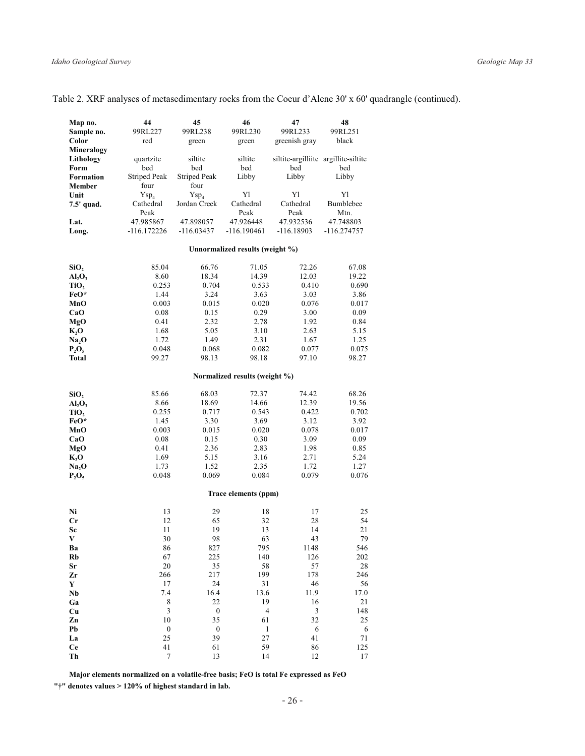Table 2. XRF analyses of metasedimentary rocks from the Coeur d'Alene 30' x 60' quadrangle (continued).

| **Map no.** | **44** | **45** | **46** | **47** | **48** |
|---|---|---|---|---|---|
| **Sample no.** | 99RL227 | 99RL238 | 99RL230 | 99RL233 | 99RL251 |
| **Color** | red | green | green | greenish gray | black |
| **Mineralogy** | | | | | |
| **Lithology** | quartzite | siltite | siltite | siltite-argilliite | argillite-siltite |
| **Form** | bed | bed | bed | bed | bed |
| **Formation** | Striped Peak | Striped Peak | Libby | Libby | Libby |
| **Member** | four | four | | | |
| **Unit** | $Ysp_4$ | $Ysp_4$ | Yl | Yl | Yl |
| **7.5' quad.** | Cathedral Peak | Jordan Creek | Cathedral Peak | Cathedral Peak | Bumblebee Mtn. |
| **Lat.** | 47.985867 | 47.898057 | 47.926448 | 47.932536 | 47.748803 |
| **Long.** | -116.172226 | -116.03437 | -116.190461 | -116.18903 | -116.274757 |
| | | | **Unnormalized results (weight %)** | | |
| **$SiO_2$** | 85.04 | 66.76 | 71.05 | 72.26 | 67.08 |
| **$Al_2O_3$** | 8.60 | 18.34 | 14.39 | 12.03 | 19.22 |
| **$TiO_2$** | 0.253 | 0.704 | 0.533 | 0.410 | 0.690 |
| **FeO*** | 1.44 | 3.24 | 3.63 | 3.03 | 3.86 |
| **MnO** | 0.003 | 0.015 | 0.020 | 0.076 | 0.017 |
| **CaO** | 0.08 | 0.15 | 0.29 | 3.00 | 0.09 |
| **MgO** | 0.41 | 2.32 | 2.78 | 1.92 | 0.84 |
| **$K_2O$** | 1.68 | 5.05 | 3.10 | 2.63 | 5.15 |
| **$Na_2O$** | 1.72 | 1.49 | 2.31 | 1.67 | 1.25 |
| **$P_2O_5$** | 0.048 | 0.068 | 0.082 | 0.077 | 0.075 |
| **Total** | 99.27 | 98.13 | 98.18 | 97.10 | 98.27 |
| | | | **Normalized results (weight %)** | | |
| **$SiO_2$** | 85.66 | 68.03 | 72.37 | 74.42 | 68.26 |
| **$Al_2O_3$** | 8.66 | 18.69 | 14.66 | 12.39 | 19.56 |
| **$TiO_2$** | 0.255 | 0.717 | 0.543 | 0.422 | 0.702 |
| **FeO*** | 1.45 | 3.30 | 3.69 | 3.12 | 3.92 |
| **MnO** | 0.003 | 0.015 | 0.020 | 0.078 | 0.017 |
| **CaO** | 0.08 | 0.15 | 0.30 | 3.09 | 0.09 |
| **MgO** | 0.41 | 2.36 | 2.83 | 1.98 | 0.85 |
| **$K_2O$** | 1.69 | 5.15 | 3.16 | 2.71 | 5.24 |
| **$Na_2O$** | 1.73 | 1.52 | 2.35 | 1.72 | 1.27 |
| **$P_2O_5$** | 0.048 | 0.069 | 0.084 | 0.079 | 0.076 |
| | | | **Trace elements (ppm)** | | |
| **Ni** | 13 | 29 | 18 | 17 | 25 |
| **Cr** | 12 | 65 | 32 | 28 | 54 |
| **Sc** | 11 | 19 | 13 | 14 | 21 |
| **V** | 30 | 98 | 63 | 43 | 79 |
| **Ba** | 86 | 827 | 795 | 1148 | 546 |
| **Rb** | 67 | 225 | 140 | 126 | 202 |
| **Sr** | 20 | 35 | 58 | 57 | 28 |
| **Zr** | 266 | 217 | 199 | 178 | 246 |
| **Y** | 17 | 24 | 31 | 46 | 56 |
| **Nb** | 7.4 | 16.4 | 13.6 | 11.9 | 17.0 |
| **Ga** | 8 | 22 | 19 | 16 | 21 |
| **Cu** | 3 | 0 | 4 | 3 | 148 |
| **Zn** | 10 | 35 | 61 | 32 | 25 |
| **Pb** | 0 | 0 | 1 | 6 | 6 |
| **La** | 25 | 39 | 27 | 41 | 71 |
| **Ce** | 41 | 61 | 59 | 86 | 125 |
| **Th** | 7 | 13 | 14 | 12 | 17 |

**Major elements normalized on a volatile-free basis; FeO is total Fe expressed as FeO**

**"†" denotes values > 120% of highest standard in lab.**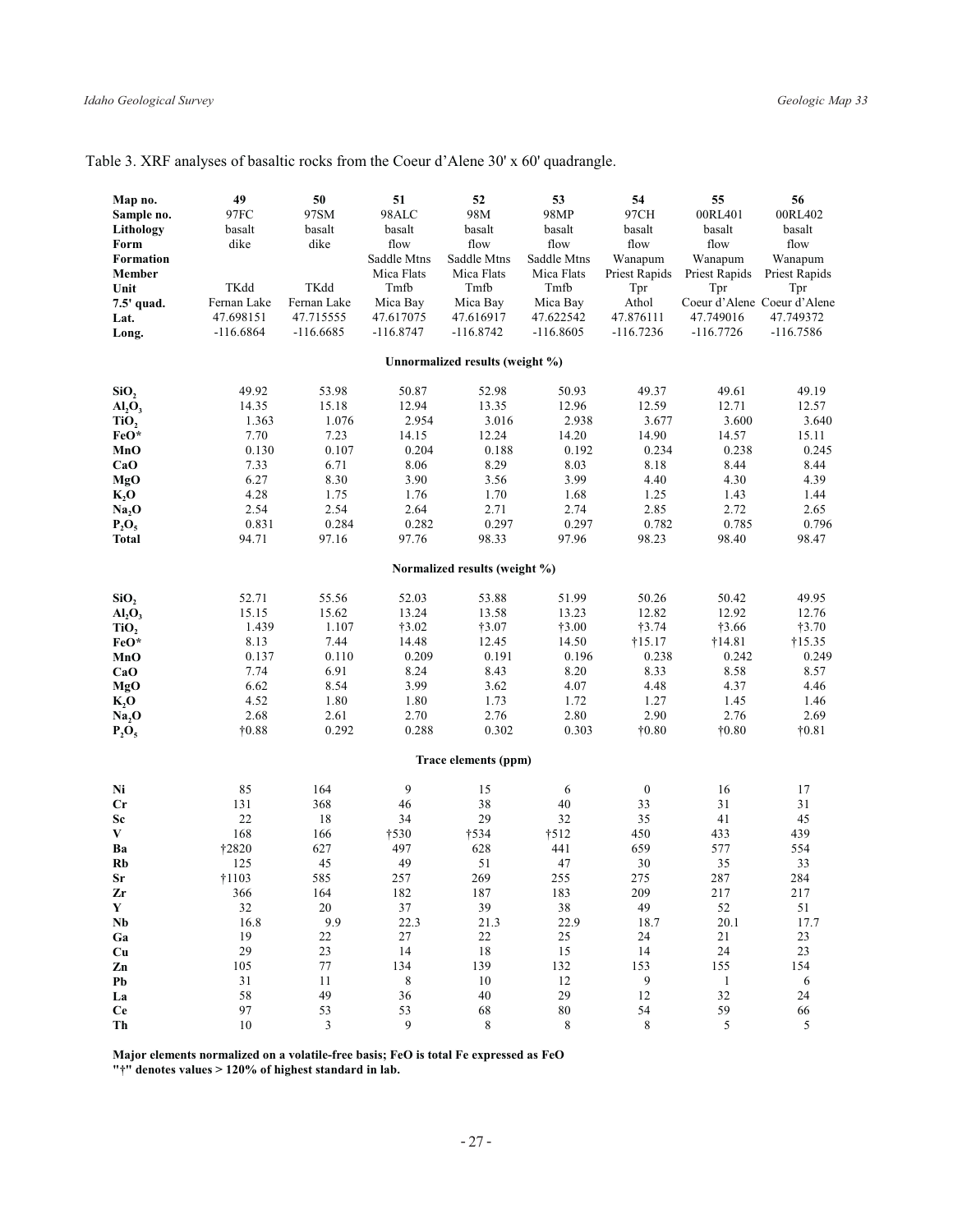Table 3. XRF analyses of basaltic rocks from the Coeur d'Alene 30' x 60' quadrangle.

| Map no. | 49 | 50 | 51 | 52 | 53 | 54 | 55 | 56 |
|---|---|---|---|---|---|---|---|---|
| Sample no. | 97FC | 97SM | 98ALC | 98M | 98MP | 97CH | 00RL401 | 00RL402 |
| Lithology | basalt | basalt | basalt | basalt | basalt | basalt | basalt | basalt |
| Form | dike | dike | flow | flow | flow | flow | flow | flow |
| Formation | | | Saddle Mtns | Saddle Mtns | Saddle Mtns | Wanapum | Wanapum | Wanapum |
| Member | | | Mica Flats | Mica Flats | Mica Flats | Priest Rapids | Priest Rapids | Priest Rapids |
| Unit | TKdd | TKdd | Tmfb | Tmfb | Tmfb | Tpr | Tpr | Tpr |
| 7.5' quad. | Fernan Lake | Fernan Lake | Mica Bay | Mica Bay | Mica Bay | Athol | Coeur d'Alene | Coeur d'Alene |
| Lat. | 47.698151 | 47.715555 | 47.617075 | 47.616917 | 47.622542 | 47.876111 | 47.749016 | 47.749372 |
| Long. | -116.6864 | -116.6685 | -116.8747 | -116.8742 | -116.8605 | -116.7236 | -116.7726 | -116.7586 |
| **Unnormalized results (weight %)** | | | | | | | | |
| $SiO_2$ | 49.92 | 53.98 | 50.87 | 52.98 | 50.93 | 49.37 | 49.61 | 49.19 |
| $Al_2O_3$ | 14.35 | 15.18 | 12.94 | 13.35 | 12.96 | 12.59 | 12.71 | 12.57 |
| $TiO_2$ | 1.363 | 1.076 | 2.954 | 3.016 | 2.938 | 3.677 | 3.600 | 3.640 |
| FeO* | 7.70 | 7.23 | 14.15 | 12.24 | 14.20 | 14.90 | 14.57 | 15.11 |
| MnO | 0.130 | 0.107 | 0.204 | 0.188 | 0.192 | 0.234 | 0.238 | 0.245 |
| CaO | 7.33 | 6.71 | 8.06 | 8.29 | 8.03 | 8.18 | 8.44 | 8.44 |
| MgO | 6.27 | 8.30 | 3.90 | 3.56 | 3.99 | 4.40 | 4.30 | 4.39 |
| $K_2O$ | 4.28 | 1.75 | 1.76 | 1.70 | 1.68 | 1.25 | 1.43 | 1.44 |
| $Na_2O$ | 2.54 | 2.54 | 2.64 | 2.71 | 2.74 | 2.85 | 2.72 | 2.65 |
| $P_2O_5$ | 0.831 | 0.284 | 0.282 | 0.297 | 0.297 | 0.782 | 0.785 | 0.796 |
| **Total** | 94.71 | 97.16 | 97.76 | 98.33 | 97.96 | 98.23 | 98.40 | 98.47 |
| **Normalized results (weight %)** | | | | | | | | |
| $SiO_2$ | 52.71 | 55.56 | 52.03 | 53.88 | 51.99 | 50.26 | 50.42 | 49.95 |
| $Al_2O_3$ | 15.15 | 15.62 | 13.24 | 13.58 | 13.23 | 12.82 | 12.92 | 12.76 |
| $TiO_2$ | 1.439 | 1.107 | †3.02 | †3.07 | †3.00 | †3.74 | †3.66 | †3.70 |
| FeO* | 8.13 | 7.44 | 14.48 | 12.45 | 14.50 | †15.17 | †14.81 | †15.35 |
| MnO | 0.137 | 0.110 | 0.209 | 0.191 | 0.196 | 0.238 | 0.242 | 0.249 |
| CaO | 7.74 | 6.91 | 8.24 | 8.43 | 8.20 | 8.33 | 8.58 | 8.57 |
| MgO | 6.62 | 8.54 | 3.99 | 3.62 | 4.07 | 4.48 | 4.37 | 4.46 |
| $K_2O$ | 4.52 | 1.80 | 1.80 | 1.73 | 1.72 | 1.27 | 1.45 | 1.46 |
| $Na_2O$ | 2.68 | 2.61 | 2.70 | 2.76 | 2.80 | 2.90 | 2.76 | 2.69 |
| $P_2O_5$ | †0.88 | 0.292 | 0.288 | 0.302 | 0.303 | †0.80 | †0.80 | †0.81 |
| **Trace elements (ppm)** | | | | | | | | |
| Ni | 85 | 164 | 9 | 15 | 6 | 0 | 16 | 17 |
| Cr | 131 | 368 | 46 | 38 | 40 | 33 | 31 | 31 |
| Sc | 22 | 18 | 34 | 29 | 32 | 35 | 41 | 45 |
| V | 168 | 166 | †530 | †534 | †512 | 450 | 433 | 439 |
| Ba | †2820 | 627 | 497 | 628 | 441 | 659 | 577 | 554 |
| Rb | 125 | 45 | 49 | 51 | 47 | 30 | 35 | 33 |
| Sr | †1103 | 585 | 257 | 269 | 255 | 275 | 287 | 284 |
| Zr | 366 | 164 | 182 | 187 | 183 | 209 | 217 | 217 |
| Y | 32 | 20 | 37 | 39 | 38 | 49 | 52 | 51 |
| Nb | 16.8 | 9.9 | 22.3 | 21.3 | 22.9 | 18.7 | 20.1 | 17.7 |
| Ga | 19 | 22 | 27 | 22 | 25 | 24 | 21 | 23 |
| Cu | 29 | 23 | 14 | 18 | 15 | 14 | 24 | 23 |
| Zn | 105 | 77 | 134 | 139 | 132 | 153 | 155 | 154 |
| Pb | 31 | 11 | 8 | 10 | 12 | 9 | 1 | 6 |
| La | 58 | 49 | 36 | 40 | 29 | 12 | 32 | 24 |
| Ce | 97 | 53 | 53 | 68 | 80 | 54 | 59 | 66 |
| Th | 10 | 3 | 9 | 8 | 8 | 8 | 5 | 5 |

**Major elements normalized on a volatile-free basis; FeO is total Fe expressed as FeO**
**"†" denotes values > 120% of highest standard in lab.**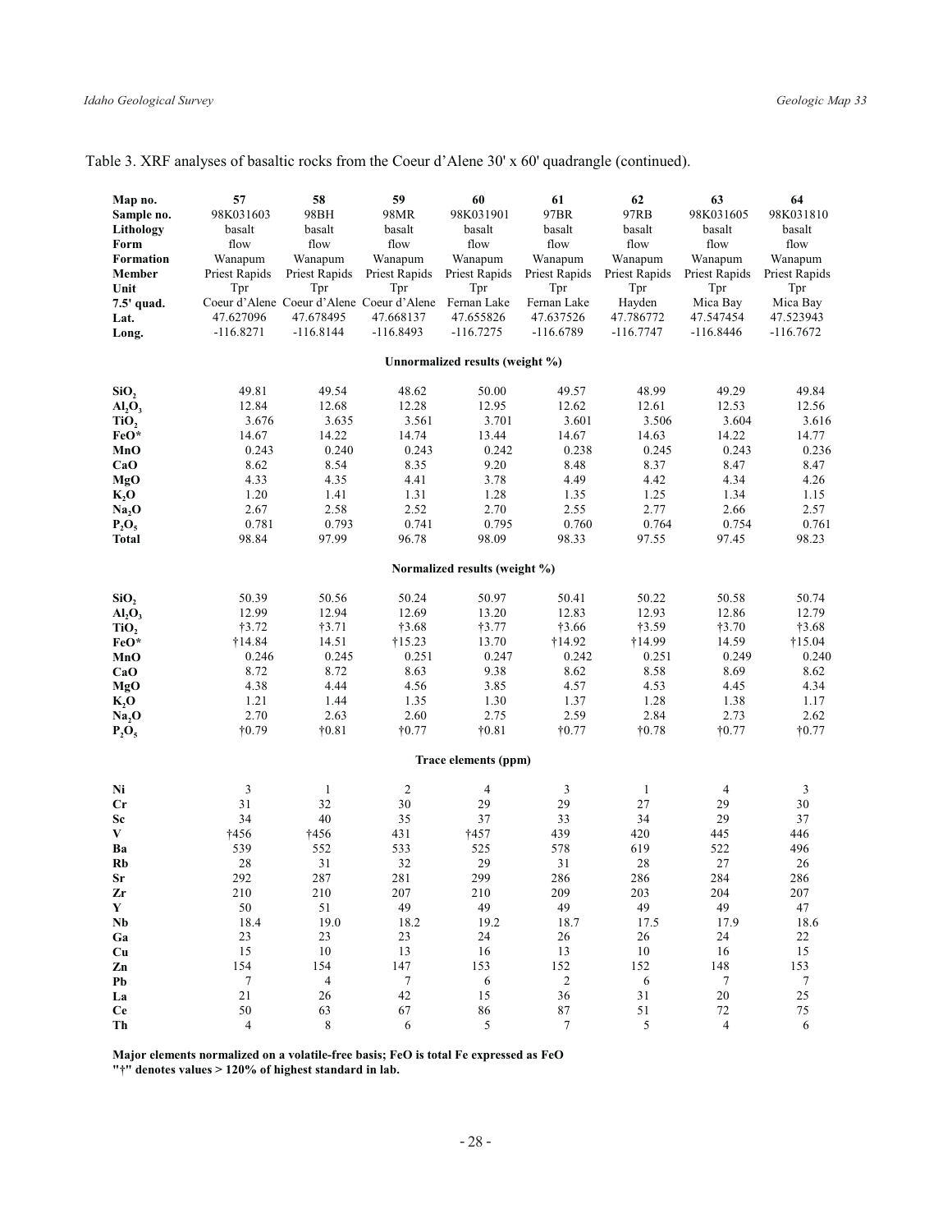Table 3. XRF analyses of basaltic rocks from the Coeur d'Alene 30' x 60' quadrangle (continued).

| **Map no.** | **57** | **58** | **59** | **60** | **61** | **62** | **63** | **64** |
|---|---|---|---|---|---|---|---|---|
| **Sample no.** | 98K031603 | 98BH | 98MR | 98K031901 | 97BR | 97RB | 98K031605 | 98K031810 |
| **Lithology** | basalt | basalt | basalt | basalt | basalt | basalt | basalt | basalt |
| **Form** | flow | flow | flow | flow | flow | flow | flow | flow |
| **Formation** | Wanapum | Wanapum | Wanapum | Wanapum | Wanapum | Wanapum | Wanapum | Wanapum |
| **Member** | Priest Rapids | Priest Rapids | Priest Rapids | Priest Rapids | Priest Rapids | Priest Rapids | Priest Rapids | Priest Rapids |
| **Unit** | Tpr | Tpr | Tpr | Tpr | Tpr | Tpr | Tpr | Tpr |
| **7.5' quad.** | Coeur d'Alene | Coeur d'Alene | Coeur d'Alene | Fernan Lake | Fernan Lake | Hayden | Mica Bay | Mica Bay |
| **Lat.** | 47.627096 | 47.678495 | 47.668137 | 47.655826 | 47.637526 | 47.786772 | 47.547454 | 47.523943 |
| **Long.** | -116.8271 | -116.8144 | -116.8493 | -116.7275 | -116.6789 | -116.7747 | -116.8446 | -116.7672 |
| | | | | **Unnormalized results (weight %)** | | | | |
| **$SiO_2$** | 49.81 | 49.54 | 48.62 | 50.00 | 49.57 | 48.99 | 49.29 | 49.84 |
| **$Al_2O_3$** | 12.84 | 12.68 | 12.28 | 12.95 | 12.62 | 12.61 | 12.53 | 12.56 |
| **$TiO_2$** | 3.676 | 3.635 | 3.561 | 3.701 | 3.601 | 3.506 | 3.604 | 3.616 |
| **FeO*** | 14.67 | 14.22 | 14.74 | 13.44 | 14.67 | 14.63 | 14.22 | 14.77 |
| **MnO** | 0.243 | 0.240 | 0.243 | 0.242 | 0.238 | 0.245 | 0.243 | 0.236 |
| **CaO** | 8.62 | 8.54 | 8.35 | 9.20 | 8.48 | 8.37 | 8.47 | 8.47 |
| **MgO** | 4.33 | 4.35 | 4.41 | 3.78 | 4.49 | 4.42 | 4.34 | 4.26 |
| **$K_2O$** | 1.20 | 1.41 | 1.31 | 1.28 | 1.35 | 1.25 | 1.34 | 1.15 |
| **$Na_2O$** | 2.67 | 2.58 | 2.52 | 2.70 | 2.55 | 2.77 | 2.66 | 2.57 |
| **$P_2O_5$** | 0.781 | 0.793 | 0.741 | 0.795 | 0.760 | 0.764 | 0.754 | 0.761 |
| **Total** | 98.84 | 97.99 | 96.78 | 98.09 | 98.33 | 97.55 | 97.45 | 98.23 |
| | | | | **Normalized results (weight %)** | | | | |
| **$SiO_2$** | 50.39 | 50.56 | 50.24 | 50.97 | 50.41 | 50.22 | 50.58 | 50.74 |
| **$Al_2O_3$** | 12.99 | 12.94 | 12.69 | 13.20 | 12.83 | 12.93 | 12.86 | 12.79 |
| **$TiO_2$** | †3.72 | †3.71 | †3.68 | †3.77 | †3.66 | †3.59 | †3.70 | †3.68 |
| **FeO*** | †14.84 | 14.51 | †15.23 | 13.70 | †14.92 | †14.99 | 14.59 | †15.04 |
| **MnO** | 0.246 | 0.245 | 0.251 | 0.247 | 0.242 | 0.251 | 0.249 | 0.240 |
| **CaO** | 8.72 | 8.72 | 8.63 | 9.38 | 8.62 | 8.58 | 8.69 | 8.62 |
| **MgO** | 4.38 | 4.44 | 4.56 | 3.85 | 4.57 | 4.53 | 4.45 | 4.34 |
| **$K_2O$** | 1.21 | 1.44 | 1.35 | 1.30 | 1.37 | 1.28 | 1.38 | 1.17 |
| **$Na_2O$** | 2.70 | 2.63 | 2.60 | 2.75 | 2.59 | 2.84 | 2.73 | 2.62 |
| **$P_2O_5$** | †0.79 | †0.81 | †0.77 | †0.81 | †0.77 | †0.78 | †0.77 | †0.77 |
| | | | | **Trace elements (ppm)** | | | | |
| **Ni** | 3 | 1 | 2 | 4 | 3 | 1 | 4 | 3 |
| **Cr** | 31 | 32 | 30 | 29 | 29 | 27 | 29 | 30 |
| **Sc** | 34 | 40 | 35 | 37 | 33 | 34 | 29 | 37 |
| **V** | †456 | †456 | 431 | †457 | 439 | 420 | 445 | 446 |
| **Ba** | 539 | 552 | 533 | 525 | 578 | 619 | 522 | 496 |
| **Rb** | 28 | 31 | 32 | 29 | 31 | 28 | 27 | 26 |
| **Sr** | 292 | 287 | 281 | 299 | 286 | 286 | 284 | 286 |
| **Zr** | 210 | 210 | 207 | 210 | 209 | 203 | 204 | 207 |
| **Y** | 50 | 51 | 49 | 49 | 49 | 49 | 49 | 47 |
| **Nb** | 18.4 | 19.0 | 18.2 | 19.2 | 18.7 | 17.5 | 17.9 | 18.6 |
| **Ga** | 23 | 23 | 23 | 24 | 26 | 26 | 24 | 22 |
| **Cu** | 15 | 10 | 13 | 16 | 13 | 10 | 16 | 15 |
| **Zn** | 154 | 154 | 147 | 153 | 152 | 152 | 148 | 153 |
| **Pb** | 7 | 4 | 7 | 6 | 2 | 6 | 7 | 7 |
| **La** | 21 | 26 | 42 | 15 | 36 | 31 | 20 | 25 |
| **Ce** | 50 | 63 | 67 | 86 | 87 | 51 | 72 | 75 |
| **Th** | 4 | 8 | 6 | 5 | 7 | 5 | 4 | 6 |

**Major elements normalized on a volatile-free basis; FeO is total Fe expressed as FeO**
**"†" denotes values > 120% of highest standard in lab.**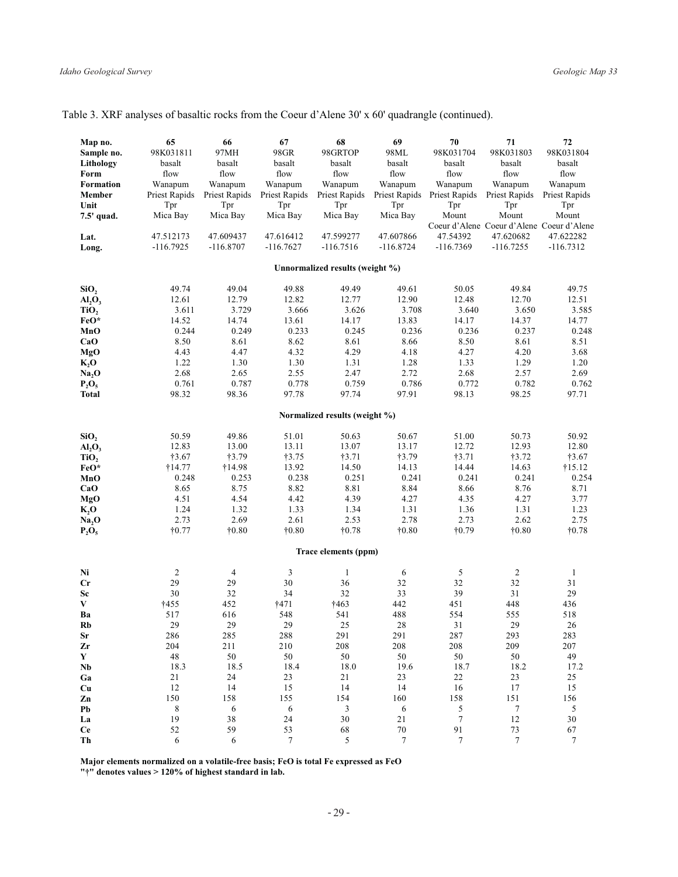Table 3. XRF analyses of basaltic rocks from the Coeur d'Alene 30' x 60' quadrangle (continued).

| **Map no.** | **65** | **66** | **67** | **68** | **69** | **70** | **71** | **72** |
|---|---|---|---|---|---|---|---|---|
| **Sample no.** | 98K031811 | 97MH | 98GR | 98GRTOP | 98ML | 98K031704 | 98K031803 | 98K031804 |
| **Lithology** | basalt | basalt | basalt | basalt | basalt | basalt | basalt | basalt |
| **Form** | flow | flow | flow | flow | flow | flow | flow | flow |
| **Formation** | Wanapum | Wanapum | Wanapum | Wanapum | Wanapum | Wanapum | Wanapum | Wanapum |
| **Member** | Priest Rapids | Priest Rapids | Priest Rapids | Priest Rapids | Priest Rapids | Priest Rapids | Priest Rapids | Priest Rapids |
| **Unit** | Tpr | Tpr | Tpr | Tpr | Tpr | Tpr | Tpr | Tpr |
| **7.5' quad.** | Mica Bay | Mica Bay | Mica Bay | Mica Bay | Mica Bay | Mount Coeur d'Alene | Mount Coeur d'Alene | Mount Coeur d'Alene |
| **Lat.** | 47.512173 | 47.609437 | 47.616412 | 47.599277 | 47.607866 | 47.54392 | 47.620682 | 47.622282 |
| **Long.** | -116.7925 | -116.8707 | -116.7627 | -116.7516 | -116.8724 | -116.7369 | -116.7255 | -116.7312 |
| | | | | **Unnormalized results (weight %)** | | | | |
| **$SiO_2$** | 49.74 | 49.04 | 49.88 | 49.49 | 49.61 | 50.05 | 49.84 | 49.75 |
| **$Al_2O_3$** | 12.61 | 12.79 | 12.82 | 12.77 | 12.90 | 12.48 | 12.70 | 12.51 |
| **$TiO_2$** | 3.611 | 3.729 | 3.666 | 3.626 | 3.708 | 3.640 | 3.650 | 3.585 |
| **FeO*** | 14.52 | 14.74 | 13.61 | 14.17 | 13.83 | 14.17 | 14.37 | 14.77 |
| **MnO** | 0.244 | 0.249 | 0.233 | 0.245 | 0.236 | 0.236 | 0.237 | 0.248 |
| **CaO** | 8.50 | 8.61 | 8.62 | 8.61 | 8.66 | 8.50 | 8.61 | 8.51 |
| **MgO** | 4.43 | 4.47 | 4.32 | 4.29 | 4.18 | 4.27 | 4.20 | 3.68 |
| **$K_2O$** | 1.22 | 1.30 | 1.30 | 1.31 | 1.28 | 1.33 | 1.29 | 1.20 |
| **$Na_2O$** | 2.68 | 2.65 | 2.55 | 2.47 | 2.72 | 2.68 | 2.57 | 2.69 |
| **$P_2O_5$** | 0.761 | 0.787 | 0.778 | 0.759 | 0.786 | 0.772 | 0.782 | 0.762 |
| **Total** | 98.32 | 98.36 | 97.78 | 97.74 | 97.91 | 98.13 | 98.25 | 97.71 |
| | | | | **Normalized results (weight %)** | | | | |
| **$SiO_2$** | 50.59 | 49.86 | 51.01 | 50.63 | 50.67 | 51.00 | 50.73 | 50.92 |
| **$Al_2O_3$** | 12.83 | 13.00 | 13.11 | 13.07 | 13.17 | 12.72 | 12.93 | 12.80 |
| **$TiO_2$** | †3.67 | †3.79 | †3.75 | †3.71 | †3.79 | †3.71 | †3.72 | †3.67 |
| **FeO*** | †14.77 | †14.98 | 13.92 | 14.50 | 14.13 | 14.44 | 14.63 | †15.12 |
| **MnO** | 0.248 | 0.253 | 0.238 | 0.251 | 0.241 | 0.241 | 0.241 | 0.254 |
| **CaO** | 8.65 | 8.75 | 8.82 | 8.81 | 8.84 | 8.66 | 8.76 | 8.71 |
| **MgO** | 4.51 | 4.54 | 4.42 | 4.39 | 4.27 | 4.35 | 4.27 | 3.77 |
| **$K_2O$** | 1.24 | 1.32 | 1.33 | 1.34 | 1.31 | 1.36 | 1.31 | 1.23 |
| **$Na_2O$** | 2.73 | 2.69 | 2.61 | 2.53 | 2.78 | 2.73 | 2.62 | 2.75 |
| **$P_2O_5$** | †0.77 | †0.80 | †0.80 | †0.78 | †0.80 | †0.79 | †0.80 | †0.78 |
| | | | | **Trace elements (ppm)** | | | | |
| **Ni** | 2 | 4 | 3 | 1 | 6 | 5 | 2 | 1 |
| **Cr** | 29 | 29 | 30 | 36 | 32 | 32 | 32 | 31 |
| **Sc** | 30 | 32 | 34 | 32 | 33 | 39 | 31 | 29 |
| **V** | †455 | 452 | †471 | †463 | 442 | 451 | 448 | 436 |
| **Ba** | 517 | 616 | 548 | 541 | 488 | 554 | 555 | 518 |
| **Rb** | 29 | 29 | 29 | 25 | 28 | 31 | 29 | 26 |
| **Sr** | 286 | 285 | 288 | 291 | 291 | 287 | 293 | 283 |
| **Zr** | 204 | 211 | 210 | 208 | 208 | 208 | 209 | 207 |
| **Y** | 48 | 50 | 50 | 50 | 50 | 50 | 50 | 49 |
| **Nb** | 18.3 | 18.5 | 18.4 | 18.0 | 19.6 | 18.7 | 18.2 | 17.2 |
| **Ga** | 21 | 24 | 23 | 21 | 23 | 22 | 23 | 25 |
| **Cu** | 12 | 14 | 15 | 14 | 14 | 16 | 17 | 15 |
| **Zn** | 150 | 158 | 155 | 154 | 160 | 158 | 151 | 156 |
| **Pb** | 8 | 6 | 6 | 3 | 6 | 5 | 7 | 5 |
| **La** | 19 | 38 | 24 | 30 | 21 | 7 | 12 | 30 |
| **Ce** | 52 | 59 | 53 | 68 | 70 | 91 | 73 | 67 |
| **Th** | 6 | 6 | 7 | 5 | 7 | 7 | 7 | 7 |

**Major elements normalized on a volatile-free basis; FeO is total Fe expressed as FeO**
**"†" denotes values > 120% of highest standard in lab.**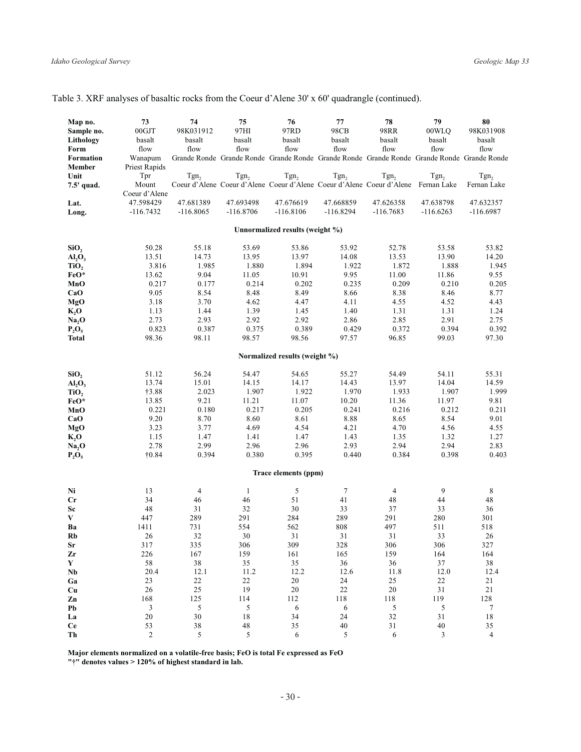Table 3. XRF analyses of basaltic rocks from the Coeur d'Alene 30' x 60' quadrangle (continued).

| **Map no.** | **73** | **74** | **75** | **76** | **77** | **78** | **79** | **80** |
|---|---|---|---|---|---|---|---|---|
| **Sample no.** | 00GJT | 98K031912 | 97HI | 97RD | 98CB | 98RR | 00WLQ | 98K031908 |
| **Lithology** | basalt | basalt | basalt | basalt | basalt | basalt | basalt | basalt |
| **Form** | flow | flow | flow | flow | flow | flow | flow | flow |
| **Formation** | Wanapum | Grande Ronde | Grande Ronde | Grande Ronde | Grande Ronde | Grande Ronde | Grande Ronde | Grande Ronde |
| **Member** | Priest Rapids | | | | | | | |
| **Unit** | Tpr | $Tgn_2$ | $Tgn_2$ | $Tgn_2$ | $Tgn_2$ | $Tgn_2$ | $Tgn_2$ | $Tgn_2$ |
| **7.5' quad.** | Mount Coeur d'Alene | Coeur d'Alene | Coeur d'Alene | Coeur d'Alene | Coeur d'Alene | Coeur d'Alene | Fernan Lake | Fernan Lake |
| **Lat.** | 47.598429 | 47.681389 | 47.693498 | 47.676619 | 47.668859 | 47.626358 | 47.638798 | 47.632357 |
| **Long.** | -116.7432 | -116.8065 | -116.8706 | -116.8106 | -116.8294 | -116.7683 | -116.6263 | -116.6987 |
| | | | | **Unnormalized results (weight %)** | | | | |
| **$SiO_2$** | 50.28 | 55.18 | 53.69 | 53.86 | 53.92 | 52.78 | 53.58 | 53.82 |
| **$Al_2O_3$** | 13.51 | 14.73 | 13.95 | 13.97 | 14.08 | 13.53 | 13.90 | 14.20 |
| **$TiO_2$** | 3.816 | 1.985 | 1.880 | 1.894 | 1.922 | 1.872 | 1.888 | 1.945 |
| **FeO*** | 13.62 | 9.04 | 11.05 | 10.91 | 9.95 | 11.00 | 11.86 | 9.55 |
| **MnO** | 0.217 | 0.177 | 0.214 | 0.202 | 0.235 | 0.209 | 0.210 | 0.205 |
| **CaO** | 9.05 | 8.54 | 8.48 | 8.49 | 8.66 | 8.38 | 8.46 | 8.77 |
| **MgO** | 3.18 | 3.70 | 4.62 | 4.47 | 4.11 | 4.55 | 4.52 | 4.43 |
| **$K_2O$** | 1.13 | 1.44 | 1.39 | 1.45 | 1.40 | 1.31 | 1.31 | 1.24 |
| **$Na_2O$** | 2.73 | 2.93 | 2.92 | 2.92 | 2.86 | 2.85 | 2.91 | 2.75 |
| **$P_2O_5$** | 0.823 | 0.387 | 0.375 | 0.389 | 0.429 | 0.372 | 0.394 | 0.392 |
| **Total** | 98.36 | 98.11 | 98.57 | 98.56 | 97.57 | 96.85 | 99.03 | 97.30 |
| | | | | **Normalized results (weight %)** | | | | |
| **$SiO_2$** | 51.12 | 56.24 | 54.47 | 54.65 | 55.27 | 54.49 | 54.11 | 55.31 |
| **$Al_2O_3$** | 13.74 | 15.01 | 14.15 | 14.17 | 14.43 | 13.97 | 14.04 | 14.59 |
| **$TiO_2$** | †3.88 | 2.023 | 1.907 | 1.922 | 1.970 | 1.933 | 1.907 | 1.999 |
| **FeO*** | 13.85 | 9.21 | 11.21 | 11.07 | 10.20 | 11.36 | 11.97 | 9.81 |
| **MnO** | 0.221 | 0.180 | 0.217 | 0.205 | 0.241 | 0.216 | 0.212 | 0.211 |
| **CaO** | 9.20 | 8.70 | 8.60 | 8.61 | 8.88 | 8.65 | 8.54 | 9.01 |
| **MgO** | 3.23 | 3.77 | 4.69 | 4.54 | 4.21 | 4.70 | 4.56 | 4.55 |
| **$K_2O$** | 1.15 | 1.47 | 1.41 | 1.47 | 1.43 | 1.35 | 1.32 | 1.27 |
| **$Na_2O$** | 2.78 | 2.99 | 2.96 | 2.96 | 2.93 | 2.94 | 2.94 | 2.83 |
| **$P_2O_5$** | †0.84 | 0.394 | 0.380 | 0.395 | 0.440 | 0.384 | 0.398 | 0.403 |
| | | | | **Trace elements (ppm)** | | | | |
| **Ni** | 13 | 4 | 1 | 5 | 7 | 4 | 9 | 8 |
| **Cr** | 34 | 46 | 46 | 51 | 41 | 48 | 44 | 48 |
| **Sc** | 48 | 31 | 32 | 30 | 33 | 37 | 33 | 36 |
| **V** | 447 | 289 | 291 | 284 | 289 | 291 | 280 | 301 |
| **Ba** | 1411 | 731 | 554 | 562 | 808 | 497 | 511 | 518 |
| **Rb** | 26 | 32 | 30 | 31 | 31 | 31 | 33 | 26 |
| **Sr** | 317 | 335 | 306 | 309 | 328 | 306 | 306 | 327 |
| **Zr** | 226 | 167 | 159 | 161 | 165 | 159 | 164 | 164 |
| **Y** | 58 | 38 | 35 | 35 | 36 | 36 | 37 | 38 |
| **Nb** | 20.4 | 12.1 | 11.2 | 12.2 | 12.6 | 11.8 | 12.0 | 12.4 |
| **Ga** | 23 | 22 | 22 | 20 | 24 | 25 | 22 | 21 |
| **Cu** | 26 | 25 | 19 | 20 | 22 | 20 | 31 | 21 |
| **Zn** | 168 | 125 | 114 | 112 | 118 | 118 | 119 | 128 |
| **Pb** | 3 | 5 | 5 | 6 | 6 | 5 | 5 | 7 |
| **La** | 20 | 30 | 18 | 34 | 24 | 32 | 31 | 18 |
| **Ce** | 53 | 38 | 48 | 35 | 40 | 31 | 40 | 35 |
| **Th** | 2 | 5 | 5 | 6 | 5 | 6 | 3 | 4 |

**Major elements normalized on a volatile-free basis; FeO is total Fe expressed as FeO**
**"†" denotes values > 120% of highest standard in lab.**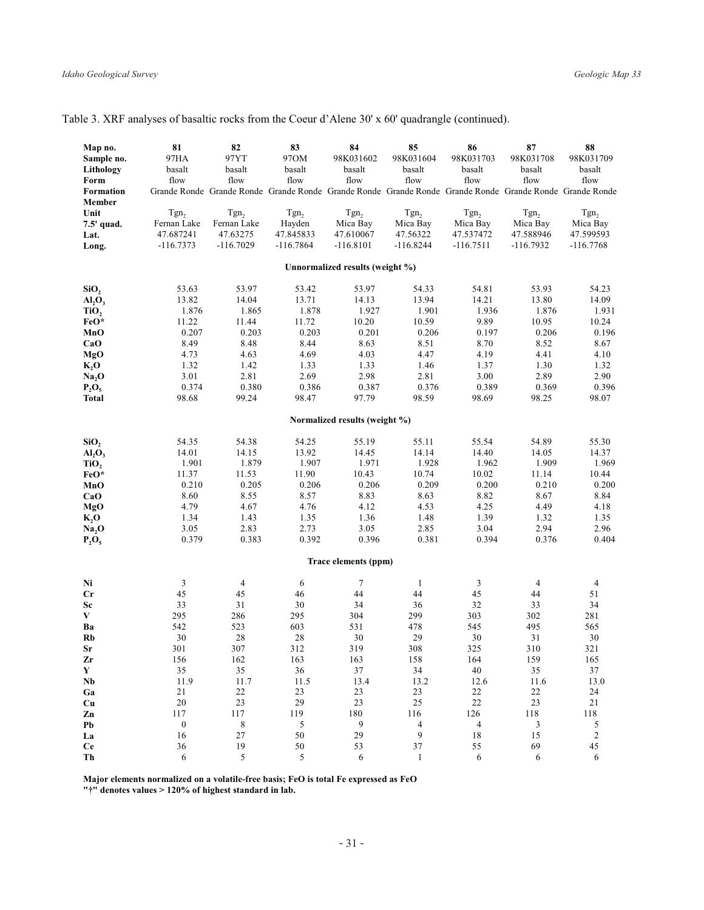Table 3. XRF analyses of basaltic rocks from the Coeur d'Alene 30' x 60' quadrangle (continued).

| Map no. | 81 | 82 | 83 | 84 | 85 | 86 | 87 | 88 |
|---|---|---|---|---|---|---|---|---|
| Sample no. | 97HA | 97YT | 97OM | 98K031602 | 98K031604 | 98K031703 | 98K031708 | 98K031709 |
| Lithology | basalt | basalt | basalt | basalt | basalt | basalt | basalt | basalt |
| Form | flow | flow | flow | flow | flow | flow | flow | flow |
| Formation | Grande Ronde | Grande Ronde | Grande Ronde | Grande Ronde | Grande Ronde | Grande Ronde | Grande Ronde | Grande Ronde |
| Member | | | | | | | | |
| Unit | $Tgn_2$ | $Tgn_2$ | $Tgn_2$ | $Tgn_2$ | $Tgn_2$ | $Tgn_2$ | $Tgn_2$ | $Tgn_2$ |
| 7.5' quad. | Fernan Lake | Fernan Lake | Hayden | Mica Bay | Mica Bay | Mica Bay | Mica Bay | Mica Bay |
| Lat. | 47.687241 | 47.63275 | 47.845833 | 47.610067 | 47.56322 | 47.537472 | 47.588946 | 47.599593 |
| Long. | -116.7373 | -116.7029 | -116.7864 | -116.8101 | -116.8244 | -116.7511 | -116.7932 | -116.7768 |
| **Unnormalized results (weight %)** | | | | | | | | |
| $SiO_2$ | 53.63 | 53.97 | 53.42 | 53.97 | 54.33 | 54.81 | 53.93 | 54.23 |
| $Al_2O_3$ | 13.82 | 14.04 | 13.71 | 14.13 | 13.94 | 14.21 | 13.80 | 14.09 |
| $TiO_2$ | 1.876 | 1.865 | 1.878 | 1.927 | 1.901 | 1.936 | 1.876 | 1.931 |
| FeO* | 11.22 | 11.44 | 11.72 | 10.20 | 10.59 | 9.89 | 10.95 | 10.24 |
| MnO | 0.207 | 0.203 | 0.203 | 0.201 | 0.206 | 0.197 | 0.206 | 0.196 |
| CaO | 8.49 | 8.48 | 8.44 | 8.63 | 8.51 | 8.70 | 8.52 | 8.67 |
| MgO | 4.73 | 4.63 | 4.69 | 4.03 | 4.47 | 4.19 | 4.41 | 4.10 |
| $K_2O$ | 1.32 | 1.42 | 1.33 | 1.33 | 1.46 | 1.37 | 1.30 | 1.32 |
| $Na_2O$ | 3.01 | 2.81 | 2.69 | 2.98 | 2.81 | 3.00 | 2.89 | 2.90 |
| $P_2O_5$ | 0.374 | 0.380 | 0.386 | 0.387 | 0.376 | 0.389 | 0.369 | 0.396 |
| Total | 98.68 | 99.24 | 98.47 | 97.79 | 98.59 | 98.69 | 98.25 | 98.07 |
| **Normalized results (weight %)** | | | | | | | | |
| $SiO_2$ | 54.35 | 54.38 | 54.25 | 55.19 | 55.11 | 55.54 | 54.89 | 55.30 |
| $Al_2O_3$ | 14.01 | 14.15 | 13.92 | 14.45 | 14.14 | 14.40 | 14.05 | 14.37 |
| $TiO_2$ | 1.901 | 1.879 | 1.907 | 1.971 | 1.928 | 1.962 | 1.909 | 1.969 |
| FeO* | 11.37 | 11.53 | 11.90 | 10.43 | 10.74 | 10.02 | 11.14 | 10.44 |
| MnO | 0.210 | 0.205 | 0.206 | 0.206 | 0.209 | 0.200 | 0.210 | 0.200 |
| CaO | 8.60 | 8.55 | 8.57 | 8.83 | 8.63 | 8.82 | 8.67 | 8.84 |
| MgO | 4.79 | 4.67 | 4.76 | 4.12 | 4.53 | 4.25 | 4.49 | 4.18 |
| $K_2O$ | 1.34 | 1.43 | 1.35 | 1.36 | 1.48 | 1.39 | 1.32 | 1.35 |
| $Na_2O$ | 3.05 | 2.83 | 2.73 | 3.05 | 2.85 | 3.04 | 2.94 | 2.96 |
| $P_2O_5$ | 0.379 | 0.383 | 0.392 | 0.396 | 0.381 | 0.394 | 0.376 | 0.404 |
| **Trace elements (ppm)** | | | | | | | | |
| Ni | 3 | 4 | 6 | 7 | 1 | 3 | 4 | 4 |
| Cr | 45 | 45 | 46 | 44 | 44 | 45 | 44 | 51 |
| Sc | 33 | 31 | 30 | 34 | 36 | 32 | 33 | 34 |
| V | 295 | 286 | 295 | 304 | 299 | 303 | 302 | 281 |
| Ba | 542 | 523 | 603 | 531 | 478 | 545 | 495 | 565 |
| Rb | 30 | 28 | 28 | 30 | 29 | 30 | 31 | 30 |
| Sr | 301 | 307 | 312 | 319 | 308 | 325 | 310 | 321 |
| Zr | 156 | 162 | 163 | 163 | 158 | 164 | 159 | 165 |
| Y | 35 | 35 | 36 | 37 | 34 | 40 | 35 | 37 |
| Nb | 11.9 | 11.7 | 11.5 | 13.4 | 13.2 | 12.6 | 11.6 | 13.0 |
| Ga | 21 | 22 | 23 | 23 | 23 | 22 | 22 | 24 |
| Cu | 20 | 23 | 29 | 23 | 25 | 22 | 23 | 21 |
| Zn | 117 | 117 | 119 | 180 | 116 | 126 | 118 | 118 |
| Pb | 0 | 8 | 5 | 9 | 4 | 4 | 3 | 5 |
| La | 16 | 27 | 50 | 29 | 9 | 18 | 15 | 2 |
| Ce | 36 | 19 | 50 | 53 | 37 | 55 | 69 | 45 |
| Th | 6 | 5 | 5 | 6 | 1 | 6 | 6 | 6 |

**Major elements normalized on a volatile-free basis; FeO is total Fe expressed as FeO**
**"†" denotes values > 120% of highest standard in lab.**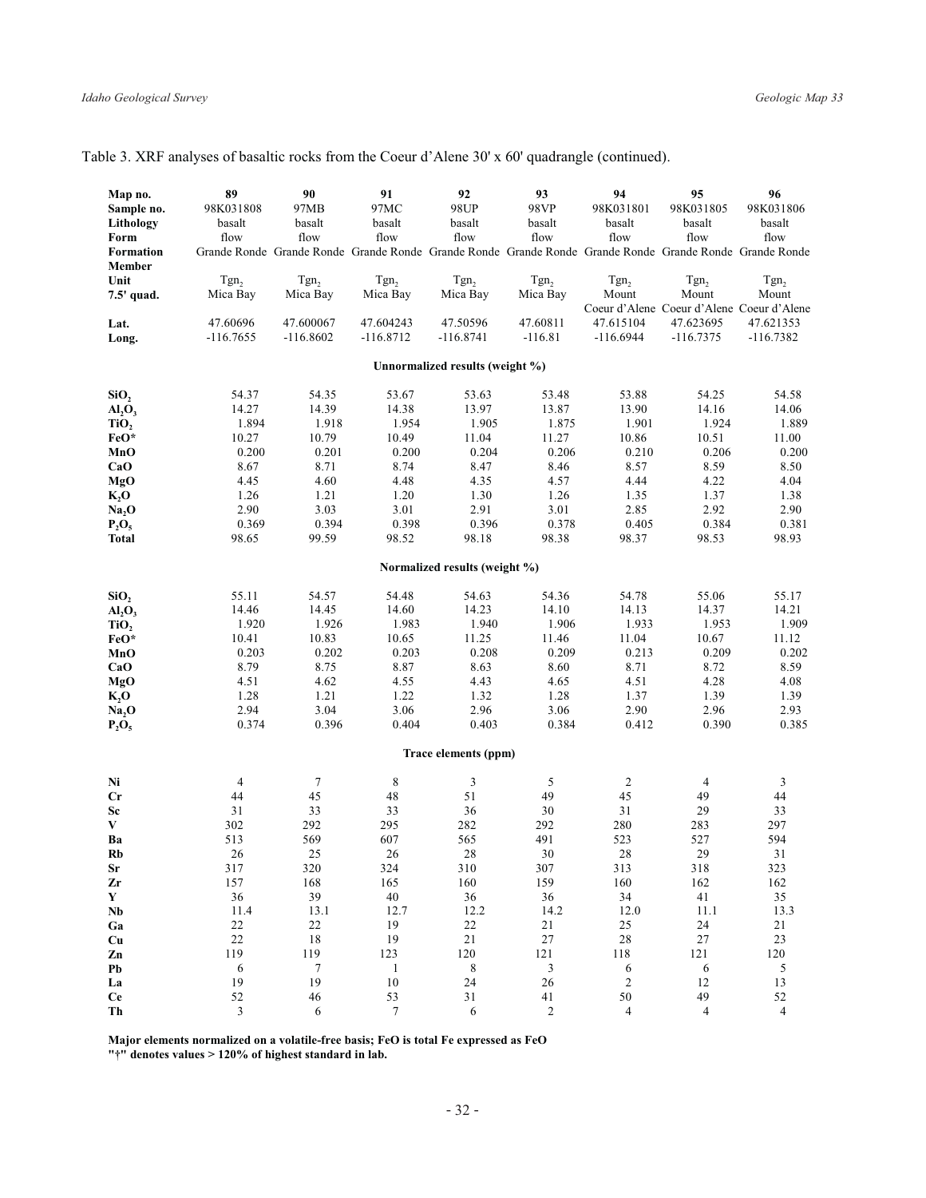Table 3. XRF analyses of basaltic rocks from the Coeur d'Alene 30' x 60' quadrangle (continued).

| **Map no.** | **89** | **90** | **91** | **92** | **93** | **94** | **95** | **96** |
|---|---|---|---|---|---|---|---|---|
| **Sample no.** | 98K031808 | 97MB | 97MC | 98UP | 98VP | 98K031801 | 98K031805 | 98K031806 |
| **Lithology** | basalt | basalt | basalt | basalt | basalt | basalt | basalt | basalt |
| **Form** | flow | flow | flow | flow | flow | flow | flow | flow |
| **Formation** | Grande Ronde | Grande Ronde | Grande Ronde | Grande Ronde | Grande Ronde | Grande Ronde | Grande Ronde | Grande Ronde |
| **Member** | | | | | | | | |
| **Unit** | $Tgn_2$ | $Tgn_2$ | $Tgn_2$ | $Tgn_2$ | $Tgn_2$ | $Tgn_2$ | $Tgn_2$ | $Tgn_2$ |
| **7.5' quad.** | Mica Bay | Mica Bay | Mica Bay | Mica Bay | Mica Bay | Mount Coeur d'Alene | Mount Coeur d'Alene | Mount Coeur d'Alene |
| **Lat.** | 47.60696 | 47.600067 | 47.604243 | 47.50596 | 47.60811 | 47.615104 | 47.623695 | 47.621353 |
| **Long.** | -116.7655 | -116.8602 | -116.8712 | -116.8741 | -116.81 | -116.6944 | -116.7375 | -116.7382 |
| | | | | **Unnormalized results (weight %)** | | | | |
| **$SiO_2$** | 54.37 | 54.35 | 53.67 | 53.63 | 53.48 | 53.88 | 54.25 | 54.58 |
| **$Al_2O_3$** | 14.27 | 14.39 | 14.38 | 13.97 | 13.87 | 13.90 | 14.16 | 14.06 |
| **$TiO_2$** | 1.894 | 1.918 | 1.954 | 1.905 | 1.875 | 1.901 | 1.924 | 1.889 |
| **FeO*** | 10.27 | 10.79 | 10.49 | 11.04 | 11.27 | 10.86 | 10.51 | 11.00 |
| **MnO** | 0.200 | 0.201 | 0.200 | 0.204 | 0.206 | 0.210 | 0.206 | 0.200 |
| **CaO** | 8.67 | 8.71 | 8.74 | 8.47 | 8.46 | 8.57 | 8.59 | 8.50 |
| **MgO** | 4.45 | 4.60 | 4.48 | 4.35 | 4.57 | 4.44 | 4.22 | 4.04 |
| **$K_2O$** | 1.26 | 1.21 | 1.20 | 1.30 | 1.26 | 1.35 | 1.37 | 1.38 |
| **$Na_2O$** | 2.90 | 3.03 | 3.01 | 2.91 | 3.01 | 2.85 | 2.92 | 2.90 |
| **$P_2O_5$** | 0.369 | 0.394 | 0.398 | 0.396 | 0.378 | 0.405 | 0.384 | 0.381 |
| **Total** | 98.65 | 99.59 | 98.52 | 98.18 | 98.38 | 98.37 | 98.53 | 98.93 |
| | | | | **Normalized results (weight %)** | | | | |
| **$SiO_2$** | 55.11 | 54.57 | 54.48 | 54.63 | 54.36 | 54.78 | 55.06 | 55.17 |
| **$Al_2O_3$** | 14.46 | 14.45 | 14.60 | 14.23 | 14.10 | 14.13 | 14.37 | 14.21 |
| **$TiO_2$** | 1.920 | 1.926 | 1.983 | 1.940 | 1.906 | 1.933 | 1.953 | 1.909 |
| **FeO*** | 10.41 | 10.83 | 10.65 | 11.25 | 11.46 | 11.04 | 10.67 | 11.12 |
| **MnO** | 0.203 | 0.202 | 0.203 | 0.208 | 0.209 | 0.213 | 0.209 | 0.202 |
| **CaO** | 8.79 | 8.75 | 8.87 | 8.63 | 8.60 | 8.71 | 8.72 | 8.59 |
| **MgO** | 4.51 | 4.62 | 4.55 | 4.43 | 4.65 | 4.51 | 4.28 | 4.08 |
| **$K_2O$** | 1.28 | 1.21 | 1.22 | 1.32 | 1.28 | 1.37 | 1.39 | 1.39 |
| **$Na_2O$** | 2.94 | 3.04 | 3.06 | 2.96 | 3.06 | 2.90 | 2.96 | 2.93 |
| **$P_2O_5$** | 0.374 | 0.396 | 0.404 | 0.403 | 0.384 | 0.412 | 0.390 | 0.385 |
| | | | | **Trace elements (ppm)** | | | | |
| **Ni** | 4 | 7 | 8 | 3 | 5 | 2 | 4 | 3 |
| **Cr** | 44 | 45 | 48 | 51 | 49 | 45 | 49 | 44 |
| **Sc** | 31 | 33 | 33 | 36 | 30 | 31 | 29 | 33 |
| **V** | 302 | 292 | 295 | 282 | 292 | 280 | 283 | 297 |
| **Ba** | 513 | 569 | 607 | 565 | 491 | 523 | 527 | 594 |
| **Rb** | 26 | 25 | 26 | 28 | 30 | 28 | 29 | 31 |
| **Sr** | 317 | 320 | 324 | 310 | 307 | 313 | 318 | 323 |
| **Zr** | 157 | 168 | 165 | 160 | 159 | 160 | 162 | 162 |
| **Y** | 36 | 39 | 40 | 36 | 36 | 34 | 41 | 35 |
| **Nb** | 11.4 | 13.1 | 12.7 | 12.2 | 14.2 | 12.0 | 11.1 | 13.3 |
| **Ga** | 22 | 22 | 19 | 22 | 21 | 25 | 24 | 21 |
| **Cu** | 22 | 18 | 19 | 21 | 27 | 28 | 27 | 23 |
| **Zn** | 119 | 119 | 123 | 120 | 121 | 118 | 121 | 120 |
| **Pb** | 6 | 7 | 1 | 8 | 3 | 6 | 6 | 5 |
| **La** | 19 | 19 | 10 | 24 | 26 | 2 | 12 | 13 |
| **Ce** | 52 | 46 | 53 | 31 | 41 | 50 | 49 | 52 |
| **Th** | 3 | 6 | 7 | 6 | 2 | 4 | 4 | 4 |

**Major elements normalized on a volatile-free basis; FeO is total Fe expressed as FeO**
**"†" denotes values > 120% of highest standard in lab.**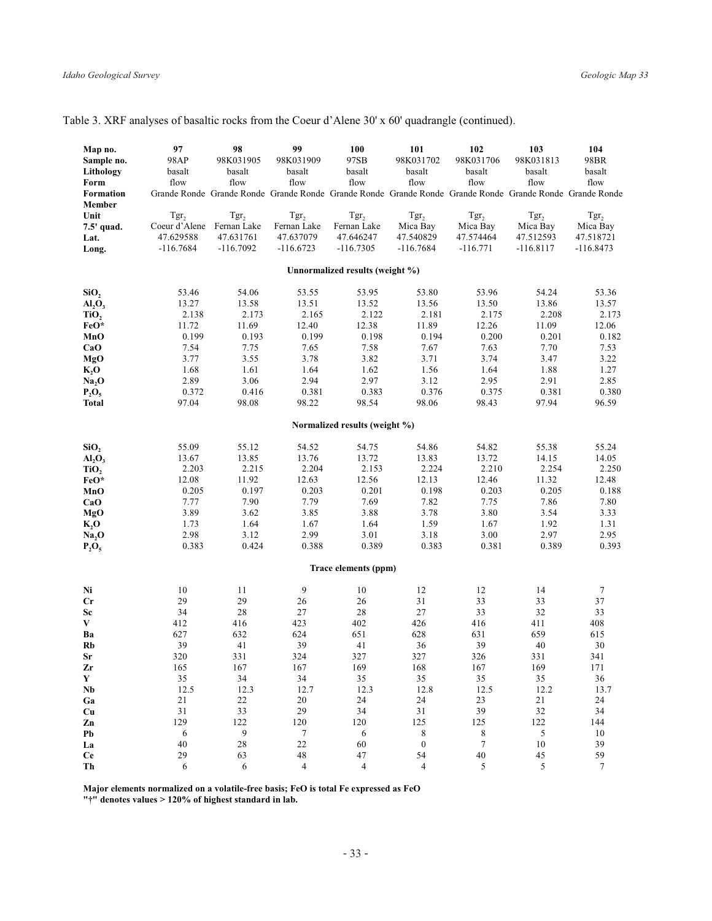Table 3. XRF analyses of basaltic rocks from the Coeur d'Alene 30' x 60' quadrangle (continued).

| **Map no.** | **97** | **98** | **99** | **100** | **101** | **102** | **103** | **104** |
|---|---|---|---|---|---|---|---|---|
| **Sample no.** | 98AP | 98K031905 | 98K031909 | 97SB | 98K031702 | 98K031706 | 98K031813 | 98BR |
| **Lithology** | basalt | basalt | basalt | basalt | basalt | basalt | basalt | basalt |
| **Form** | flow | flow | flow | flow | flow | flow | flow | flow |
| **Formation** | Grande Ronde | Grande Ronde | Grande Ronde | Grande Ronde | Grande Ronde | Grande Ronde | Grande Ronde | Grande Ronde |
| **Member** | | | | | | | | |
| **Unit** | $Tgr_2$ | $Tgr_2$ | $Tgr_2$ | $Tgr_2$ | $Tgr_2$ | $Tgr_2$ | $Tgr_2$ | $Tgr_2$ |
| **7.5' quad.** | Coeur d'Alene | Fernan Lake | Fernan Lake | Fernan Lake | Mica Bay | Mica Bay | Mica Bay | Mica Bay |
| **Lat.** | 47.629588 | 47.631761 | 47.637079 | 47.646247 | 47.540829 | 47.574464 | 47.512593 | 47.518721 |
| **Long.** | -116.7684 | -116.7092 | -116.6723 | -116.7305 | -116.7684 | -116.771 | -116.8117 | -116.8473 |
| **Unnormalized results (weight %)** | | | | | | | | |
| **$SiO_2$** | 53.46 | 54.06 | 53.55 | 53.95 | 53.80 | 53.96 | 54.24 | 53.36 |
| **$Al_2O_3$** | 13.27 | 13.58 | 13.51 | 13.52 | 13.56 | 13.50 | 13.86 | 13.57 |
| **$TiO_2$** | 2.138 | 2.173 | 2.165 | 2.122 | 2.181 | 2.175 | 2.208 | 2.173 |
| **FeO*** | 11.72 | 11.69 | 12.40 | 12.38 | 11.89 | 12.26 | 11.09 | 12.06 |
| **MnO** | 0.199 | 0.193 | 0.199 | 0.198 | 0.194 | 0.200 | 0.201 | 0.182 |
| **CaO** | 7.54 | 7.75 | 7.65 | 7.58 | 7.67 | 7.63 | 7.70 | 7.53 |
| **MgO** | 3.77 | 3.55 | 3.78 | 3.82 | 3.71 | 3.74 | 3.47 | 3.22 |
| **$K_2O$** | 1.68 | 1.61 | 1.64 | 1.62 | 1.56 | 1.64 | 1.88 | 1.27 |
| **$Na_2O$** | 2.89 | 3.06 | 2.94 | 2.97 | 3.12 | 2.95 | 2.91 | 2.85 |
| **$P_2O_5$** | 0.372 | 0.416 | 0.381 | 0.383 | 0.376 | 0.375 | 0.381 | 0.380 |
| **Total** | 97.04 | 98.08 | 98.22 | 98.54 | 98.06 | 98.43 | 97.94 | 96.59 |
| **Normalized results (weight %)** | | | | | | | | |
| **$SiO_2$** | 55.09 | 55.12 | 54.52 | 54.75 | 54.86 | 54.82 | 55.38 | 55.24 |
| **$Al_2O_3$** | 13.67 | 13.85 | 13.76 | 13.72 | 13.83 | 13.72 | 14.15 | 14.05 |
| **$TiO_2$** | 2.203 | 2.215 | 2.204 | 2.153 | 2.224 | 2.210 | 2.254 | 2.250 |
| **FeO*** | 12.08 | 11.92 | 12.63 | 12.56 | 12.13 | 12.46 | 11.32 | 12.48 |
| **MnO** | 0.205 | 0.197 | 0.203 | 0.201 | 0.198 | 0.203 | 0.205 | 0.188 |
| **CaO** | 7.77 | 7.90 | 7.79 | 7.69 | 7.82 | 7.75 | 7.86 | 7.80 |
| **MgO** | 3.89 | 3.62 | 3.85 | 3.88 | 3.78 | 3.80 | 3.54 | 3.33 |
| **$K_2O$** | 1.73 | 1.64 | 1.67 | 1.64 | 1.59 | 1.67 | 1.92 | 1.31 |
| **$Na_2O$** | 2.98 | 3.12 | 2.99 | 3.01 | 3.18 | 3.00 | 2.97 | 2.95 |
| **$P_2O_5$** | 0.383 | 0.424 | 0.388 | 0.389 | 0.383 | 0.381 | 0.389 | 0.393 |
| **Trace elements (ppm)** | | | | | | | | |
| **Ni** | 10 | 11 | 9 | 10 | 12 | 12 | 14 | 7 |
| **Cr** | 29 | 29 | 26 | 26 | 31 | 33 | 33 | 37 |
| **Sc** | 34 | 28 | 27 | 28 | 27 | 33 | 32 | 33 |
| **V** | 412 | 416 | 423 | 402 | 426 | 416 | 411 | 408 |
| **Ba** | 627 | 632 | 624 | 651 | 628 | 631 | 659 | 615 |
| **Rb** | 39 | 41 | 39 | 41 | 36 | 39 | 40 | 30 |
| **Sr** | 320 | 331 | 324 | 327 | 327 | 326 | 331 | 341 |
| **Zr** | 165 | 167 | 167 | 169 | 168 | 167 | 169 | 171 |
| **Y** | 35 | 34 | 34 | 35 | 35 | 35 | 35 | 36 |
| **Nb** | 12.5 | 12.3 | 12.7 | 12.3 | 12.8 | 12.5 | 12.2 | 13.7 |
| **Ga** | 21 | 22 | 20 | 24 | 24 | 23 | 21 | 24 |
| **Cu** | 31 | 33 | 29 | 34 | 31 | 39 | 32 | 34 |
| **Zn** | 129 | 122 | 120 | 120 | 125 | 125 | 122 | 144 |
| **Pb** | 6 | 9 | 7 | 6 | 8 | 8 | 5 | 10 |
| **La** | 40 | 28 | 22 | 60 | 0 | 7 | 10 | 39 |
| **Ce** | 29 | 63 | 48 | 47 | 54 | 40 | 45 | 59 |
| **Th** | 6 | 6 | 4 | 4 | 4 | 5 | 5 | 7 |

**Major elements normalized on a volatile-free basis; FeO is total Fe expressed as FeO**
**"†" denotes values > 120% of highest standard in lab.**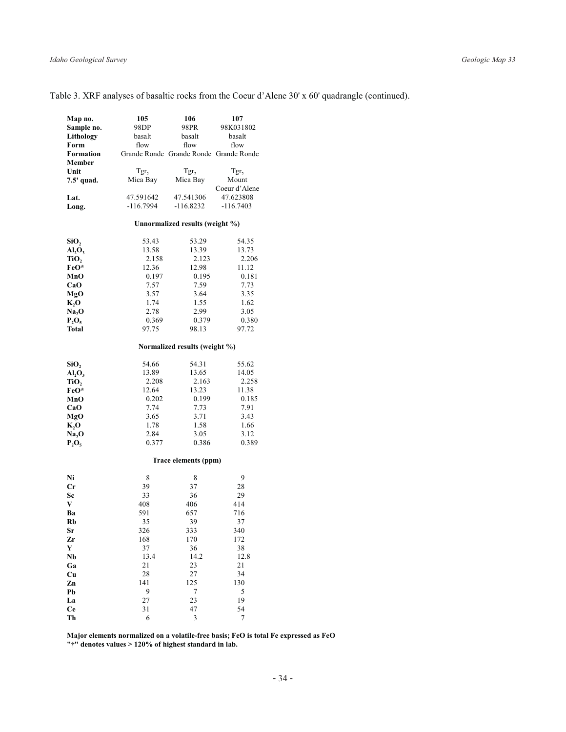Table 3. XRF analyses of basaltic rocks from the Coeur d'Alene 30' x 60' quadrangle (continued).

| **Map no.** | **105** | **106** | **107** |
|---|---|---|---|
| **Sample no.** | 98DP | 98PR | 98K031802 |
| **Lithology** | basalt | basalt | basalt |
| **Form** | flow | flow | flow |
| **Formation** | Grande Ronde | Grande Ronde | Grande Ronde |
| **Member** | | | |
| **Unit** | $Tgr_2$ | $Tgr_2$ | $Tgr_2$ |
| **7.5' quad.** | Mica Bay | Mica Bay | Mount Coeur d'Alene |
| **Lat.** | 47.591642 | 47.541306 | 47.623808 |
| **Long.** | -116.7994 | -116.8232 | -116.7403 |
| **Unnormalized results (weight %)** | | | |
| $SiO_2$ | 53.43 | 53.29 | 54.35 |
| $Al_2O_3$ | 13.58 | 13.39 | 13.73 |
| $TiO_2$ | 2.158 | 2.123 | 2.206 |
| **FeO*** | 12.36 | 12.98 | 11.12 |
| **MnO** | 0.197 | 0.195 | 0.181 |
| **CaO** | 7.57 | 7.59 | 7.73 |
| **MgO** | 3.57 | 3.64 | 3.35 |
| $K_2O$ | 1.74 | 1.55 | 1.62 |
| $Na_2O$ | 2.78 | 2.99 | 3.05 |
| $P_2O_5$ | 0.369 | 0.379 | 0.380 |
| **Total** | 97.75 | 98.13 | 97.72 |
| **Normalized results (weight %)** | | | |
| $SiO_2$ | 54.66 | 54.31 | 55.62 |
| $Al_2O_3$ | 13.89 | 13.65 | 14.05 |
| $TiO_2$ | 2.208 | 2.163 | 2.258 |
| **FeO*** | 12.64 | 13.23 | 11.38 |
| **MnO** | 0.202 | 0.199 | 0.185 |
| **CaO** | 7.74 | 7.73 | 7.91 |
| **MgO** | 3.65 | 3.71 | 3.43 |
| $K_2O$ | 1.78 | 1.58 | 1.66 |
| $Na_2O$ | 2.84 | 3.05 | 3.12 |
| $P_2O_5$ | 0.377 | 0.386 | 0.389 |
| **Trace elements (ppm)** | | | |
| **Ni** | 8 | 8 | 9 |
| **Cr** | 39 | 37 | 28 |
| **Sc** | 33 | 36 | 29 |
| **V** | 408 | 406 | 414 |
| **Ba** | 591 | 657 | 716 |
| **Rb** | 35 | 39 | 37 |
| **Sr** | 326 | 333 | 340 |
| **Zr** | 168 | 170 | 172 |
| **Y** | 37 | 36 | 38 |
| **Nb** | 13.4 | 14.2 | 12.8 |
| **Ga** | 21 | 23 | 21 |
| **Cu** | 28 | 27 | 34 |
| **Zn** | 141 | 125 | 130 |
| **Pb** | 9 | 7 | 5 |
| **La** | 27 | 23 | 19 |
| **Ce** | 31 | 47 | 54 |
| **Th** | 6 | 3 | 7 |

**Major elements normalized on a volatile-free basis; FeO is total Fe expressed as FeO**
**"†" denotes values > 120% of highest standard in lab.**